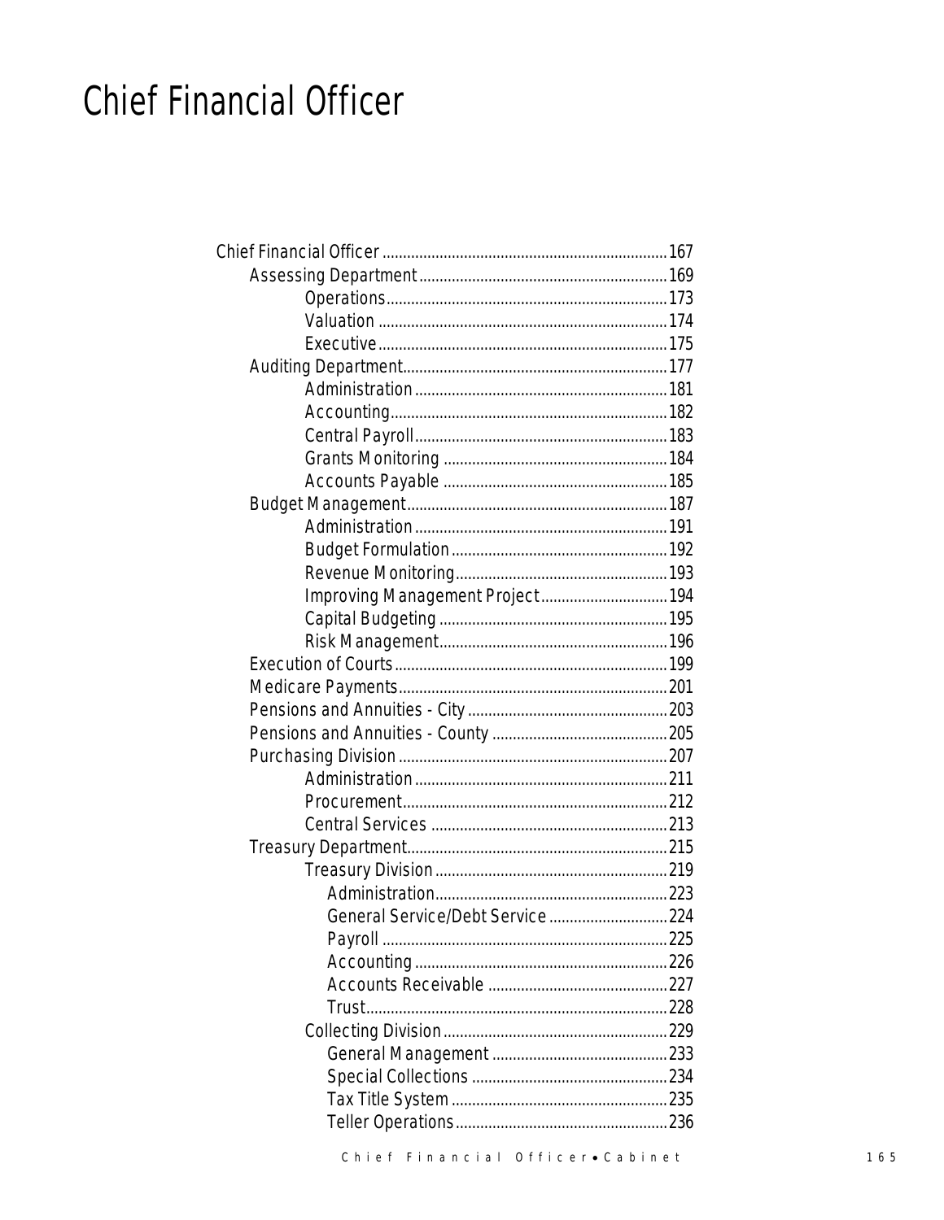# Chief Financial Officer

- Chief Financial Officer ..... 167
  - Assessing Department ..... 169
    - Operations ..... 173
    - Valuation ..... 174
    - Executive ..... 175
  - Auditing Department ..... 177
    - Administration ..... 181
    - Accounting ..... 182
    - Central Payroll ..... 183
    - Grants Monitoring ..... 184
    - Accounts Payable ..... 185
  - Budget Management ..... 187
    - Administration ..... 191
    - Budget Formulation ..... 192
    - Revenue Monitoring ..... 193
    - Improving Management Project ..... 194
    - Capital Budgeting ..... 195
    - Risk Management ..... 196
  - Execution of Courts ..... 199
  - Medicare Payments ..... 201
  - Pensions and Annuities - City ..... 203
  - Pensions and Annuities - County ..... 205
  - Purchasing Division ..... 207
    - Administration ..... 211
    - Procurement ..... 212
    - Central Services ..... 213
  - Treasury Department ..... 215
    - Treasury Division ..... 219
      - Administration ..... 223
      - General Service/Debt Service ..... 224
      - Payroll ..... 225
      - Accounting ..... 226
      - Accounts Receivable ..... 227
      - Trust ..... 228
    - Collecting Division ..... 229
      - General Management ..... 233
      - Special Collections ..... 234
      - Tax Title System ..... 235
      - Teller Operations ..... 236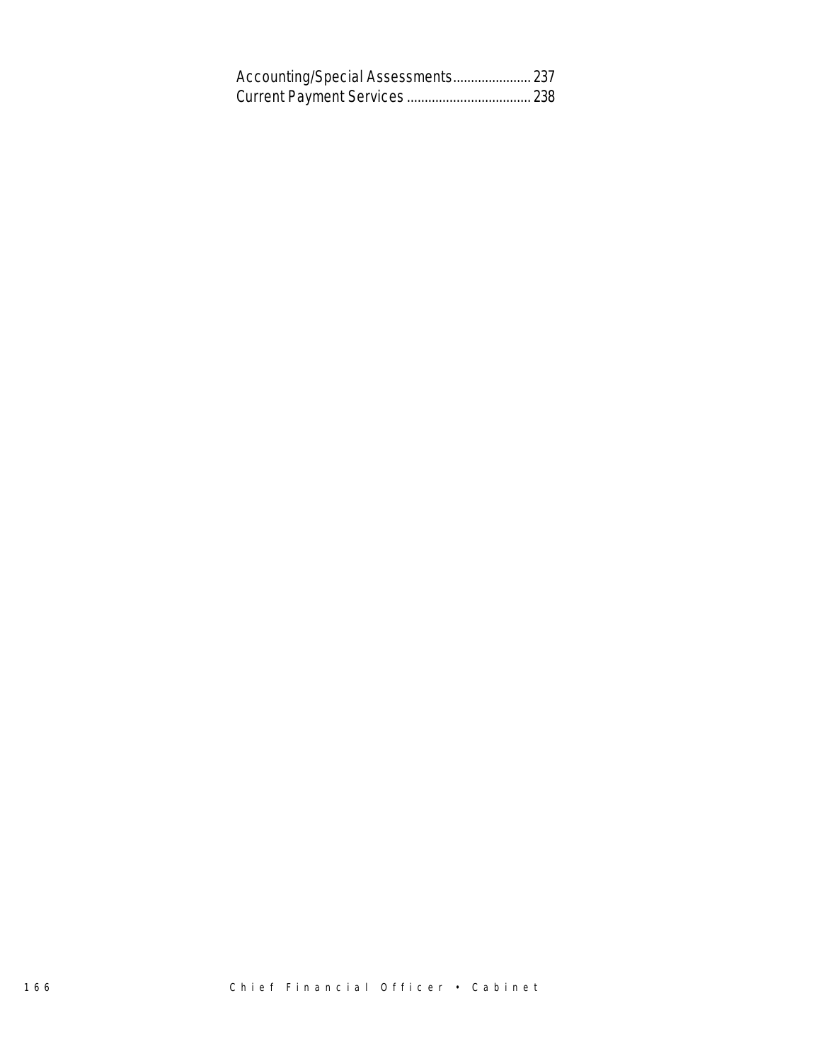Accounting/Special Assessments...................... 237
Current Payment Services ................................... 238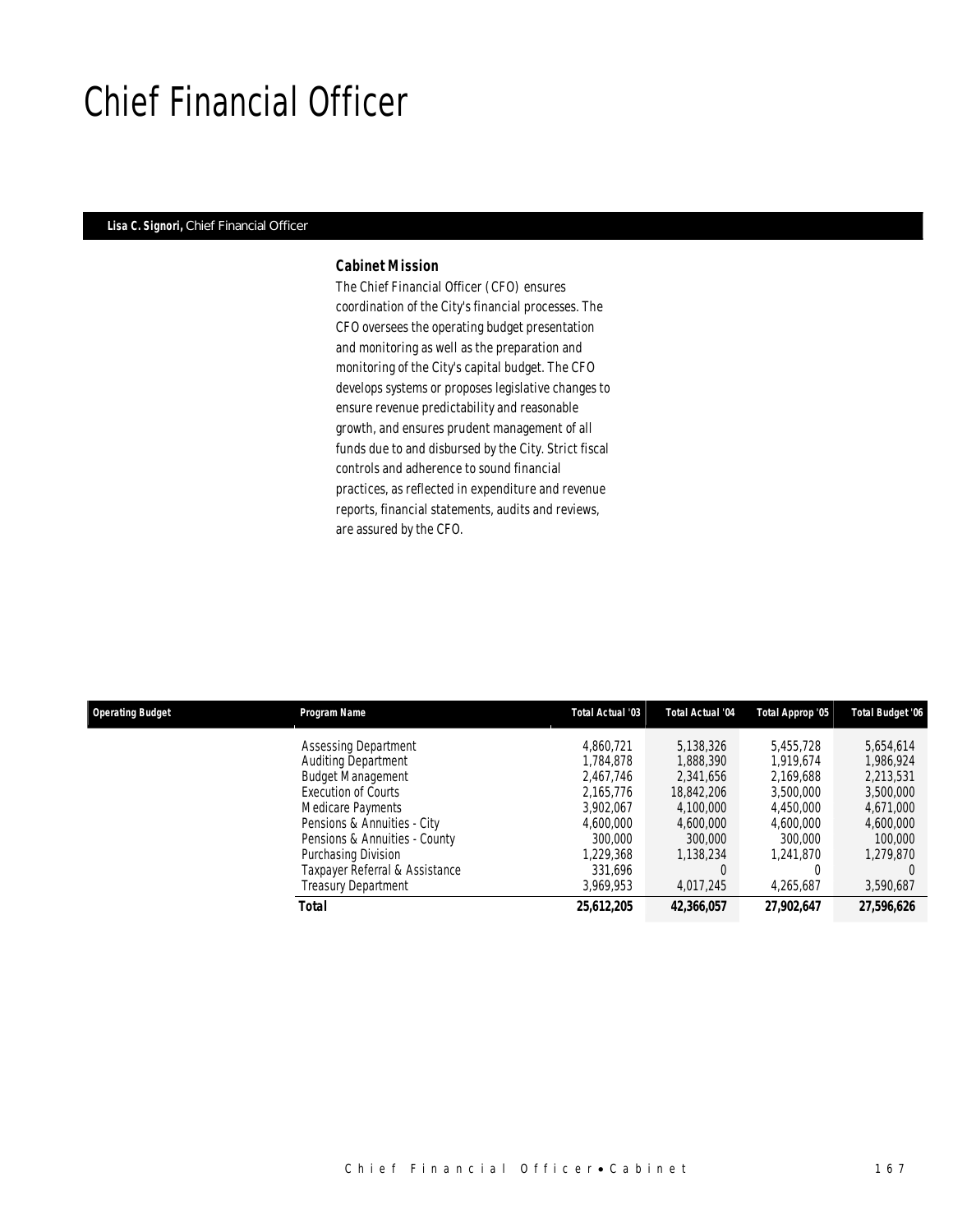# Chief Financial Officer

**Lisa C. Signori,** Chief Financial Officer

### Cabinet Mission

The Chief Financial Officer (CFO) ensures coordination of the City's financial processes. The CFO oversees the operating budget presentation and monitoring as well as the preparation and monitoring of the City's capital budget. The CFO develops systems or proposes legislative changes to ensure revenue predictability and reasonable growth, and ensures prudent management of all funds due to and disbursed by the City. Strict fiscal controls and adherence to sound financial practices, as reflected in expenditure and revenue reports, financial statements, audits and reviews, are assured by the CFO.

| Operating Budget | Program Name | Total Actual '03 | Total Actual '04 | Total Approp '05 | Total Budget '06 |
|---|---|---|---|---|---|
| | Assessing Department | 4,860,721 | 5,138,326 | 5,455,728 | 5,654,614 |
| | Auditing Department | 1,784,878 | 1,888,390 | 1,919,674 | 1,986,924 |
| | Budget Management | 2,467,746 | 2,341,656 | 2,169,688 | 2,213,531 |
| | Execution of Courts | 2,165,776 | 18,842,206 | 3,500,000 | 3,500,000 |
| | Medicare Payments | 3,902,067 | 4,100,000 | 4,450,000 | 4,671,000 |
| | Pensions & Annuities - City | 4,600,000 | 4,600,000 | 4,600,000 | 4,600,000 |
| | Pensions & Annuities - County | 300,000 | 300,000 | 300,000 | 100,000 |
| | Purchasing Division | 1,229,368 | 1,138,234 | 1,241,870 | 1,279,870 |
| | Taxpayer Referral & Assistance | 331,696 | 0 | 0 | 0 |
| | Treasury Department | 3,969,953 | 4,017,245 | 4,265,687 | 3,590,687 |
| | **Total** | **25,612,205** | **42,366,057** | **27,902,647** | **27,596,626** |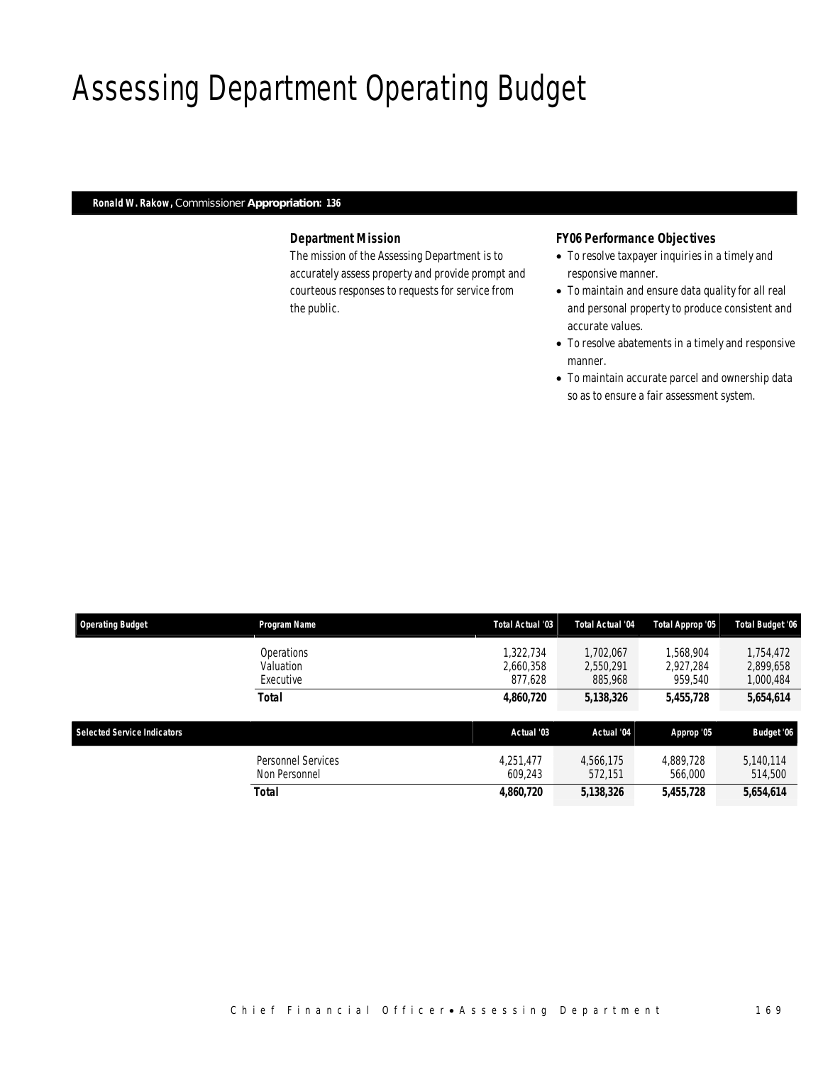# Assessing Department Operating Budget

**Ronald W. Rakow,** Commissioner **Appropriation: 136**

### Department Mission

The mission of the Assessing Department is to accurately assess property and provide prompt and courteous responses to requests for service from the public.

### FY06 Performance Objectives

- To resolve taxpayer inquiries in a timely and responsive manner.
- To maintain and ensure data quality for all real and personal property to produce consistent and accurate values.
- To resolve abatements in a timely and responsive manner.
- To maintain accurate parcel and ownership data so as to ensure a fair assessment system.

| Operating Budget | Program Name | Total Actual '03 | Total Actual '04 | Total Approp '05 | Total Budget '06 |
|---|---|---|---|---|---|
| | Operations | 1,322,734 | 1,702,067 | 1,568,904 | 1,754,472 |
| | Valuation | 2,660,358 | 2,550,291 | 2,927,284 | 2,899,658 |
| | Executive | 877,628 | 885,968 | 959,540 | 1,000,484 |
| | **Total** | **4,860,720** | **5,138,326** | **5,455,728** | **5,654,614** |

| Selected Service Indicators | | Actual '03 | Actual '04 | Approp '05 | Budget '06 |
|---|---|---|---|---|---|
| | Personnel Services | 4,251,477 | 4,566,175 | 4,889,728 | 5,140,114 |
| | Non Personnel | 609,243 | 572,151 | 566,000 | 514,500 |
| | **Total** | **4,860,720** | **5,138,326** | **5,455,728** | **5,654,614** |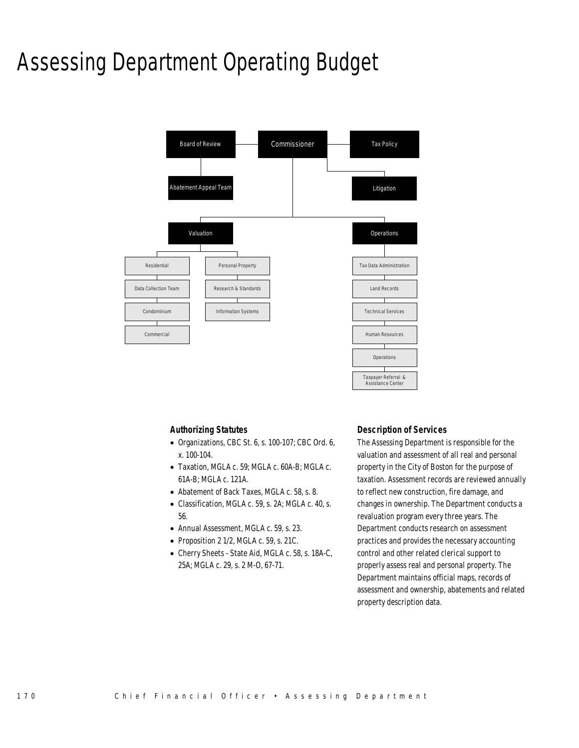# Assessing Department Operating Budget

- Commissioner
  - Board of Review
    - Abatement Appeal Team
  - Tax Policy
  - Litigation
  - Valuation
    - Residential
    - Data Collection Team
    - Condominium
    - Commercial
    - Personal Property
    - Research & Standards
    - Information Systems
  - Operations
    - Tax Data Administration
    - Land Records
    - Technical Services
    - Human Resources
    - Operations
    - Taxpayer Referral & Assistance Center

### Authorizing Statutes

- Organizations, CBC St. 6, s. 100-107; CBC Ord. 6, x. 100-104.
- Taxation, MGLA c. 59; MGLA c. 60A-B; MGLA c. 61A-B; MGLA c. 121A.
- Abatement of Back Taxes, MGLA c. 58, s. 8.
- Classification, MGLA c. 59, s. 2A; MGLA c. 40, s. 56.
- Annual Assessment, MGLA c. 59, s. 23.
- Proposition 2 1/2, MGLA c. 59, s. 21C.
- Cherry Sheets - State Aid, MGLA c. 58, s. 18A-C, 25A; MGLA c. 29, s. 2 M-O, 67-71.

### Description of Services

The Assessing Department is responsible for the valuation and assessment of all real and personal property in the City of Boston for the purpose of taxation. Assessment records are reviewed annually to reflect new construction, fire damage, and changes in ownership. The Department conducts a revaluation program every three years. The Department conducts research on assessment practices and provides the necessary accounting control and other related clerical support to properly assess real and personal property. The Department maintains official maps, records of assessment and ownership, abatements and related property description data.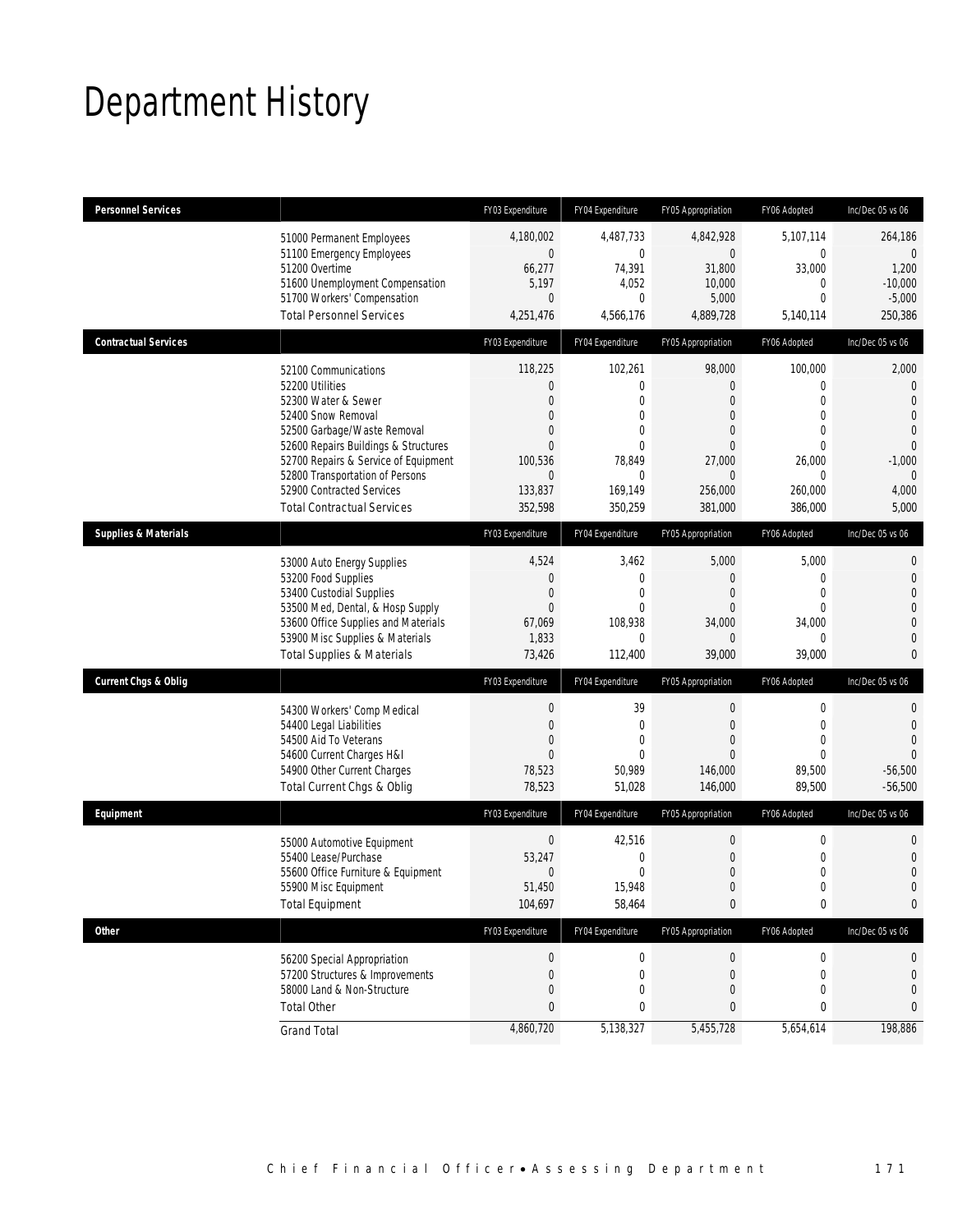# Department History

| Personnel Services | | FY03 Expenditure | FY04 Expenditure | FY05 Appropriation | FY06 Adopted | Inc/Dec 05 vs 06 |
|---|---|---|---|---|---|---|
| | 51000 Permanent Employees | 4,180,002 | 4,487,733 | 4,842,928 | 5,107,114 | 264,186 |
| | 51100 Emergency Employees | 0 | 0 | 0 | 0 | 0 |
| | 51200 Overtime | 66,277 | 74,391 | 31,800 | 33,000 | 1,200 |
| | 51600 Unemployment Compensation | 5,197 | 4,052 | 10,000 | 0 | -10,000 |
| | 51700 Workers' Compensation | 0 | 0 | 5,000 | 0 | -5,000 |
| | Total Personnel Services | 4,251,476 | 4,566,176 | 4,889,728 | 5,140,114 | 250,386 |
| **Contractual Services** | | FY03 Expenditure | FY04 Expenditure | FY05 Appropriation | FY06 Adopted | Inc/Dec 05 vs 06 |
| | 52100 Communications | 118,225 | 102,261 | 98,000 | 100,000 | 2,000 |
| | 52200 Utilities | 0 | 0 | 0 | 0 | 0 |
| | 52300 Water & Sewer | 0 | 0 | 0 | 0 | 0 |
| | 52400 Snow Removal | 0 | 0 | 0 | 0 | 0 |
| | 52500 Garbage/Waste Removal | 0 | 0 | 0 | 0 | 0 |
| | 52600 Repairs Buildings & Structures | 0 | 0 | 0 | 0 | 0 |
| | 52700 Repairs & Service of Equipment | 100,536 | 78,849 | 27,000 | 26,000 | -1,000 |
| | 52800 Transportation of Persons | 0 | 0 | 0 | 0 | 0 |
| | 52900 Contracted Services | 133,837 | 169,149 | 256,000 | 260,000 | 4,000 |
| | Total Contractual Services | 352,598 | 350,259 | 381,000 | 386,000 | 5,000 |
| **Supplies & Materials** | | FY03 Expenditure | FY04 Expenditure | FY05 Appropriation | FY06 Adopted | Inc/Dec 05 vs 06 |
| | 53000 Auto Energy Supplies | 4,524 | 3,462 | 5,000 | 5,000 | 0 |
| | 53200 Food Supplies | 0 | 0 | 0 | 0 | 0 |
| | 53400 Custodial Supplies | 0 | 0 | 0 | 0 | 0 |
| | 53500 Med, Dental, & Hosp Supply | 0 | 0 | 0 | 0 | 0 |
| | 53600 Office Supplies and Materials | 67,069 | 108,938 | 34,000 | 34,000 | 0 |
| | 53900 Misc Supplies & Materials | 1,833 | 0 | 0 | 0 | 0 |
| | Total Supplies & Materials | 73,426 | 112,400 | 39,000 | 39,000 | 0 |
| **Current Chgs & Oblig** | | FY03 Expenditure | FY04 Expenditure | FY05 Appropriation | FY06 Adopted | Inc/Dec 05 vs 06 |
| | 54300 Workers' Comp Medical | 0 | 39 | 0 | 0 | 0 |
| | 54400 Legal Liabilities | 0 | 0 | 0 | 0 | 0 |
| | 54500 Aid To Veterans | 0 | 0 | 0 | 0 | 0 |
| | 54600 Current Charges H&I | 0 | 0 | 0 | 0 | 0 |
| | 54900 Other Current Charges | 78,523 | 50,989 | 146,000 | 89,500 | -56,500 |
| | Total Current Chgs & Oblig | 78,523 | 51,028 | 146,000 | 89,500 | -56,500 |
| **Equipment** | | FY03 Expenditure | FY04 Expenditure | FY05 Appropriation | FY06 Adopted | Inc/Dec 05 vs 06 |
| | 55000 Automotive Equipment | 0 | 42,516 | 0 | 0 | 0 |
| | 55400 Lease/Purchase | 53,247 | 0 | 0 | 0 | 0 |
| | 55600 Office Furniture & Equipment | 0 | 0 | 0 | 0 | 0 |
| | 55900 Misc Equipment | 51,450 | 15,948 | 0 | 0 | 0 |
| | Total Equipment | 104,697 | 58,464 | 0 | 0 | 0 |
| **Other** | | FY03 Expenditure | FY04 Expenditure | FY05 Appropriation | FY06 Adopted | Inc/Dec 05 vs 06 |
| | 56200 Special Appropriation | 0 | 0 | 0 | 0 | 0 |
| | 57200 Structures & Improvements | 0 | 0 | 0 | 0 | 0 |
| | 58000 Land & Non-Structure | 0 | 0 | 0 | 0 | 0 |
| | Total Other | 0 | 0 | 0 | 0 | 0 |
| | Grand Total | 4,860,720 | 5,138,327 | 5,455,728 | 5,654,614 | 198,886 |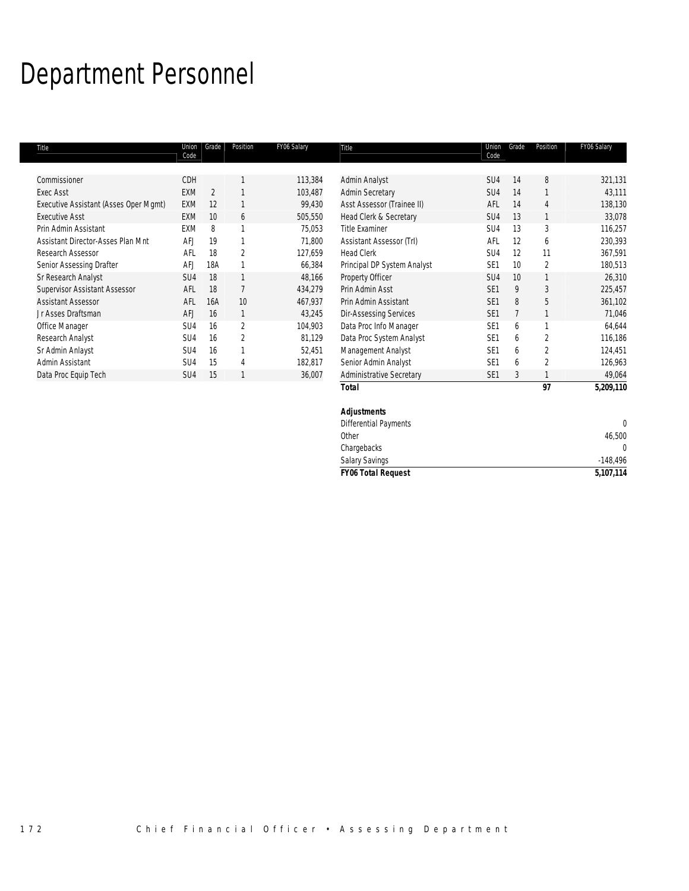# Department Personnel

| Title | Union Code | Grade | Position | FY06 Salary |
|---|---|---|---|---|
| Commissioner | CDH | | 1 | 113,384 |
| Exec Asst | EXM | 2 | 1 | 103,487 |
| Executive Assistant (Asses Oper Mgmt) | EXM | 12 | 1 | 99,430 |
| Executive Asst | EXM | 10 | 6 | 505,550 |
| Prin Admin Assistant | EXM | 8 | 1 | 75,053 |
| Assistant Director-Asses Plan Mnt | AFJ | 19 | 1 | 71,800 |
| Research Assessor | AFL | 18 | 2 | 127,659 |
| Senior Assessing Drafter | AFJ | 18A | 1 | 66,384 |
| Sr Research Analyst | SU4 | 18 | 1 | 48,166 |
| Supervisor Assistant Assessor | AFL | 18 | 7 | 434,279 |
| Assistant Assessor | AFL | 16A | 10 | 467,937 |
| Jr Asses Draftsman | AFJ | 16 | 1 | 43,245 |
| Office Manager | SU4 | 16 | 2 | 104,903 |
| Research Analyst | SU4 | 16 | 2 | 81,129 |
| Sr Admin Anlayst | SU4 | 16 | 1 | 52,451 |
| Admin Assistant | SU4 | 15 | 4 | 182,817 |
| Data Proc Equip Tech | SU4 | 15 | 1 | 36,007 |
| Admin Analyst | SU4 | 14 | 8 | 321,131 |
| Admin Secretary | SU4 | 14 | 1 | 43,111 |
| Asst Assessor (Trainee II) | AFL | 14 | 4 | 138,130 |
| Head Clerk & Secretary | SU4 | 13 | 1 | 33,078 |
| Title Examiner | SU4 | 13 | 3 | 116,257 |
| Assistant Assessor (Trl) | AFL | 12 | 6 | 230,393 |
| Head Clerk | SU4 | 12 | 11 | 367,591 |
| Principal DP System Analyst | SE1 | 10 | 2 | 180,513 |
| Property Officer | SU4 | 10 | 1 | 26,310 |
| Prin Admin Asst | SE1 | 9 | 3 | 225,457 |
| Prin Admin Assistant | SE1 | 8 | 5 | 361,102 |
| Dir-Assessing Services | SE1 | 7 | 1 | 71,046 |
| Data Proc Info Manager | SE1 | 6 | 1 | 64,644 |
| Data Proc System Analyst | SE1 | 6 | 2 | 116,186 |
| Management Analyst | SE1 | 6 | 2 | 124,451 |
| Senior Admin Analyst | SE1 | 6 | 2 | 126,963 |
| Administrative Secretary | SE1 | 3 | 1 | 49,064 |
| ***Total*** | | | ***97*** | ***5,209,110*** |

| ***Adjustments*** | |
|---|---|
| Differential Payments | 0 |
| Other | 46,500 |
| Chargebacks | 0 |
| Salary Savings | -148,496 |
| ***FY06 Total Request*** | ***5,107,114*** |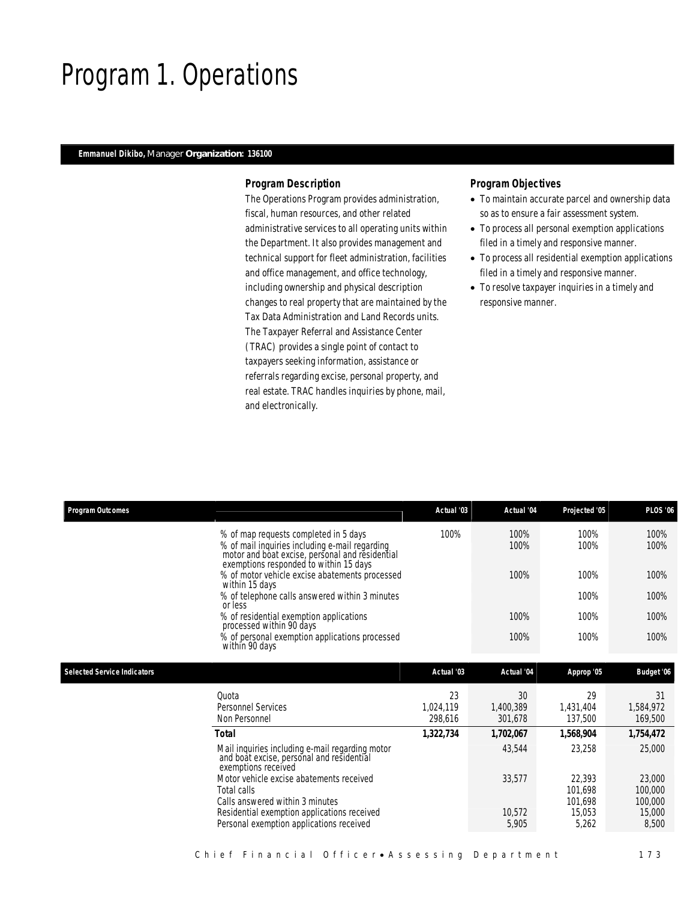# Program 1. Operations

**Emmanuel Dikibo,** Manager **Organization: 136100**

### Program Description

The Operations Program provides administration, fiscal, human resources, and other related administrative services to all operating units within the Department. It also provides management and technical support for fleet administration, facilities and office management, and office technology, including ownership and physical description changes to real property that are maintained by the Tax Data Administration and Land Records units. The Taxpayer Referral and Assistance Center (TRAC) provides a single point of contact to taxpayers seeking information, assistance or referrals regarding excise, personal property, and real estate. TRAC handles inquiries by phone, mail, and electronically.

### Program Objectives

- To maintain accurate parcel and ownership data so as to ensure a fair assessment system.
- To process all personal exemption applications filed in a timely and responsive manner.
- To process all residential exemption applications filed in a timely and responsive manner.
- To resolve taxpayer inquiries in a timely and responsive manner.

| Program Outcomes | Actual '03 | Actual '04 | Projected '05 | PLOS '06 |
|---|---|---|---|---|
| % of map requests completed in 5 days | 100% | 100% | 100% | 100% |
| % of mail inquiries including e-mail regarding motor and boat excise, personal and residential exemptions responded to within 15 days | | 100% | 100% | 100% |
| % of motor vehicle excise abatements processed within 15 days | | 100% | 100% | 100% |
| % of telephone calls answered within 3 minutes or less | | | 100% | 100% |
| % of residential exemption applications processed within 90 days | | 100% | 100% | 100% |
| % of personal exemption applications processed within 90 days | | 100% | 100% | 100% |

| Selected Service Indicators | Actual '03 | Actual '04 | Approp '05 | Budget '06 |
|---|---|---|---|---|
| Quota | 23 | 30 | 29 | 31 |
| Personnel Services | 1,024,119 | 1,400,389 | 1,431,404 | 1,584,972 |
| Non Personnel | 298,616 | 301,678 | 137,500 | 169,500 |
| **Total** | **1,322,734** | **1,702,067** | **1,568,904** | **1,754,472** |
| Mail inquiries including e-mail regarding motor and boat excise, personal and residential exemptions received | | 43,544 | 23,258 | 25,000 |
| Motor vehicle excise abatements received | | 33,577 | 22,393 | 23,000 |
| Total calls | | | 101,698 | 100,000 |
| Calls answered within 3 minutes | | | 101,698 | 100,000 |
| Residential exemption applications received | | 10,572 | 15,053 | 15,000 |
| Personal exemption applications received | | 5,905 | 5,262 | 8,500 |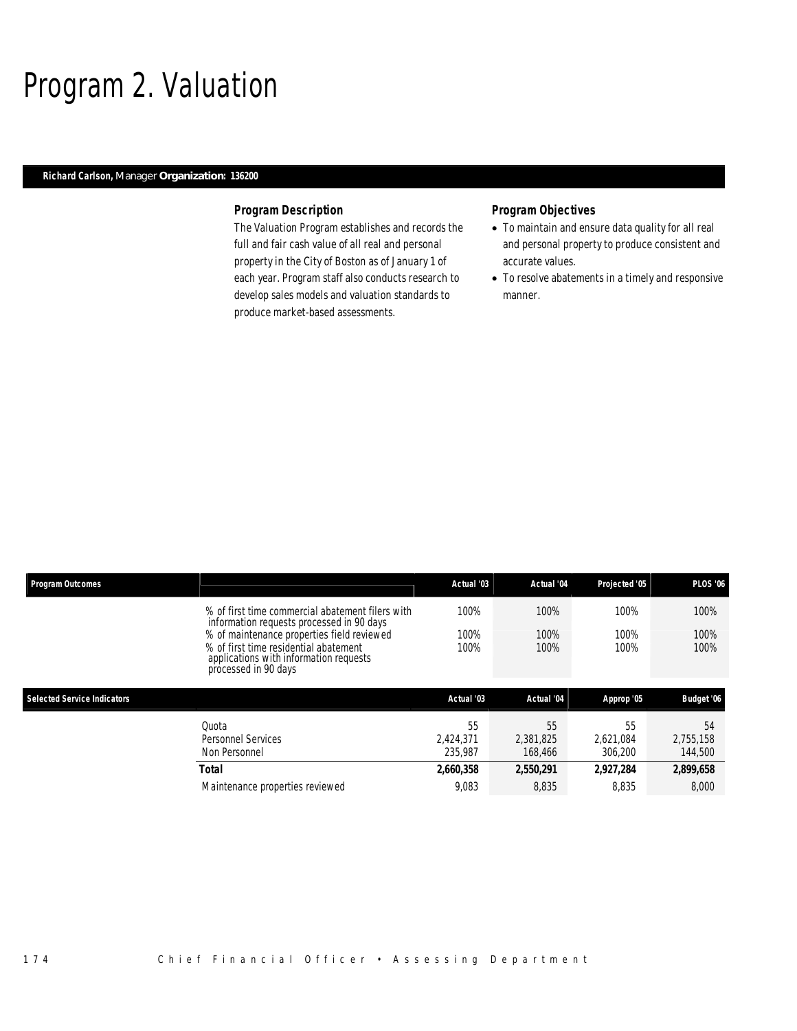# Program 2. Valuation

**Richard Carlson,** Manager **Organization: 136200**

### Program Description

The Valuation Program establishes and records the full and fair cash value of all real and personal property in the City of Boston as of January 1 of each year. Program staff also conducts research to develop sales models and valuation standards to produce market-based assessments.

### Program Objectives

- To maintain and ensure data quality for all real and personal property to produce consistent and accurate values.
- To resolve abatements in a timely and responsive manner.

| Program Outcomes | | Actual '03 | Actual '04 | Projected '05 | PLOS '06 |
|---|---|---|---|---|---|
| | % of first time commercial abatement filers with information requests processed in 90 days | 100% | 100% | 100% | 100% |
| | % of maintenance properties field reviewed | 100% | 100% | 100% | 100% |
| | % of first time residential abatement applications with information requests processed in 90 days | 100% | 100% | 100% | 100% |

| Selected Service Indicators | | Actual '03 | Actual '04 | Approp '05 | Budget '06 |
|---|---|---|---|---|---|
| | Quota | 55 | 55 | 55 | 54 |
| | Personnel Services | 2,424,371 | 2,381,825 | 2,621,084 | 2,755,158 |
| | Non Personnel | 235,987 | 168,466 | 306,200 | 144,500 |
| | **Total** | **2,660,358** | **2,550,291** | **2,927,284** | **2,899,658** |
| | Maintenance properties reviewed | 9,083 | 8,835 | 8,835 | 8,000 |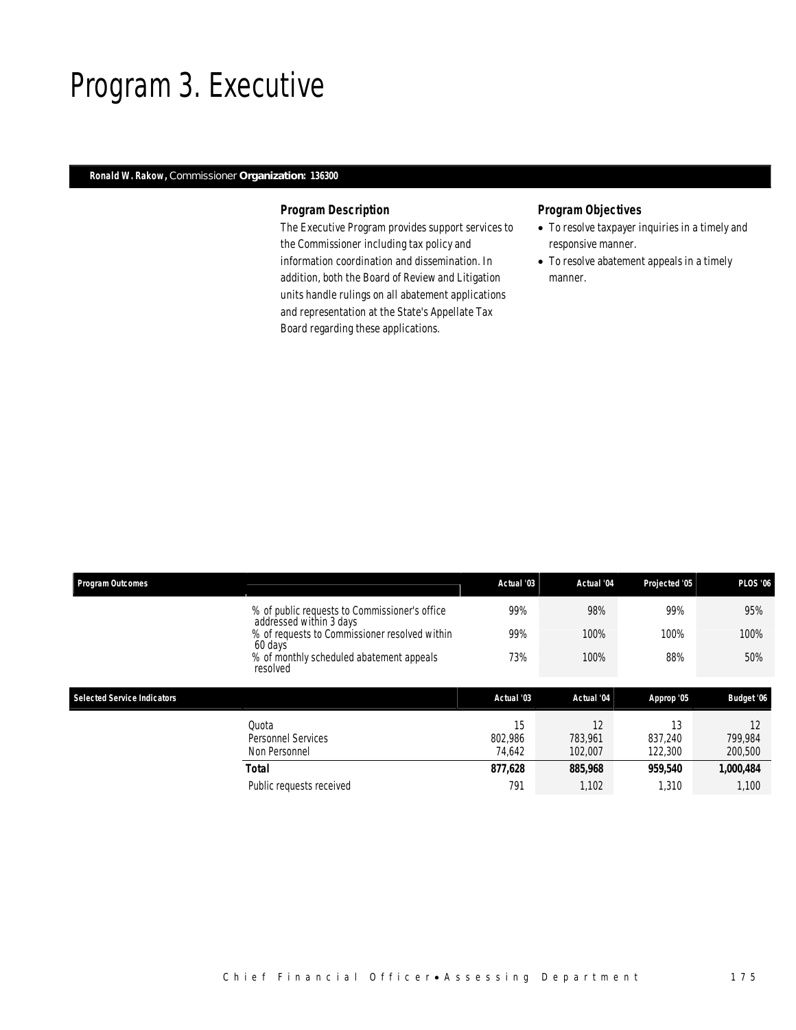# Program 3. Executive

**Ronald W. Rakow,** Commissioner **Organization: 136300**

### Program Description

The Executive Program provides support services to the Commissioner including tax policy and information coordination and dissemination. In addition, both the Board of Review and Litigation units handle rulings on all abatement applications and representation at the State's Appellate Tax Board regarding these applications.

### Program Objectives

- To resolve taxpayer inquiries in a timely and responsive manner.
- To resolve abatement appeals in a timely manner.

| Program Outcomes | | Actual '03 | Actual '04 | Projected '05 | PLOS '06 |
|---|---|---|---|---|---|
| | % of public requests to Commissioner's office addressed within 3 days | 99% | 98% | 99% | 95% |
| | % of requests to Commissioner resolved within 60 days | 99% | 100% | 100% | 100% |
| | % of monthly scheduled abatement appeals resolved | 73% | 100% | 88% | 50% |

| Selected Service Indicators | | Actual '03 | Actual '04 | Approp '05 | Budget '06 |
|---|---|---|---|---|---|
| | Quota | 15 | 12 | 13 | 12 |
| | Personnel Services | 802,986 | 783,961 | 837,240 | 799,984 |
| | Non Personnel | 74,642 | 102,007 | 122,300 | 200,500 |
| | **Total** | **877,628** | **885,968** | **959,540** | **1,000,484** |
| | Public requests received | 791 | 1,102 | 1,310 | 1,100 |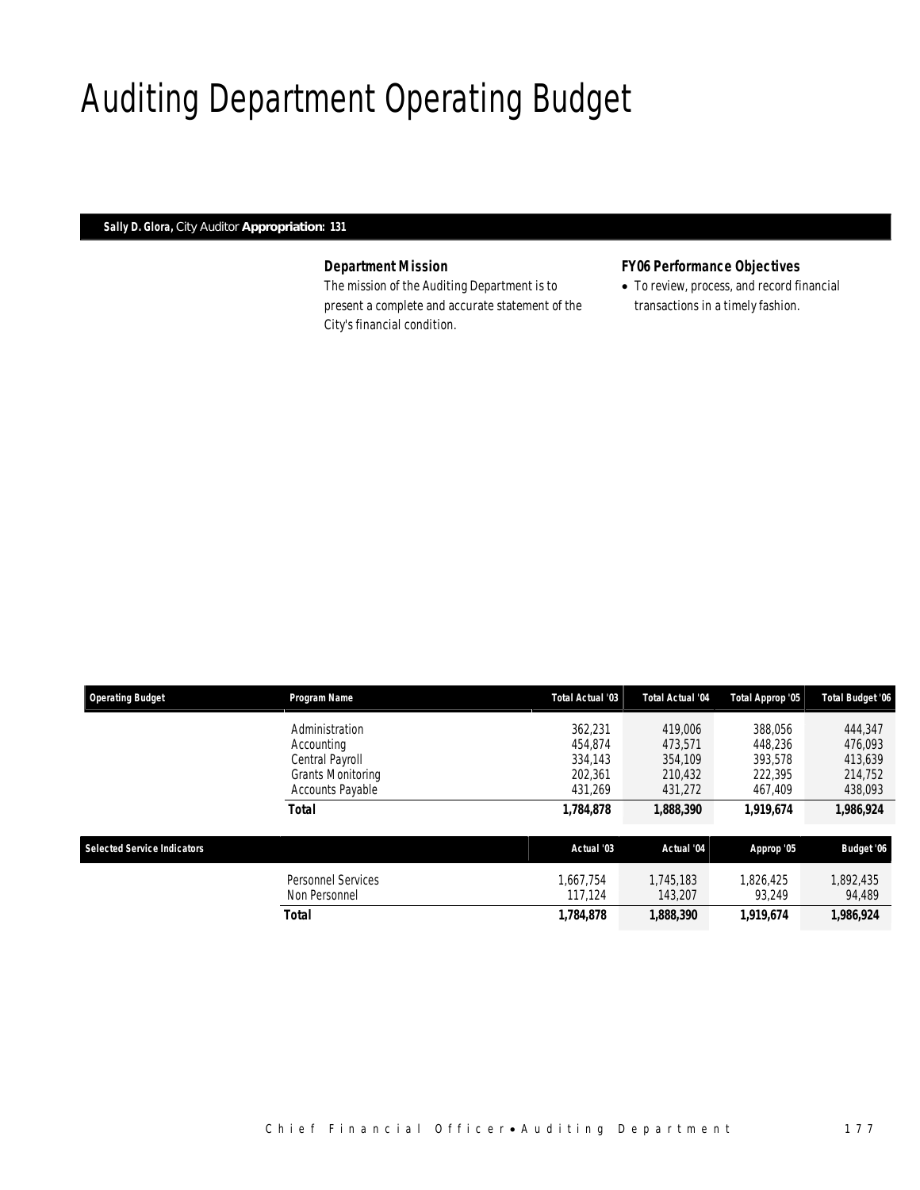# Auditing Department Operating Budget

**Sally D. Glora,** City Auditor **Appropriation: 131**

### *Department Mission*

The mission of the Auditing Department is to present a complete and accurate statement of the City's financial condition.

### *FY06 Performance Objectives*

- To review, process, and record financial transactions in a timely fashion.

| Operating Budget | Program Name | Total Actual '03 | Total Actual '04 | Total Approp '05 | Total Budget '06 |
|---|---|---|---|---|---|
| | Administration | 362,231 | 419,006 | 388,056 | 444,347 |
| | Accounting | 454,874 | 473,571 | 448,236 | 476,093 |
| | Central Payroll | 334,143 | 354,109 | 393,578 | 413,639 |
| | Grants Monitoring | 202,361 | 210,432 | 222,395 | 214,752 |
| | Accounts Payable | 431,269 | 431,272 | 467,409 | 438,093 |
| | **Total** | **1,784,878** | **1,888,390** | **1,919,674** | **1,986,924** |

| Selected Service Indicators | | Actual '03 | Actual '04 | Approp '05 | Budget '06 |
|---|---|---|---|---|---|
| | Personnel Services | 1,667,754 | 1,745,183 | 1,826,425 | 1,892,435 |
| | Non Personnel | 117,124 | 143,207 | 93,249 | 94,489 |
| | **Total** | **1,784,878** | **1,888,390** | **1,919,674** | **1,986,924** |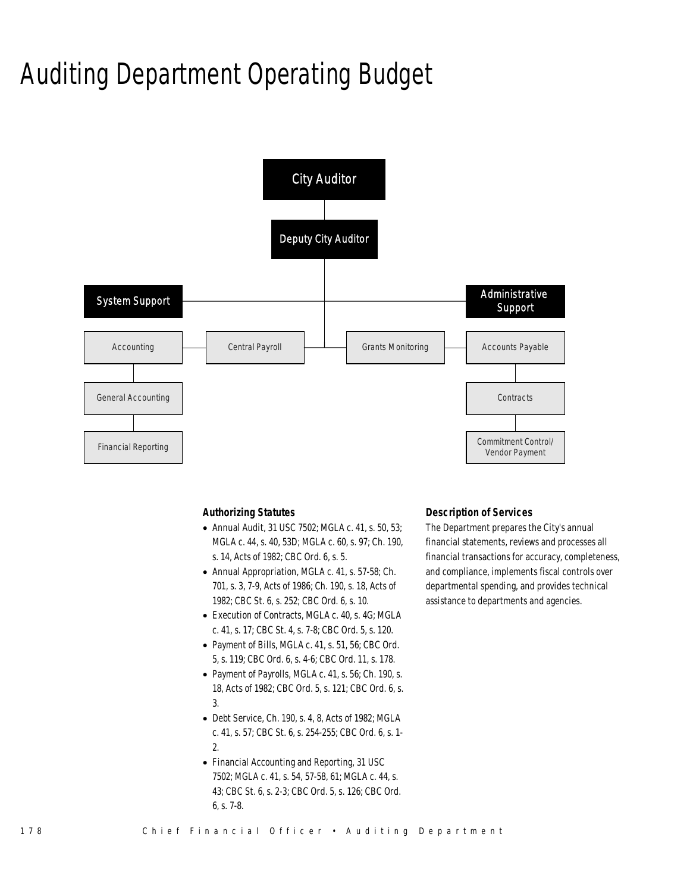# Auditing Department Operating Budget

City Auditor

Deputy City Auditor

System Support

Administrative Support

Accounting

Central Payroll

Grants Monitoring

Accounts Payable

General Accounting

Contracts

Financial Reporting

Commitment Control/ Vendor Payment

### Authorizing Statutes

- Annual Audit, 31 USC 7502; MGLA c. 41, s. 50, 53; MGLA c. 44, s. 40, 53D; MGLA c. 60, s. 97; Ch. 190, s. 14, Acts of 1982; CBC Ord. 6, s. 5.
- Annual Appropriation, MGLA c. 41, s. 57-58; Ch. 701, s. 3, 7-9, Acts of 1986; Ch. 190, s. 18, Acts of 1982; CBC St. 6, s. 252; CBC Ord. 6, s. 10.
- Execution of Contracts, MGLA c. 40, s. 4G; MGLA c. 41, s. 17; CBC St. 4, s. 7-8; CBC Ord. 5, s. 120.
- Payment of Bills, MGLA c. 41, s. 51, 56; CBC Ord. 5, s. 119; CBC Ord. 6, s. 4-6; CBC Ord. 11, s. 178.
- Payment of Payrolls, MGLA c. 41, s. 56; Ch. 190, s. 18, Acts of 1982; CBC Ord. 5, s. 121; CBC Ord. 6, s. 3.
- Debt Service, Ch. 190, s. 4, 8, Acts of 1982; MGLA c. 41, s. 57; CBC St. 6, s. 254-255; CBC Ord. 6, s. 1-2.
- Financial Accounting and Reporting, 31 USC 7502; MGLA c. 41, s. 54, 57-58, 61; MGLA c. 44, s. 43; CBC St. 6, s. 2-3; CBC Ord. 5, s. 126; CBC Ord. 6, s. 7-8.

### Description of Services

The Department prepares the City's annual financial statements, reviews and processes all financial transactions for accuracy, completeness, and compliance, implements fiscal controls over departmental spending, and provides technical assistance to departments and agencies.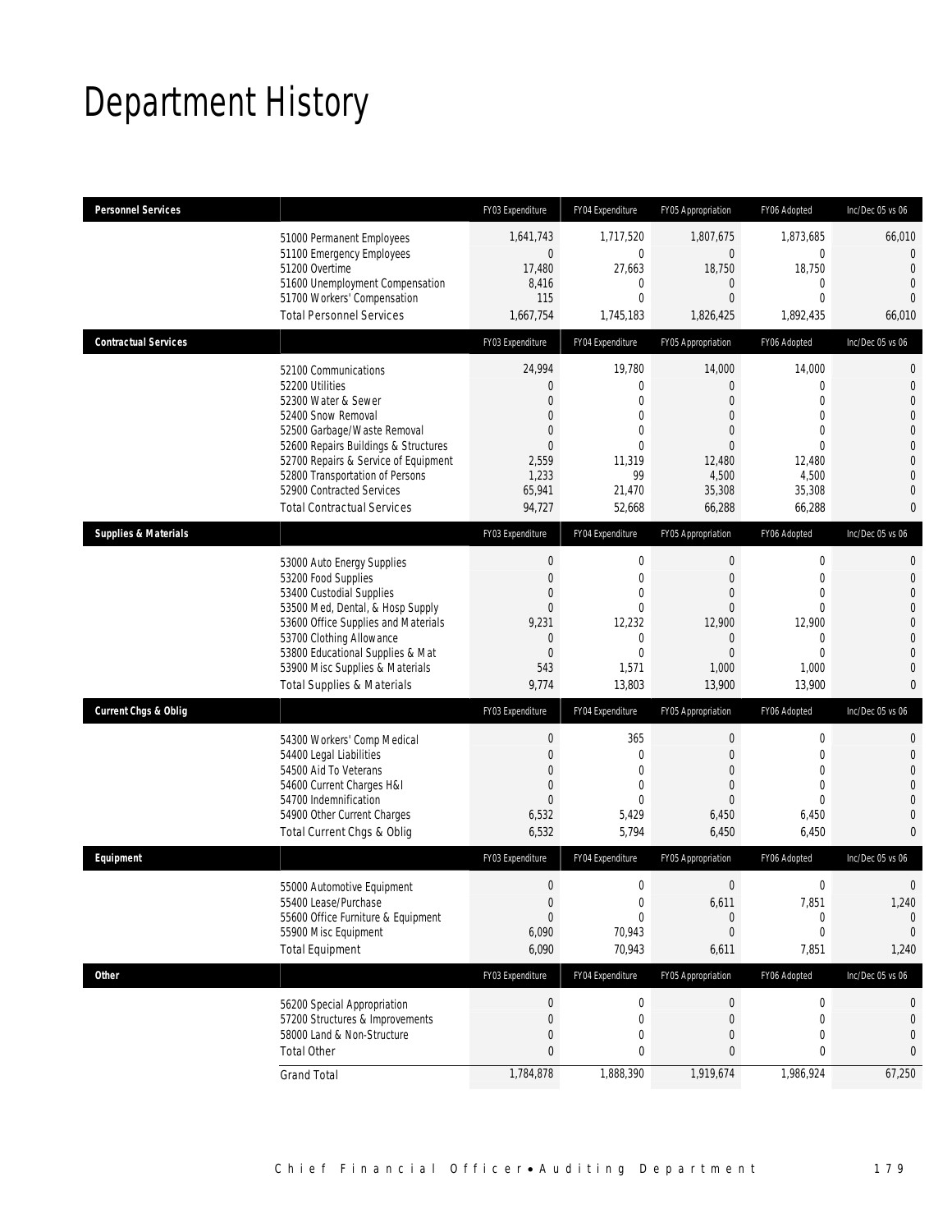# Department History

| Personnel Services | | FY03 Expenditure | FY04 Expenditure | FY05 Appropriation | FY06 Adopted | Inc/Dec 05 vs 06 |
|---|---|---|---|---|---|---|
| | 51000 Permanent Employees | 1,641,743 | 1,717,520 | 1,807,675 | 1,873,685 | 66,010 |
| | 51100 Emergency Employees | 0 | 0 | 0 | 0 | 0 |
| | 51200 Overtime | 17,480 | 27,663 | 18,750 | 18,750 | 0 |
| | 51600 Unemployment Compensation | 8,416 | 0 | 0 | 0 | 0 |
| | 51700 Workers' Compensation | 115 | 0 | 0 | 0 | 0 |
| | Total Personnel Services | 1,667,754 | 1,745,183 | 1,826,425 | 1,892,435 | 66,010 |
| **Contractual Services** | | FY03 Expenditure | FY04 Expenditure | FY05 Appropriation | FY06 Adopted | Inc/Dec 05 vs 06 |
| | 52100 Communications | 24,994 | 19,780 | 14,000 | 14,000 | 0 |
| | 52200 Utilities | 0 | 0 | 0 | 0 | 0 |
| | 52300 Water & Sewer | 0 | 0 | 0 | 0 | 0 |
| | 52400 Snow Removal | 0 | 0 | 0 | 0 | 0 |
| | 52500 Garbage/Waste Removal | 0 | 0 | 0 | 0 | 0 |
| | 52600 Repairs Buildings & Structures | 0 | 0 | 0 | 0 | 0 |
| | 52700 Repairs & Service of Equipment | 2,559 | 11,319 | 12,480 | 12,480 | 0 |
| | 52800 Transportation of Persons | 1,233 | 99 | 4,500 | 4,500 | 0 |
| | 52900 Contracted Services | 65,941 | 21,470 | 35,308 | 35,308 | 0 |
| | Total Contractual Services | 94,727 | 52,668 | 66,288 | 66,288 | 0 |
| **Supplies & Materials** | | FY03 Expenditure | FY04 Expenditure | FY05 Appropriation | FY06 Adopted | Inc/Dec 05 vs 06 |
| | 53000 Auto Energy Supplies | 0 | 0 | 0 | 0 | 0 |
| | 53200 Food Supplies | 0 | 0 | 0 | 0 | 0 |
| | 53400 Custodial Supplies | 0 | 0 | 0 | 0 | 0 |
| | 53500 Med, Dental, & Hosp Supply | 0 | 0 | 0 | 0 | 0 |
| | 53600 Office Supplies and Materials | 9,231 | 12,232 | 12,900 | 12,900 | 0 |
| | 53700 Clothing Allowance | 0 | 0 | 0 | 0 | 0 |
| | 53800 Educational Supplies & Mat | 0 | 0 | 0 | 0 | 0 |
| | 53900 Misc Supplies & Materials | 543 | 1,571 | 1,000 | 1,000 | 0 |
| | Total Supplies & Materials | 9,774 | 13,803 | 13,900 | 13,900 | 0 |
| **Current Chgs & Oblig** | | FY03 Expenditure | FY04 Expenditure | FY05 Appropriation | FY06 Adopted | Inc/Dec 05 vs 06 |
| | 54300 Workers' Comp Medical | 0 | 365 | 0 | 0 | 0 |
| | 54400 Legal Liabilities | 0 | 0 | 0 | 0 | 0 |
| | 54500 Aid To Veterans | 0 | 0 | 0 | 0 | 0 |
| | 54600 Current Charges H&I | 0 | 0 | 0 | 0 | 0 |
| | 54700 Indemnification | 0 | 0 | 0 | 0 | 0 |
| | 54900 Other Current Charges | 6,532 | 5,429 | 6,450 | 6,450 | 0 |
| | Total Current Chgs & Oblig | 6,532 | 5,794 | 6,450 | 6,450 | 0 |
| **Equipment** | | FY03 Expenditure | FY04 Expenditure | FY05 Appropriation | FY06 Adopted | Inc/Dec 05 vs 06 |
| | 55000 Automotive Equipment | 0 | 0 | 0 | 0 | 0 |
| | 55400 Lease/Purchase | 0 | 0 | 6,611 | 7,851 | 1,240 |
| | 55600 Office Furniture & Equipment | 0 | 0 | 0 | 0 | 0 |
| | 55900 Misc Equipment | 6,090 | 70,943 | 0 | 0 | 0 |
| | Total Equipment | 6,090 | 70,943 | 6,611 | 7,851 | 1,240 |
| **Other** | | FY03 Expenditure | FY04 Expenditure | FY05 Appropriation | FY06 Adopted | Inc/Dec 05 vs 06 |
| | 56200 Special Appropriation | 0 | 0 | 0 | 0 | 0 |
| | 57200 Structures & Improvements | 0 | 0 | 0 | 0 | 0 |
| | 58000 Land & Non-Structure | 0 | 0 | 0 | 0 | 0 |
| | Total Other | 0 | 0 | 0 | 0 | 0 |
| | Grand Total | 1,784,878 | 1,888,390 | 1,919,674 | 1,986,924 | 67,250 |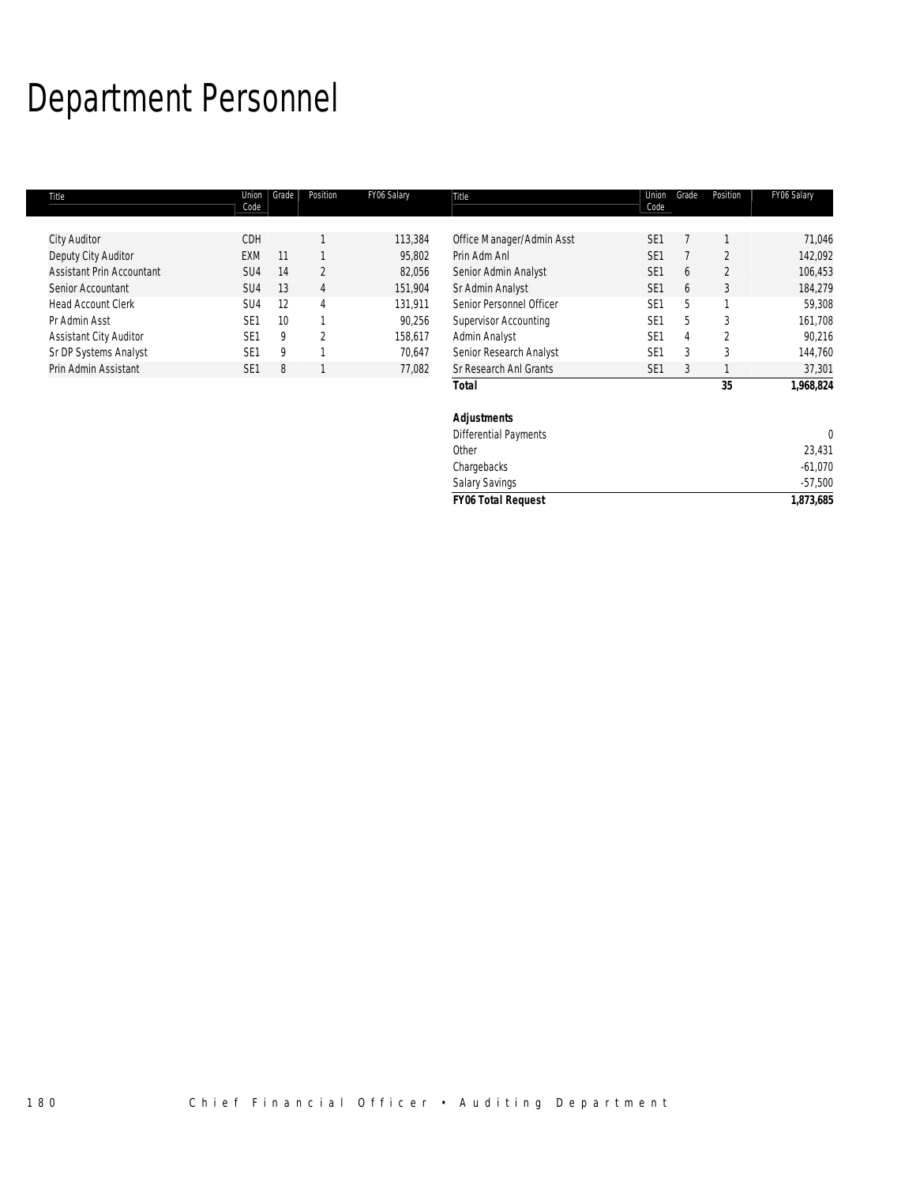# Department Personnel

| Title | Union Code | Grade | Position | FY06 Salary |
|---|---|---|---|---|
| City Auditor | CDH | | 1 | 113,384 |
| Deputy City Auditor | EXM | 11 | 1 | 95,802 |
| Assistant Prin Accountant | SU4 | 14 | 2 | 82,056 |
| Senior Accountant | SU4 | 13 | 4 | 151,904 |
| Head Account Clerk | SU4 | 12 | 4 | 131,911 |
| Pr Admin Asst | SE1 | 10 | 1 | 90,256 |
| Assistant City Auditor | SE1 | 9 | 2 | 158,617 |
| Sr DP Systems Analyst | SE1 | 9 | 1 | 70,647 |
| Prin Admin Assistant | SE1 | 8 | 1 | 77,082 |
| Office Manager/Admin Asst | SE1 | 7 | 1 | 71,046 |
| Prin Adm Anl | SE1 | 7 | 2 | 142,092 |
| Senior Admin Analyst | SE1 | 6 | 2 | 106,453 |
| Sr Admin Analyst | SE1 | 6 | 3 | 184,279 |
| Senior Personnel Officer | SE1 | 5 | 1 | 59,308 |
| Supervisor Accounting | SE1 | 5 | 3 | 161,708 |
| Admin Analyst | SE1 | 4 | 2 | 90,216 |
| Senior Research Analyst | SE1 | 3 | 3 | 144,760 |
| Sr Research Anl Grants | SE1 | 3 | 1 | 37,301 |
| **Total** | | | **35** | **1,968,824** |

| ***Adjustments*** | |
|---|---|
| Differential Payments | 0 |
| Other | 23,431 |
| Chargebacks | -61,070 |
| Salary Savings | -57,500 |
| ***FY06 Total Request*** | **1,873,685** |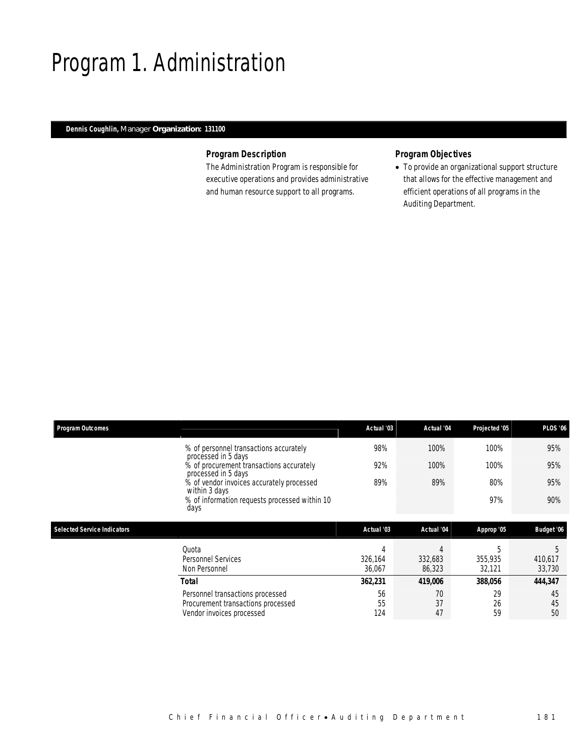# Program 1. Administration

**Dennis Coughlin,** Manager **Organization: 131100**

### Program Description

The Administration Program is responsible for executive operations and provides administrative and human resource support to all programs.

### Program Objectives

- To provide an organizational support structure that allows for the effective management and efficient operations of all programs in the Auditing Department.

| Program Outcomes | | Actual '03 | Actual '04 | Projected '05 | PLOS '06 |
|---|---|---|---|---|---|
| | % of personnel transactions accurately processed in 5 days | 98% | 100% | 100% | 95% |
| | % of procurement transactions accurately processed in 5 days | 92% | 100% | 100% | 95% |
| | % of vendor invoices accurately processed within 3 days | 89% | 89% | 80% | 95% |
| | % of information requests processed within 10 days | | | 97% | 90% |

| Selected Service Indicators | | Actual '03 | Actual '04 | Approp '05 | Budget '06 |
|---|---|---|---|---|---|
| | Quota | 4 | 4 | 5 | 5 |
| | Personnel Services | 326,164 | 332,683 | 355,935 | 410,617 |
| | Non Personnel | 36,067 | 86,323 | 32,121 | 33,730 |
| | **Total** | **362,231** | **419,006** | **388,056** | **444,347** |
| | Personnel transactions processed | 56 | 70 | 29 | 45 |
| | Procurement transactions processed | 55 | 37 | 26 | 45 |
| | Vendor invoices processed | 124 | 47 | 59 | 50 |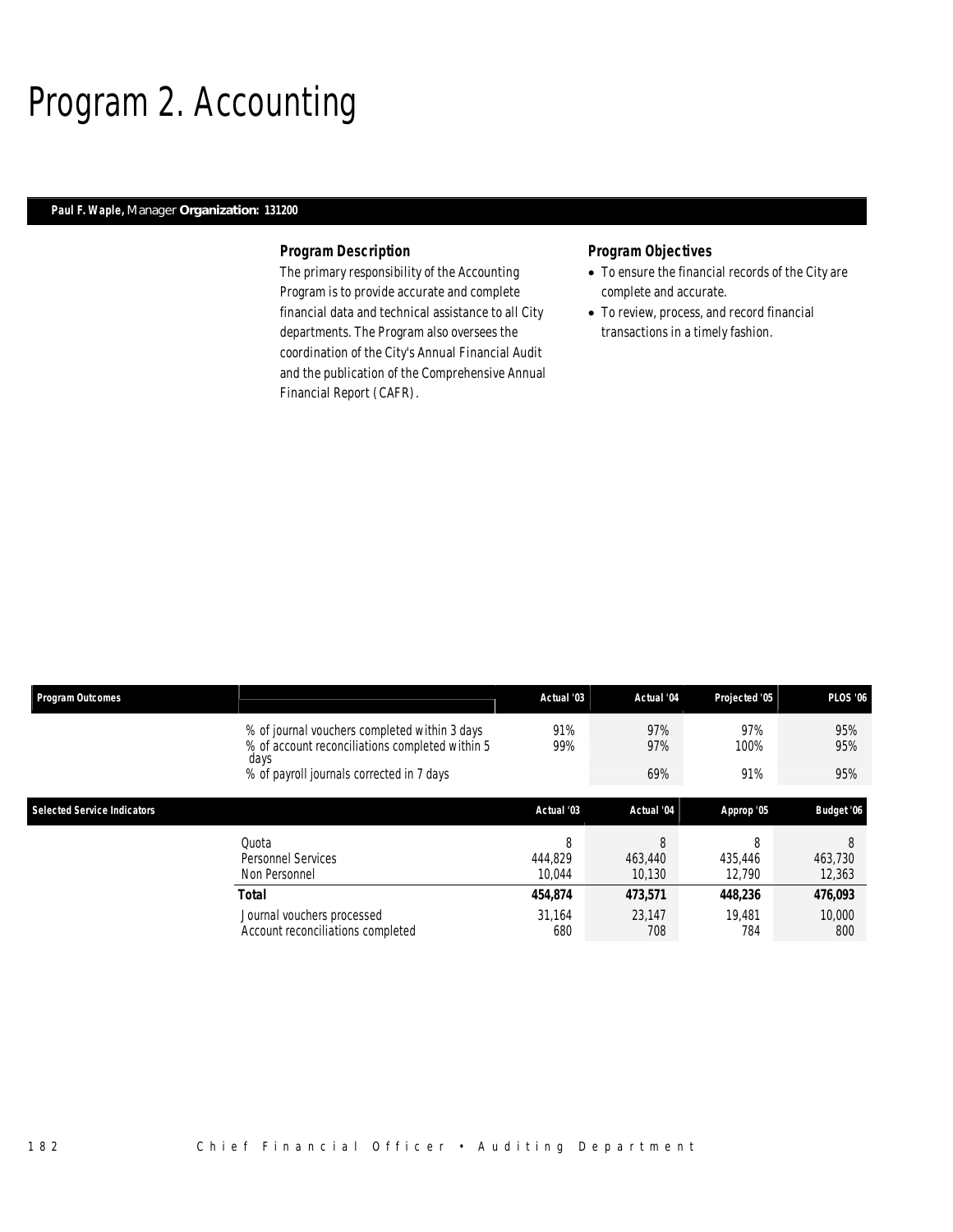# Program 2. Accounting

**Paul F. Waple,** Manager **Organization: 131200**

### Program Description

The primary responsibility of the Accounting Program is to provide accurate and complete financial data and technical assistance to all City departments. The Program also oversees the coordination of the City's Annual Financial Audit and the publication of the Comprehensive Annual Financial Report (CAFR).

### Program Objectives

- To ensure the financial records of the City are complete and accurate.
- To review, process, and record financial transactions in a timely fashion.

| Program Outcomes | | Actual '03 | Actual '04 | Projected '05 | PLOS '06 |
|---|---|---|---|---|---|
| | % of journal vouchers completed within 3 days | 91% | 97% | 97% | 95% |
| | % of account reconciliations completed within 5 days | 99% | 97% | 100% | 95% |
| | % of payroll journals corrected in 7 days | | 69% | 91% | 95% |

| Selected Service Indicators | | Actual '03 | Actual '04 | Approp '05 | Budget '06 |
|---|---|---|---|---|---|
| | Quota | 8 | 8 | 8 | 8 |
| | Personnel Services | 444,829 | 463,440 | 435,446 | 463,730 |
| | Non Personnel | 10,044 | 10,130 | 12,790 | 12,363 |
| | **Total** | **454,874** | **473,571** | **448,236** | **476,093** |
| | Journal vouchers processed | 31,164 | 23,147 | 19,481 | 10,000 |
| | Account reconciliations completed | 680 | 708 | 784 | 800 |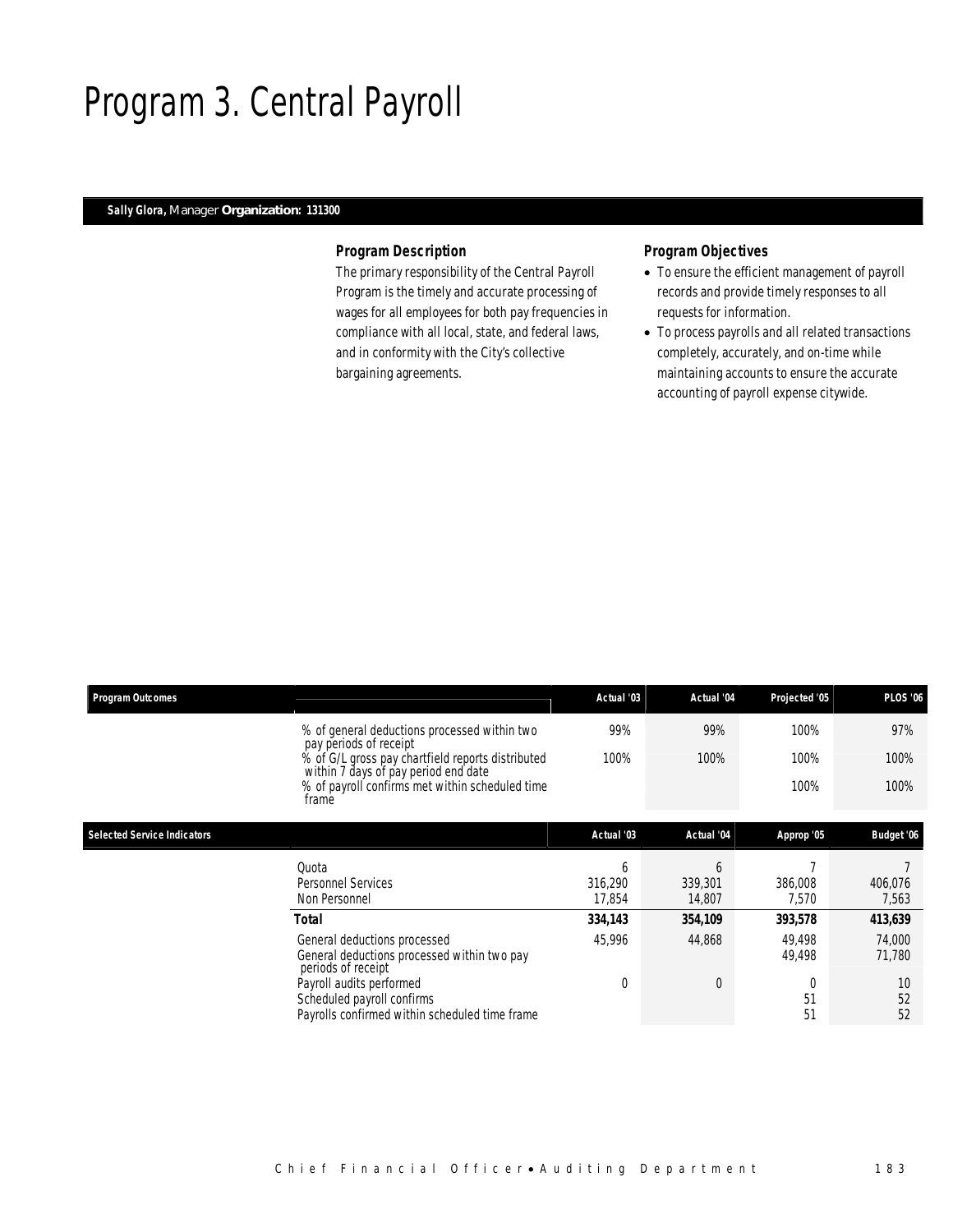# Program 3. Central Payroll

**Sally Glora,** Manager **Organization: 131300**

### Program Description

The primary responsibility of the Central Payroll Program is the timely and accurate processing of wages for all employees for both pay frequencies in compliance with all local, state, and federal laws, and in conformity with the City's collective bargaining agreements.

### Program Objectives

- To ensure the efficient management of payroll records and provide timely responses to all requests for information.
- To process payrolls and all related transactions completely, accurately, and on-time while maintaining accounts to ensure the accurate accounting of payroll expense citywide.

| Program Outcomes | | Actual '03 | Actual '04 | Projected '05 | PLOS '06 |
|---|---|---|---|---|---|
| | % of general deductions processed within two pay periods of receipt | 99% | 99% | 100% | 97% |
| | % of G/L gross pay chartfield reports distributed within 7 days of pay period end date | 100% | 100% | 100% | 100% |
| | % of payroll confirms met within scheduled time frame | | | 100% | 100% |

| Selected Service Indicators | | Actual '03 | Actual '04 | Approp '05 | Budget '06 |
|---|---|---|---|---|---|
| | Quota | 6 | 6 | 7 | 7 |
| | Personnel Services | 316,290 | 339,301 | 386,008 | 406,076 |
| | Non Personnel | 17,854 | 14,807 | 7,570 | 7,563 |
| | **Total** | **334,143** | **354,109** | **393,578** | **413,639** |
| | General deductions processed | 45,996 | 44,868 | 49,498 | 74,000 |
| | General deductions processed within two pay periods of receipt | | | 49,498 | 71,780 |
| | Payroll audits performed | 0 | 0 | 0 | 10 |
| | Scheduled payroll confirms | | | 51 | 52 |
| | Payrolls confirmed within scheduled time frame | | | 51 | 52 |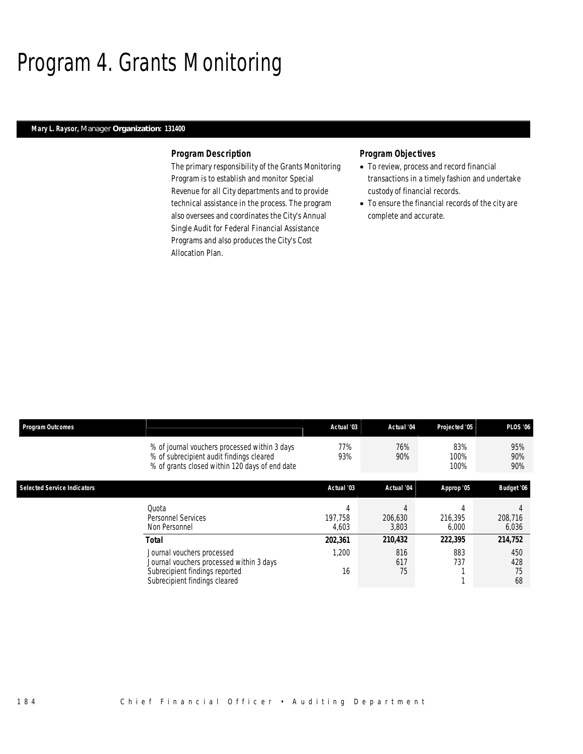# Program 4. Grants Monitoring

**Mary L. Raysor,** Manager **Organization: 131400**

### Program Description

The primary responsibility of the Grants Monitoring Program is to establish and monitor Special Revenue for all City departments and to provide technical assistance in the process. The program also oversees and coordinates the City's Annual Single Audit for Federal Financial Assistance Programs and also produces the City's Cost Allocation Plan.

### Program Objectives

- To review, process and record financial transactions in a timely fashion and undertake custody of financial records.
- To ensure the financial records of the city are complete and accurate.

| Program Outcomes | Actual '03 | Actual '04 | Projected '05 | PLOS '06 |
|---|---|---|---|---|
| % of journal vouchers processed within 3 days | 77% | 76% | 83% | 95% |
| % of subrecipient audit findings cleared | 93% | 90% | 100% | 90% |
| % of grants closed within 120 days of end date | | | 100% | 90% |

| Selected Service Indicators | Actual '03 | Actual '04 | Approp '05 | Budget '06 |
|---|---|---|---|---|
| Quota | 4 | 4 | 4 | 4 |
| Personnel Services | 197,758 | 206,630 | 216,395 | 208,716 |
| Non Personnel | 4,603 | 3,803 | 6,000 | 6,036 |
| **Total** | **202,361** | **210,432** | **222,395** | **214,752** |
| Journal vouchers processed | 1,200 | 816 | 883 | 450 |
| Journal vouchers processed within 3 days | | 617 | 737 | 428 |
| Subrecipient findings reported | 16 | 75 | 1 | 75 |
| Subrecipient findings cleared | | | 1 | 68 |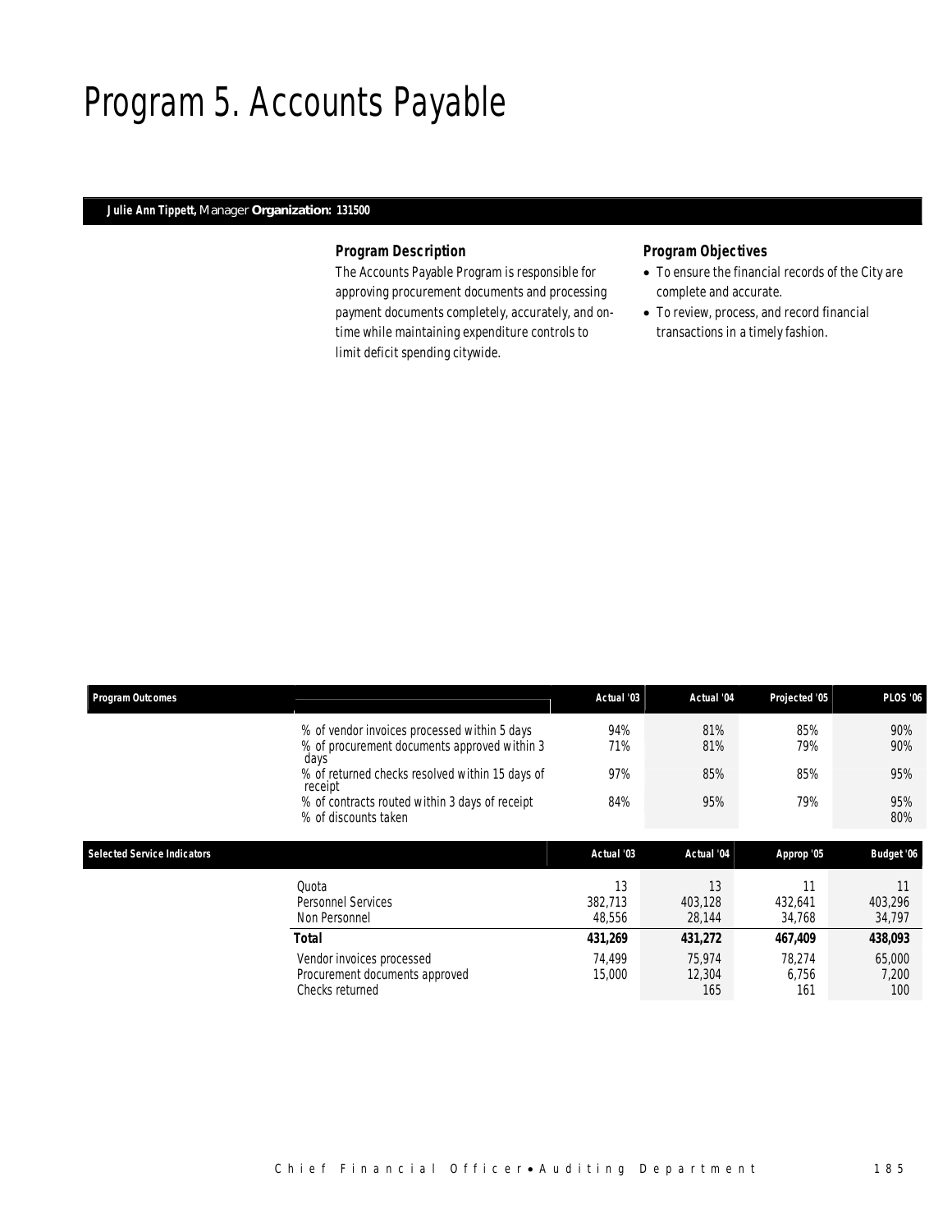# Program 5. Accounts Payable

**Julie Ann Tippett,** Manager **Organization: 131500**

### Program Description

The Accounts Payable Program is responsible for approving procurement documents and processing payment documents completely, accurately, and on-time while maintaining expenditure controls to limit deficit spending citywide.

### Program Objectives

- To ensure the financial records of the City are complete and accurate.
- To review, process, and record financial transactions in a timely fashion.

| Program Outcomes | Actual '03 | Actual '04 | Projected '05 | PLOS '06 |
|---|---|---|---|---|
| % of vendor invoices processed within 5 days | 94% | 81% | 85% | 90% |
| % of procurement documents approved within 3 days | 71% | 81% | 79% | 90% |
| % of returned checks resolved within 15 days of receipt | 97% | 85% | 85% | 95% |
| % of contracts routed within 3 days of receipt | 84% | 95% | 79% | 95% |
| % of discounts taken | | | | 80% |

| Selected Service Indicators | Actual '03 | Actual '04 | Approp '05 | Budget '06 |
|---|---|---|---|---|
| Quota | 13 | 13 | 11 | 11 |
| Personnel Services | 382,713 | 403,128 | 432,641 | 403,296 |
| Non Personnel | 48,556 | 28,144 | 34,768 | 34,797 |
| **Total** | **431,269** | **431,272** | **467,409** | **438,093** |
| Vendor invoices processed | 74,499 | 75,974 | 78,274 | 65,000 |
| Procurement documents approved | 15,000 | 12,304 | 6,756 | 7,200 |
| Checks returned | | 165 | 161 | 100 |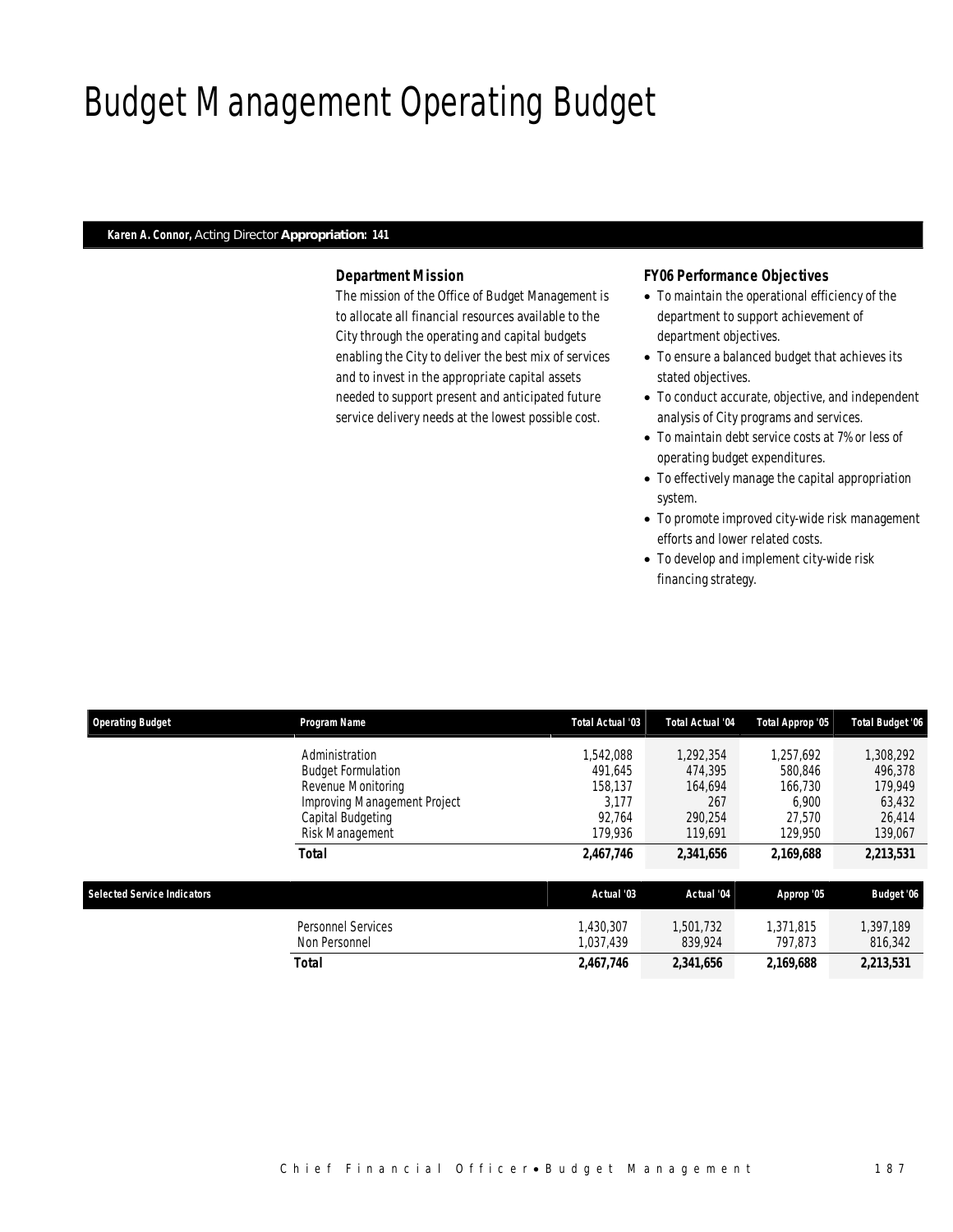# Budget Management Operating Budget

**Karen A. Connor,** Acting Director **Appropriation: 141**

### *Department Mission*

*The mission of the Office of Budget Management is to allocate all financial resources available to the City through the operating and capital budgets enabling the City to deliver the best mix of services and to invest in the appropriate capital assets needed to support present and anticipated future service delivery needs at the lowest possible cost.*

### *FY06 Performance Objectives*

- *To maintain the operational efficiency of the department to support achievement of department objectives.*
- *To ensure a balanced budget that achieves its stated objectives.*
- *To conduct accurate, objective, and independent analysis of City programs and services.*
- *To maintain debt service costs at 7% or less of operating budget expenditures.*
- *To effectively manage the capital appropriation system.*
- *To promote improved city-wide risk management efforts and lower related costs.*
- *To develop and implement city-wide risk financing strategy.*

| Operating Budget | Program Name | Total Actual '03 | Total Actual '04 | Total Approp '05 | Total Budget '06 |
|---|---|---|---|---|---|
| | Administration | 1,542,088 | 1,292,354 | 1,257,692 | 1,308,292 |
| | Budget Formulation | 491,645 | 474,395 | 580,846 | 496,378 |
| | Revenue Monitoring | 158,137 | 164,694 | 166,730 | 179,949 |
| | Improving Management Project | 3,177 | 267 | 6,900 | 63,432 |
| | Capital Budgeting | 92,764 | 290,254 | 27,570 | 26,414 |
| | Risk Management | 179,936 | 119,691 | 129,950 | 139,067 |
| | **Total** | **2,467,746** | **2,341,656** | **2,169,688** | **2,213,531** |

| Selected Service Indicators | | Actual '03 | Actual '04 | Approp '05 | Budget '06 |
|---|---|---|---|---|---|
| | Personnel Services | 1,430,307 | 1,501,732 | 1,371,815 | 1,397,189 |
| | Non Personnel | 1,037,439 | 839,924 | 797,873 | 816,342 |
| | **Total** | **2,467,746** | **2,341,656** | **2,169,688** | **2,213,531** |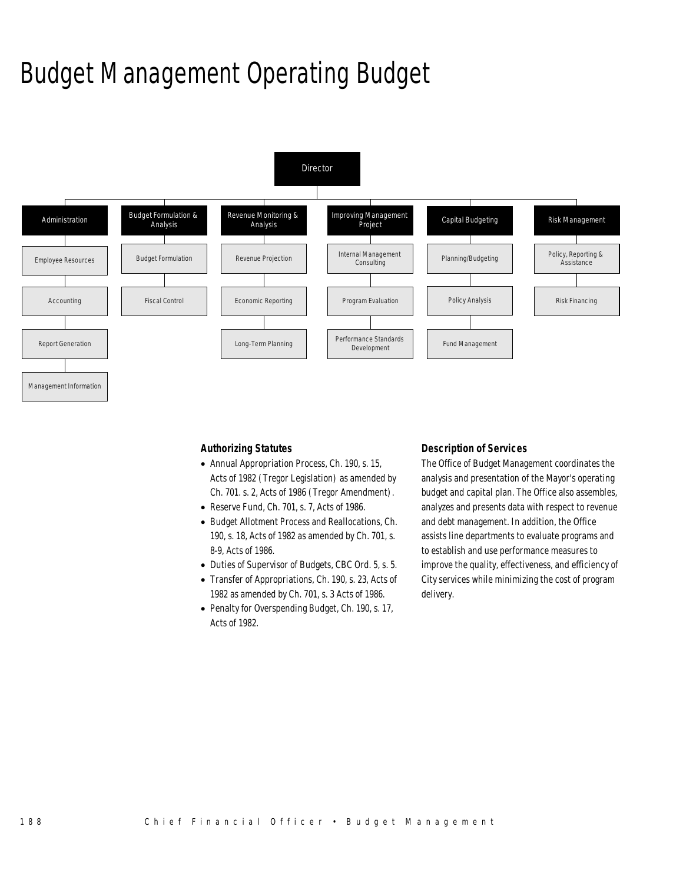# Budget Management Operating Budget

- Director
  - Administration
    - Employee Resources
    - Accounting
    - Report Generation
    - Management Information
  - Budget Formulation & Analysis
    - Budget Formulation
    - Fiscal Control
  - Revenue Monitoring & Analysis
    - Revenue Projection
    - Economic Reporting
    - Long-Term Planning
  - Improving Management Project
    - Internal Management Consulting
    - Program Evaluation
    - Performance Standards Development
  - Capital Budgeting
    - Planning/Budgeting
    - Policy Analysis
    - Fund Management
  - Risk Management
    - Policy, Reporting & Assistance
    - Risk Financing

### Authorizing Statutes

- Annual Appropriation Process, Ch. 190, s. 15, Acts of 1982 (Tregor Legislation) as amended by Ch. 701. s. 2, Acts of 1986 (Tregor Amendment).
- Reserve Fund, Ch. 701, s. 7, Acts of 1986.
- Budget Allotment Process and Reallocations, Ch. 190, s. 18, Acts of 1982 as amended by Ch. 701, s. 8-9, Acts of 1986.
- Duties of Supervisor of Budgets, CBC Ord. 5, s. 5.
- Transfer of Appropriations, Ch. 190, s. 23, Acts of 1982 as amended by Ch. 701, s. 3 Acts of 1986.
- Penalty for Overspending Budget, Ch. 190, s. 17, Acts of 1982.

### Description of Services

The Office of Budget Management coordinates the analysis and presentation of the Mayor's operating budget and capital plan. The Office also assembles, analyzes and presents data with respect to revenue and debt management. In addition, the Office assists line departments to evaluate programs and to establish and use performance measures to improve the quality, effectiveness, and efficiency of City services while minimizing the cost of program delivery.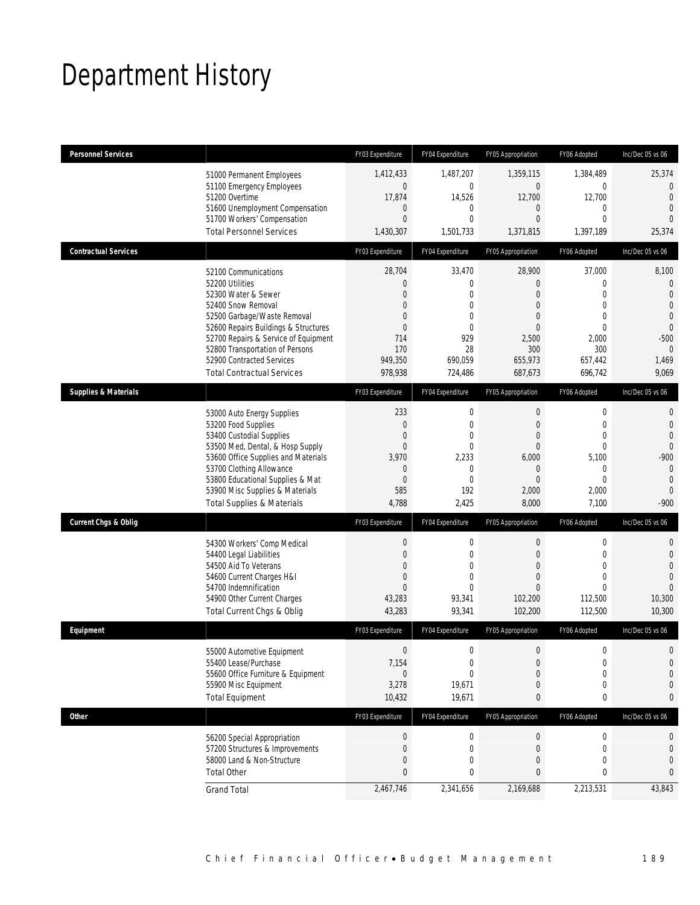# Department History

| Personnel Services | | FY03 Expenditure | FY04 Expenditure | FY05 Appropriation | FY06 Adopted | Inc/Dec 05 vs 06 |
|---|---|---|---|---|---|---|
| | 51000 Permanent Employees | 1,412,433 | 1,487,207 | 1,359,115 | 1,384,489 | 25,374 |
| | 51100 Emergency Employees | 0 | 0 | 0 | 0 | 0 |
| | 51200 Overtime | 17,874 | 14,526 | 12,700 | 12,700 | 0 |
| | 51600 Unemployment Compensation | 0 | 0 | 0 | 0 | 0 |
| | 51700 Workers' Compensation | 0 | 0 | 0 | 0 | 0 |
| | Total Personnel Services | 1,430,307 | 1,501,733 | 1,371,815 | 1,397,189 | 25,374 |
| **Contractual Services** | | FY03 Expenditure | FY04 Expenditure | FY05 Appropriation | FY06 Adopted | Inc/Dec 05 vs 06 |
| | 52100 Communications | 28,704 | 33,470 | 28,900 | 37,000 | 8,100 |
| | 52200 Utilities | 0 | 0 | 0 | 0 | 0 |
| | 52300 Water & Sewer | 0 | 0 | 0 | 0 | 0 |
| | 52400 Snow Removal | 0 | 0 | 0 | 0 | 0 |
| | 52500 Garbage/Waste Removal | 0 | 0 | 0 | 0 | 0 |
| | 52600 Repairs Buildings & Structures | 0 | 0 | 0 | 0 | 0 |
| | 52700 Repairs & Service of Equipment | 714 | 929 | 2,500 | 2,000 | -500 |
| | 52800 Transportation of Persons | 170 | 28 | 300 | 300 | 0 |
| | 52900 Contracted Services | 949,350 | 690,059 | 655,973 | 657,442 | 1,469 |
| | Total Contractual Services | 978,938 | 724,486 | 687,673 | 696,742 | 9,069 |
| **Supplies & Materials** | | FY03 Expenditure | FY04 Expenditure | FY05 Appropriation | FY06 Adopted | Inc/Dec 05 vs 06 |
| | 53000 Auto Energy Supplies | 233 | 0 | 0 | 0 | 0 |
| | 53200 Food Supplies | 0 | 0 | 0 | 0 | 0 |
| | 53400 Custodial Supplies | 0 | 0 | 0 | 0 | 0 |
| | 53500 Med, Dental, & Hosp Supply | 0 | 0 | 0 | 0 | 0 |
| | 53600 Office Supplies and Materials | 3,970 | 2,233 | 6,000 | 5,100 | -900 |
| | 53700 Clothing Allowance | 0 | 0 | 0 | 0 | 0 |
| | 53800 Educational Supplies & Mat | 0 | 0 | 0 | 0 | 0 |
| | 53900 Misc Supplies & Materials | 585 | 192 | 2,000 | 2,000 | 0 |
| | Total Supplies & Materials | 4,788 | 2,425 | 8,000 | 7,100 | -900 |
| **Current Chgs & Oblig** | | FY03 Expenditure | FY04 Expenditure | FY05 Appropriation | FY06 Adopted | Inc/Dec 05 vs 06 |
| | 54300 Workers' Comp Medical | 0 | 0 | 0 | 0 | 0 |
| | 54400 Legal Liabilities | 0 | 0 | 0 | 0 | 0 |
| | 54500 Aid To Veterans | 0 | 0 | 0 | 0 | 0 |
| | 54600 Current Charges H&I | 0 | 0 | 0 | 0 | 0 |
| | 54700 Indemnification | 0 | 0 | 0 | 0 | 0 |
| | 54900 Other Current Charges | 43,283 | 93,341 | 102,200 | 112,500 | 10,300 |
| | Total Current Chgs & Oblig | 43,283 | 93,341 | 102,200 | 112,500 | 10,300 |
| **Equipment** | | FY03 Expenditure | FY04 Expenditure | FY05 Appropriation | FY06 Adopted | Inc/Dec 05 vs 06 |
| | 55000 Automotive Equipment | 0 | 0 | 0 | 0 | 0 |
| | 55400 Lease/Purchase | 7,154 | 0 | 0 | 0 | 0 |
| | 55600 Office Furniture & Equipment | 0 | 0 | 0 | 0 | 0 |
| | 55900 Misc Equipment | 3,278 | 19,671 | 0 | 0 | 0 |
| | Total Equipment | 10,432 | 19,671 | 0 | 0 | 0 |
| **Other** | | FY03 Expenditure | FY04 Expenditure | FY05 Appropriation | FY06 Adopted | Inc/Dec 05 vs 06 |
| | 56200 Special Appropriation | 0 | 0 | 0 | 0 | 0 |
| | 57200 Structures & Improvements | 0 | 0 | 0 | 0 | 0 |
| | 58000 Land & Non-Structure | 0 | 0 | 0 | 0 | 0 |
| | Total Other | 0 | 0 | 0 | 0 | 0 |
| | Grand Total | 2,467,746 | 2,341,656 | 2,169,688 | 2,213,531 | 43,843 |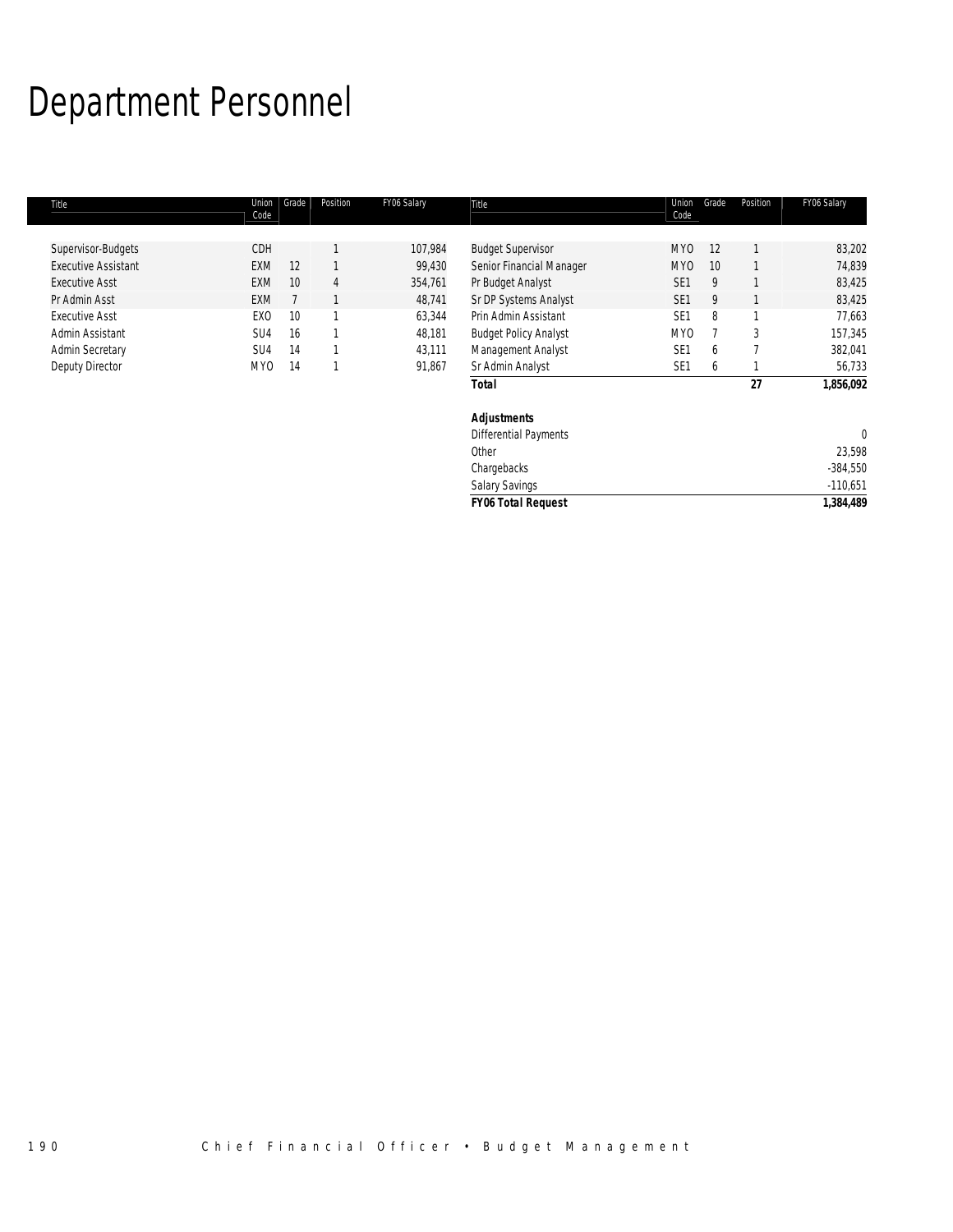# Department Personnel

| Title | Union Code | Grade | Position | FY06 Salary | Title | Union Code | Grade | Position | FY06 Salary |
|---|---|---|---|---|---|---|---|---|---|
| Supervisor-Budgets | CDH | | 1 | 107,984 | Budget Supervisor | MYO | 12 | 1 | 83,202 |
| Executive Assistant | EXM | 12 | 1 | 99,430 | Senior Financial Manager | MYO | 10 | 1 | 74,839 |
| Executive Asst | EXM | 10 | 4 | 354,761 | Pr Budget Analyst | SE1 | 9 | 1 | 83,425 |
| Pr Admin Asst | EXM | 7 | 1 | 48,741 | Sr DP Systems Analyst | SE1 | 9 | 1 | 83,425 |
| Executive Asst | EXO | 10 | 1 | 63,344 | Prin Admin Assistant | SE1 | 8 | 1 | 77,663 |
| Admin Assistant | SU4 | 16 | 1 | 48,181 | Budget Policy Analyst | MYO | 7 | 3 | 157,345 |
| Admin Secretary | SU4 | 14 | 1 | 43,111 | Management Analyst | SE1 | 6 | 7 | 382,041 |
| Deputy Director | MYO | 14 | 1 | 91,867 | Sr Admin Analyst | SE1 | 6 | 1 | 56,733 |
| | | | | | **Total** | | | **27** | **1,856,092** |
| | | | | | | | | | |
| | | | | | **Adjustments** | | | | |
| | | | | | Differential Payments | | | | 0 |
| | | | | | Other | | | | 23,598 |
| | | | | | Chargebacks | | | | -384,550 |
| | | | | | Salary Savings | | | | -110,651 |
| | | | | | ***FY06 Total Request*** | | | | **1,384,489** |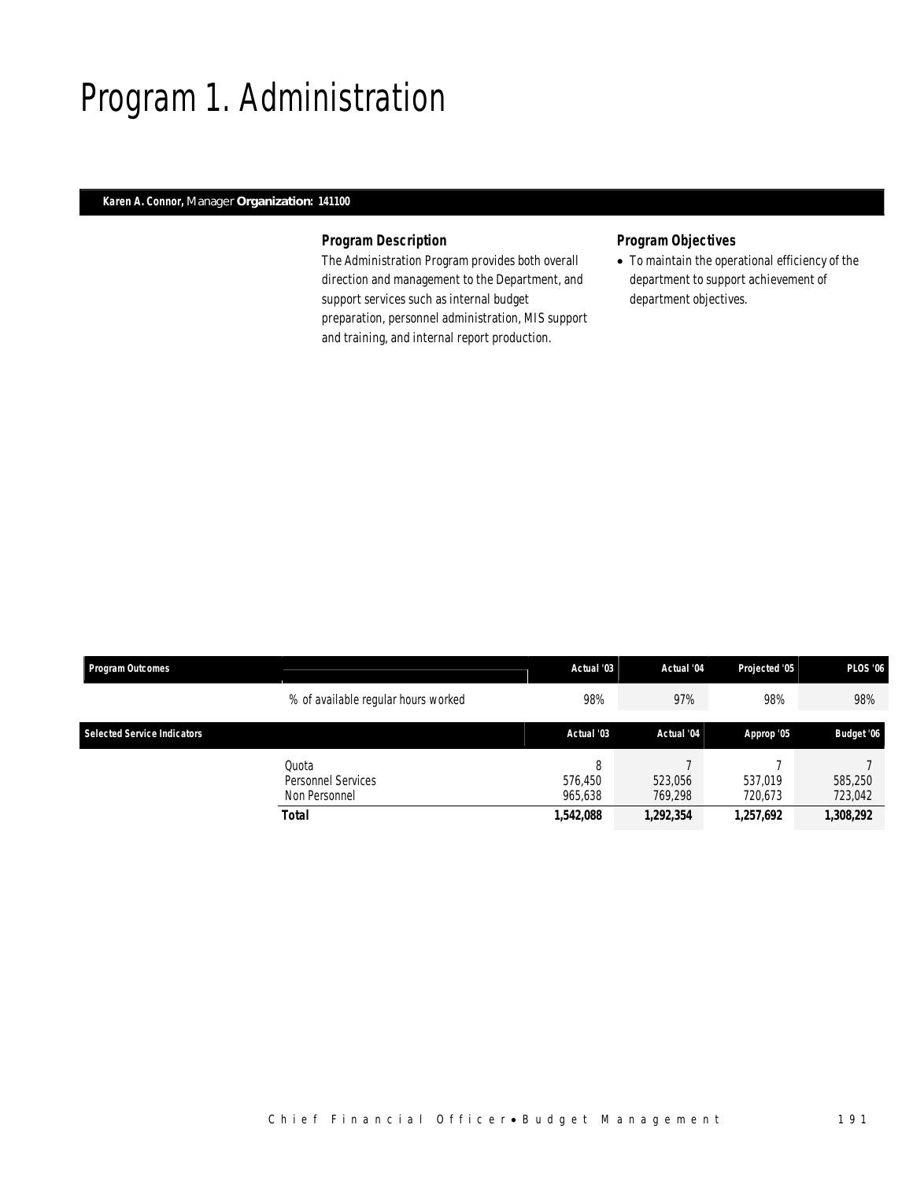# Program 1. Administration

**Karen A. Connor,** Manager **Organization: 141100**

### Program Description

The Administration Program provides both overall direction and management to the Department, and support services such as internal budget preparation, personnel administration, MIS support and training, and internal report production.

### Program Objectives

- To maintain the operational efficiency of the department to support achievement of department objectives.

| Program Outcomes | | Actual '03 | Actual '04 | Projected '05 | PLOS '06 |
|---|---|---|---|---|---|
| | % of available regular hours worked | 98% | 97% | 98% | 98% |

| Selected Service Indicators | | Actual '03 | Actual '04 | Approp '05 | Budget '06 |
|---|---|---|---|---|---|
| | Quota | 8 | 7 | 7 | 7 |
| | Personnel Services | 576,450 | 523,056 | 537,019 | 585,250 |
| | Non Personnel | 965,638 | 769,298 | 720,673 | 723,042 |
| | **Total** | **1,542,088** | **1,292,354** | **1,257,692** | **1,308,292** |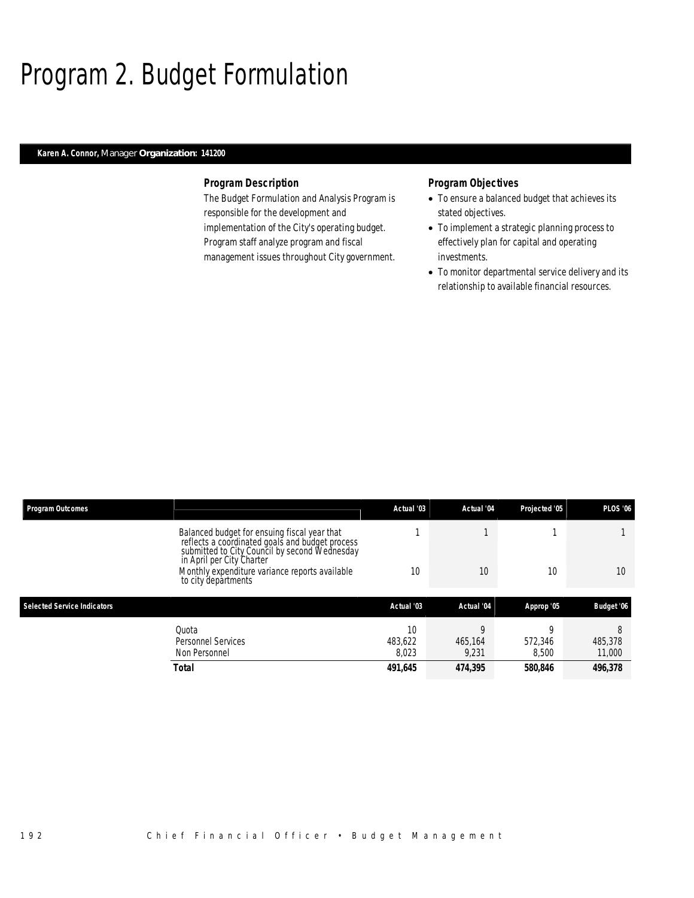# Program 2. Budget Formulation

**Karen A. Connor,** Manager **Organization: 141200**

### Program Description

The Budget Formulation and Analysis Program is responsible for the development and implementation of the City's operating budget. Program staff analyze program and fiscal management issues throughout City government.

### Program Objectives

- To ensure a balanced budget that achieves its stated objectives.
- To implement a strategic planning process to effectively plan for capital and operating investments.
- To monitor departmental service delivery and its relationship to available financial resources.

| Program Outcomes | | Actual '03 | Actual '04 | Projected '05 | PLOS '06 |
|---|---|---|---|---|---|
| | Balanced budget for ensuing fiscal year that reflects a coordinated goals and budget process submitted to City Council by second Wednesday in April per City Charter | 1 | 1 | 1 | 1 |
| | Monthly expenditure variance reports available to city departments | 10 | 10 | 10 | 10 |

| Selected Service Indicators | | Actual '03 | Actual '04 | Approp '05 | Budget '06 |
|---|---|---|---|---|---|
| | Quota | 10 | 9 | 9 | 8 |
| | Personnel Services | 483,622 | 465,164 | 572,346 | 485,378 |
| | Non Personnel | 8,023 | 9,231 | 8,500 | 11,000 |
| | **Total** | **491,645** | **474,395** | **580,846** | **496,378** |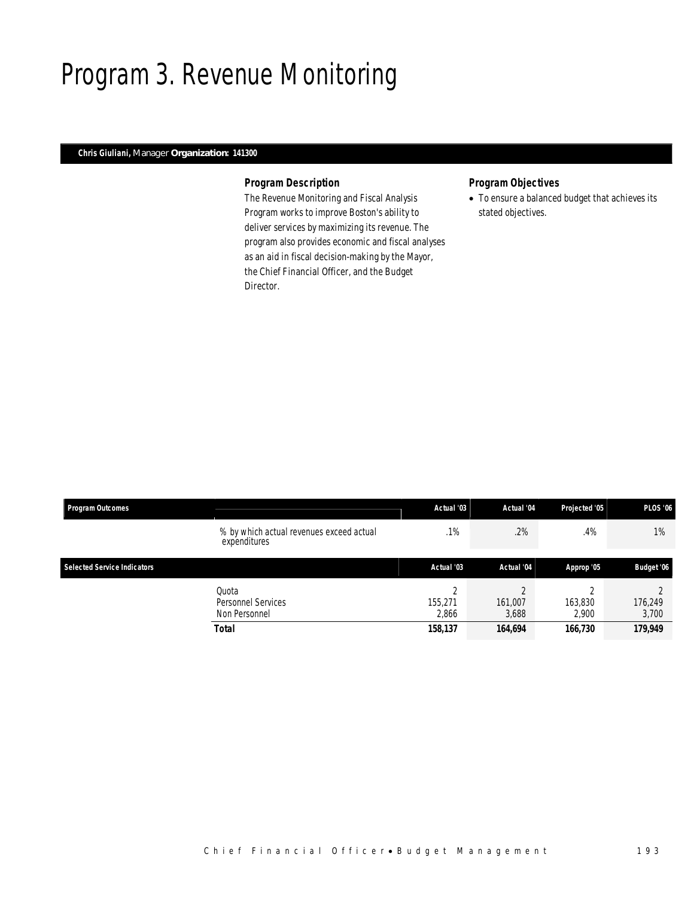# Program 3. Revenue Monitoring

**Chris Giuliani,** Manager **Organization: 141300**

### Program Description

The Revenue Monitoring and Fiscal Analysis Program works to improve Boston's ability to deliver services by maximizing its revenue. The program also provides economic and fiscal analyses as an aid in fiscal decision-making by the Mayor, the Chief Financial Officer, and the Budget Director.

### Program Objectives

- To ensure a balanced budget that achieves its stated objectives.

| Program Outcomes | | Actual '03 | Actual '04 | Projected '05 | PLOS '06 |
|---|---|---|---|---|---|
| | % by which actual revenues exceed actual expenditures | .1% | .2% | .4% | 1% |

| Selected Service Indicators | | Actual '03 | Actual '04 | Approp '05 | Budget '06 |
|---|---|---|---|---|---|
| | Quota | 2 | 2 | 2 | 2 |
| | Personnel Services | 155,271 | 161,007 | 163,830 | 176,249 |
| | Non Personnel | 2,866 | 3,688 | 2,900 | 3,700 |
| | **Total** | **158,137** | **164,694** | **166,730** | **179,949** |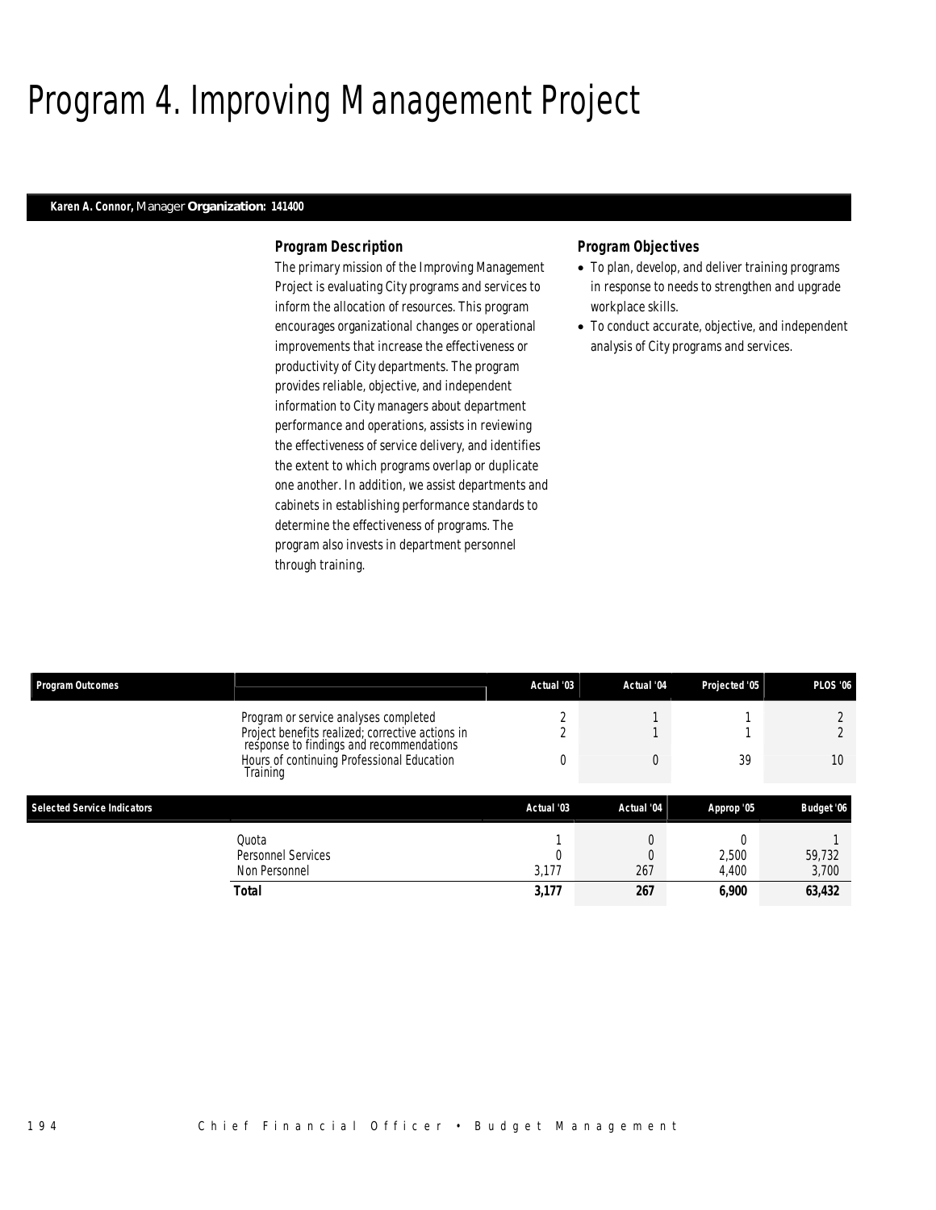# Program 4. Improving Management Project

**Karen A. Connor,** Manager **Organization: 141400**

### Program Description

The primary mission of the Improving Management Project is evaluating City programs and services to inform the allocation of resources. This program encourages organizational changes or operational improvements that increase the effectiveness or productivity of City departments. The program provides reliable, objective, and independent information to City managers about department performance and operations, assists in reviewing the effectiveness of service delivery, and identifies the extent to which programs overlap or duplicate one another. In addition, we assist departments and cabinets in establishing performance standards to determine the effectiveness of programs. The program also invests in department personnel through training.

### Program Objectives

- To plan, develop, and deliver training programs in response to needs to strengthen and upgrade workplace skills.
- To conduct accurate, objective, and independent analysis of City programs and services.

| Program Outcomes | | Actual '03 | Actual '04 | Projected '05 | PLOS '06 |
|---|---|---|---|---|---|
| | Program or service analyses completed | 2 | 1 | 1 | 2 |
| | Project benefits realized; corrective actions in response to findings and recommendations | 2 | 1 | 1 | 2 |
| | Hours of continuing Professional Education Training | 0 | 0 | 39 | 10 |

| Selected Service Indicators | | Actual '03 | Actual '04 | Approp '05 | Budget '06 |
|---|---|---|---|---|---|
| | Quota | 1 | 0 | 0 | 1 |
| | Personnel Services | 0 | 0 | 2,500 | 59,732 |
| | Non Personnel | 3,177 | 267 | 4,400 | 3,700 |
| | **Total** | **3,177** | **267** | **6,900** | **63,432** |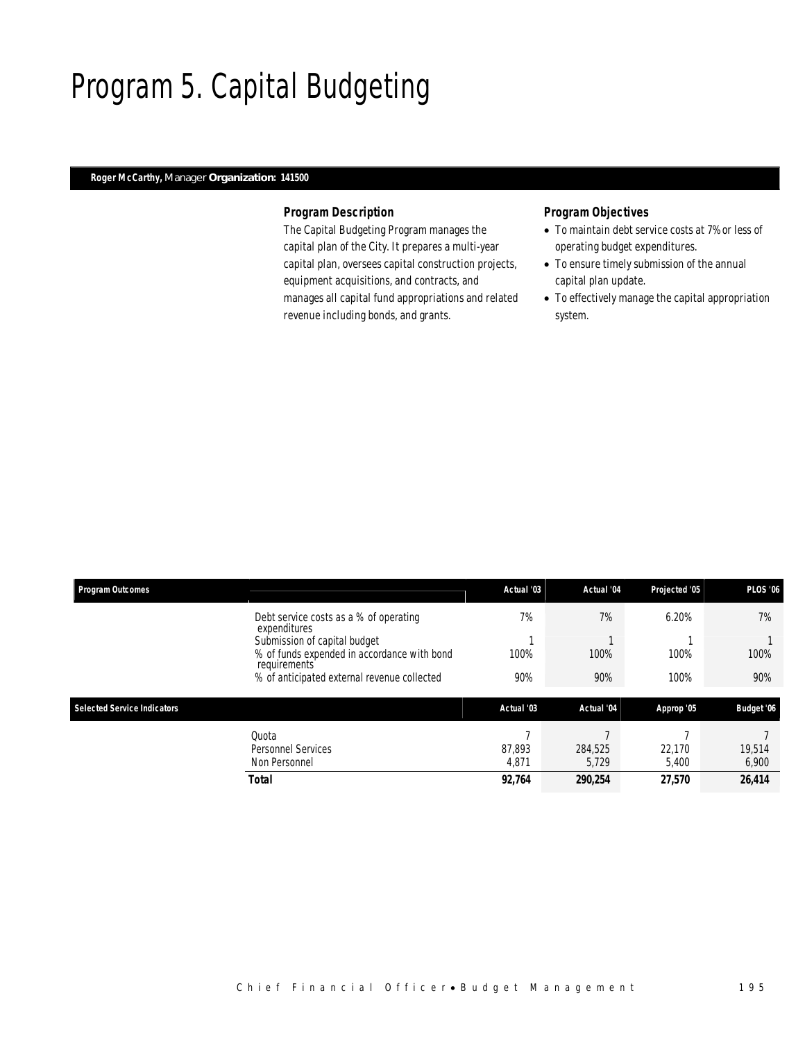# Program 5. Capital Budgeting

**Roger McCarthy,** Manager **Organization: 141500**

### *Program Description*

The Capital Budgeting Program manages the capital plan of the City. It prepares a multi-year capital plan, oversees capital construction projects, equipment acquisitions, and contracts, and manages all capital fund appropriations and related revenue including bonds, and grants.

### *Program Objectives*

- To maintain debt service costs at 7% or less of operating budget expenditures.
- To ensure timely submission of the annual capital plan update.
- To effectively manage the capital appropriation system.

| Program Outcomes | | Actual '03 | Actual '04 | Projected '05 | PLOS '06 |
|---|---|---|---|---|---|
| | Debt service costs as a % of operating expenditures | 7% | 7% | 6.20% | 7% |
| | Submission of capital budget | 1 | 1 | 1 | 1 |
| | % of funds expended in accordance with bond requirements | 100% | 100% | 100% | 100% |
| | % of anticipated external revenue collected | 90% | 90% | 100% | 90% |

| Selected Service Indicators | | Actual '03 | Actual '04 | Approp '05 | Budget '06 |
|---|---|---|---|---|---|
| | Quota | 7 | 7 | 7 | 7 |
| | Personnel Services | 87,893 | 284,525 | 22,170 | 19,514 |
| | Non Personnel | 4,871 | 5,729 | 5,400 | 6,900 |
| | **Total** | **92,764** | **290,254** | **27,570** | **26,414** |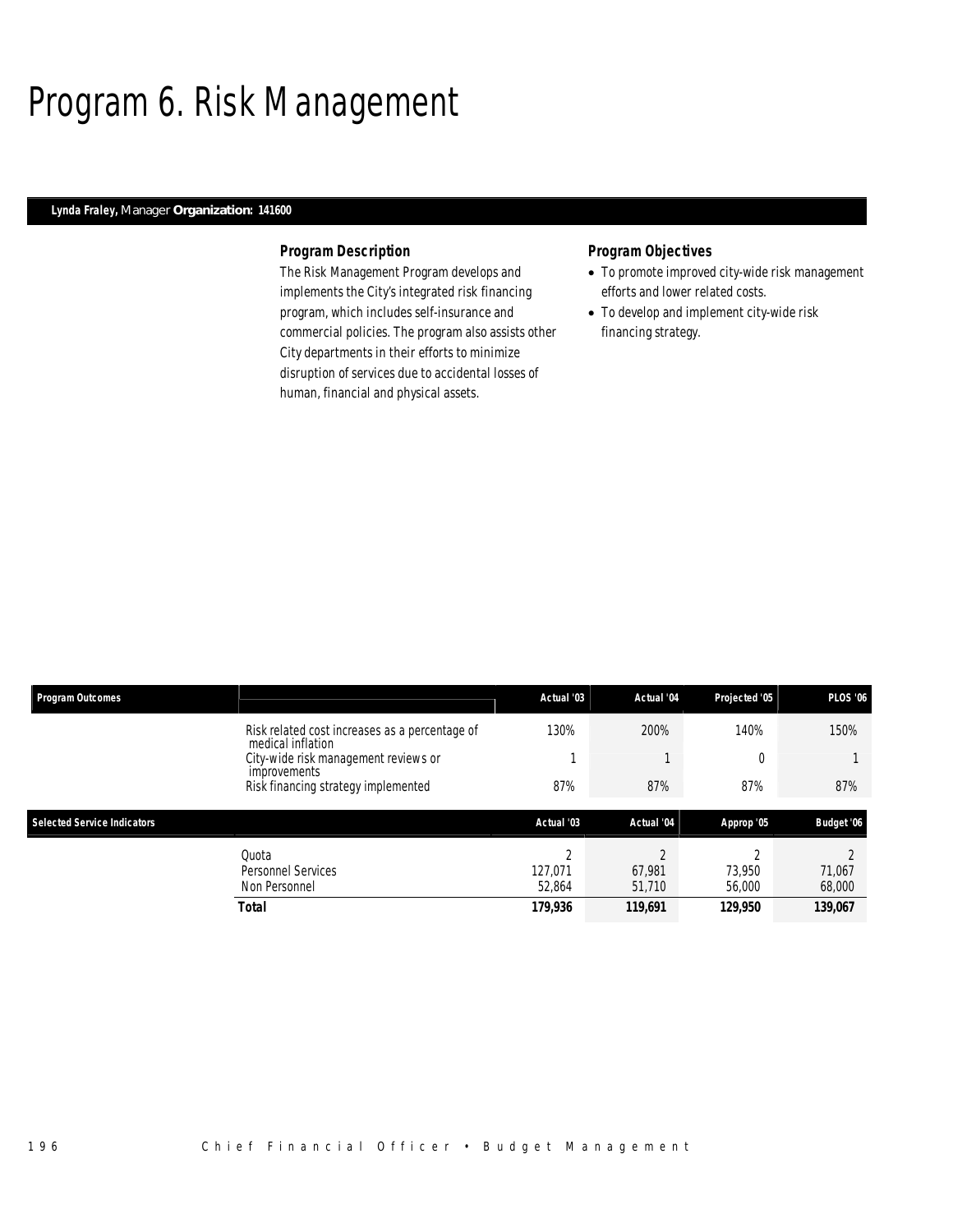# Program 6. Risk Management

**Lynda Fraley,** Manager **Organization: 141600**

### Program Description

The Risk Management Program develops and implements the City's integrated risk financing program, which includes self-insurance and commercial policies. The program also assists other City departments in their efforts to minimize disruption of services due to accidental losses of human, financial and physical assets.

### Program Objectives

- To promote improved city-wide risk management efforts and lower related costs.
- To develop and implement city-wide risk financing strategy.

| Program Outcomes | | Actual '03 | Actual '04 | Projected '05 | PLOS '06 |
|---|---|---|---|---|---|
| | Risk related cost increases as a percentage of medical inflation | 130% | 200% | 140% | 150% |
| | City-wide risk management reviews or improvements | 1 | 1 | 0 | 1 |
| | Risk financing strategy implemented | 87% | 87% | 87% | 87% |

| Selected Service Indicators | | Actual '03 | Actual '04 | Approp '05 | Budget '06 |
|---|---|---|---|---|---|
| | Quota | 2 | 2 | 2 | 2 |
| | Personnel Services | 127,071 | 67,981 | 73,950 | 71,067 |
| | Non Personnel | 52,864 | 51,710 | 56,000 | 68,000 |
| | **Total** | **179,936** | **119,691** | **129,950** | **139,067** |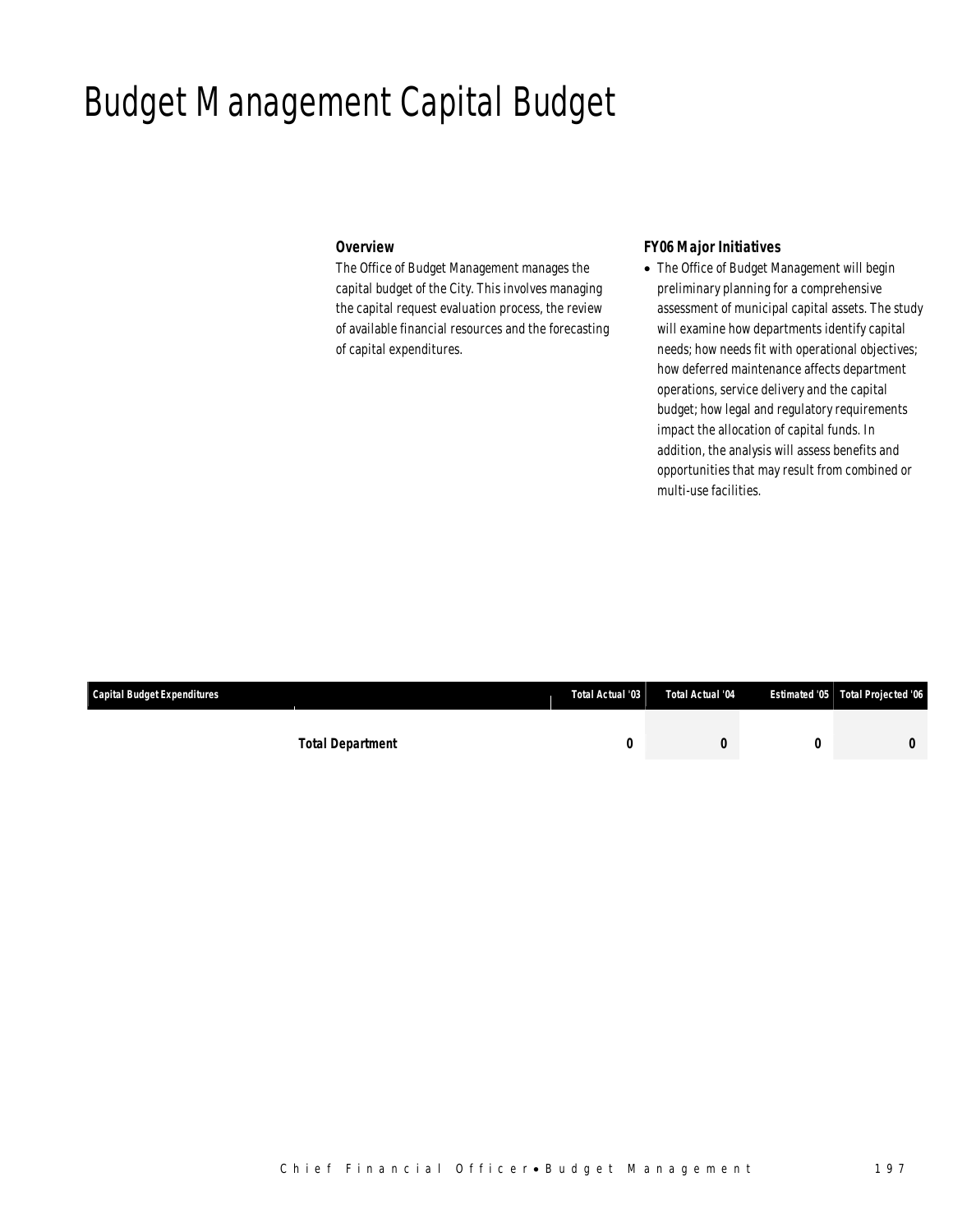# Budget Management Capital Budget

### Overview

The Office of Budget Management manages the capital budget of the City. This involves managing the capital request evaluation process, the review of available financial resources and the forecasting of capital expenditures.

### FY06 Major Initiatives

- The Office of Budget Management will begin preliminary planning for a comprehensive assessment of municipal capital assets. The study will examine how departments identify capital needs; how needs fit with operational objectives; how deferred maintenance affects department operations, service delivery and the capital budget; how legal and regulatory requirements impact the allocation of capital funds. In addition, the analysis will assess benefits and opportunities that may result from combined or multi-use facilities.

| Capital Budget Expenditures | Total Actual '03 | Total Actual '04 | Estimated '05 | Total Projected '06 |
|---|---|---|---|---|
| **Total Department** | **0** | **0** | **0** | **0** |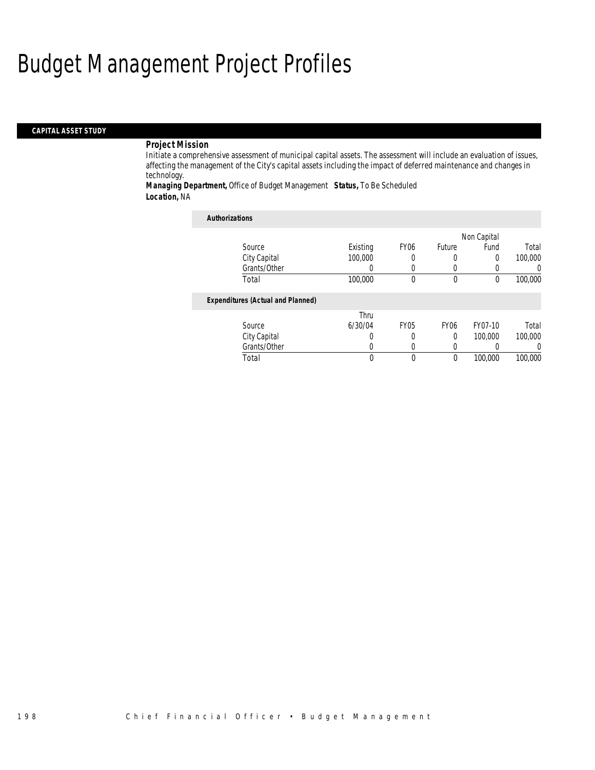# Budget Management Project Profiles

### CAPITAL ASSET STUDY

**Project Mission**

Initiate a comprehensive assessment of municipal capital assets. The assessment will include an evaluation of issues, affecting the management of the City's capital assets including the impact of deferred maintenance and changes in technology.

**Managing Department,** Office of Budget Management **Status,** To Be Scheduled

**Location,** NA

*Authorizations*

| Source | Existing | FY06 | Future | Non Capital Fund | Total |
|---|---|---|---|---|---|
| City Capital | 100,000 | 0 | 0 | 0 | 100,000 |
| Grants/Other | 0 | 0 | 0 | 0 | 0 |
| Total | 100,000 | 0 | 0 | 0 | 100,000 |

*Expenditures (Actual and Planned)*

| Source | Thru 6/30/04 | FY05 | FY06 | FY07-10 | Total |
|---|---|---|---|---|---|
| City Capital | 0 | 0 | 0 | 100,000 | 100,000 |
| Grants/Other | 0 | 0 | 0 | 0 | 0 |
| Total | 0 | 0 | 0 | 100,000 | 100,000 |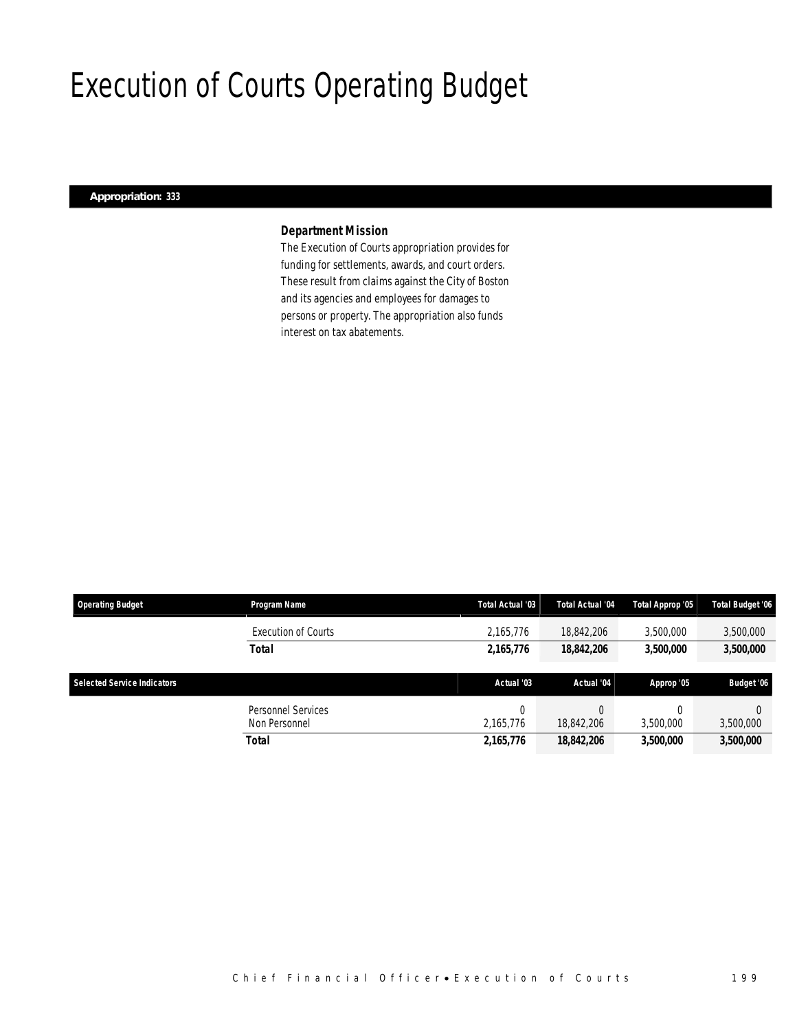# Execution of Courts Operating Budget

**Appropriation: 333**

### *Department Mission*

*The Execution of Courts appropriation provides for funding for settlements, awards, and court orders. These result from claims against the City of Boston and its agencies and employees for damages to persons or property. The appropriation also funds interest on tax abatements.*

| Operating Budget | Program Name | Total Actual '03 | Total Actual '04 | Total Approp '05 | Total Budget '06 |
|---|---|---|---|---|---|
| | Execution of Courts | 2,165,776 | 18,842,206 | 3,500,000 | 3,500,000 |
| | **Total** | **2,165,776** | **18,842,206** | **3,500,000** | **3,500,000** |

| Selected Service Indicators | | Actual '03 | Actual '04 | Approp '05 | Budget '06 |
|---|---|---|---|---|---|
| | Personnel Services | 0 | 0 | 0 | 0 |
| | Non Personnel | 2,165,776 | 18,842,206 | 3,500,000 | 3,500,000 |
| | **Total** | **2,165,776** | **18,842,206** | **3,500,000** | **3,500,000** |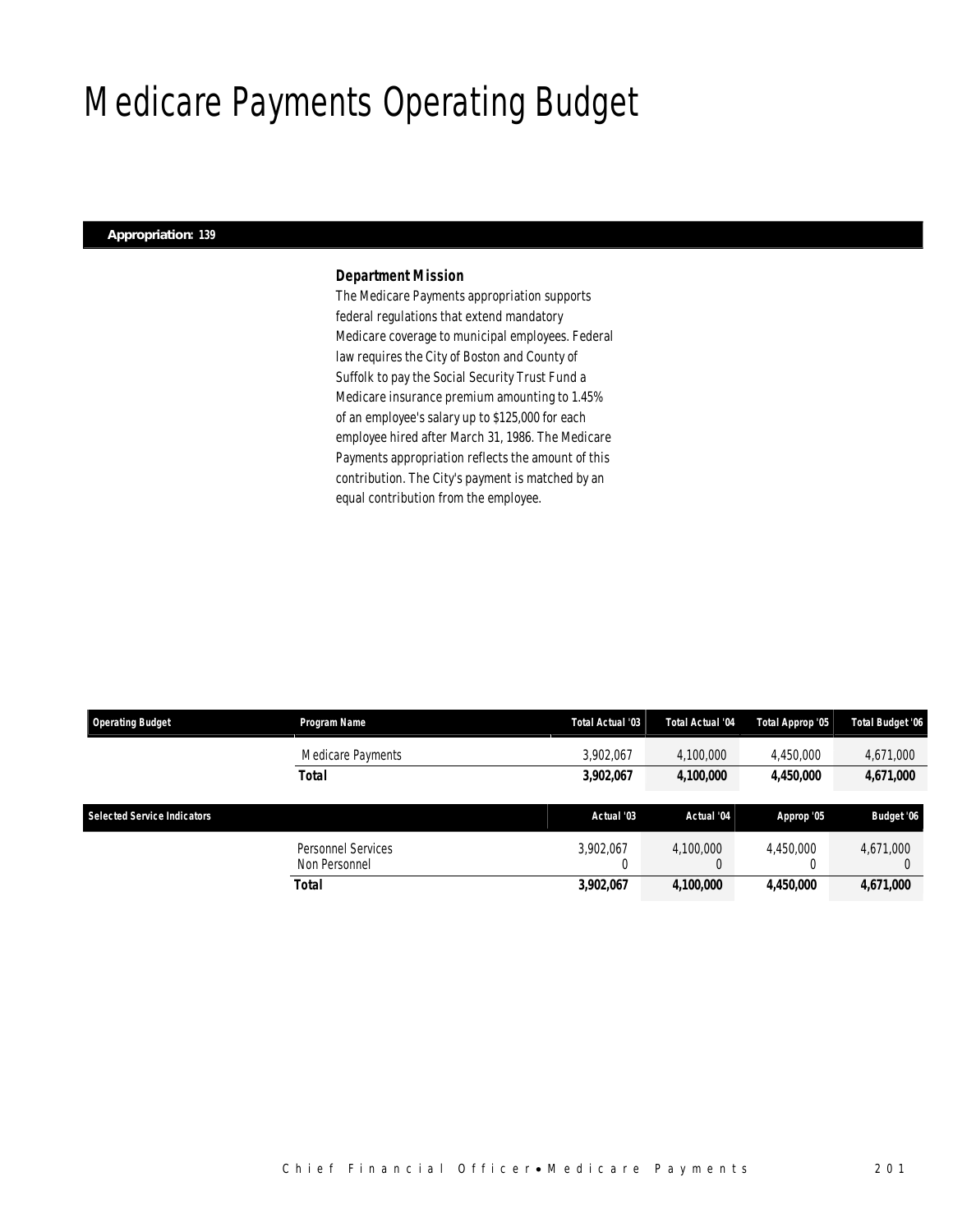# Medicare Payments Operating Budget

**Appropriation: 139**

### *Department Mission*

The Medicare Payments appropriation supports federal regulations that extend mandatory Medicare coverage to municipal employees. Federal law requires the City of Boston and County of Suffolk to pay the Social Security Trust Fund a Medicare insurance premium amounting to 1.45% of an employee's salary up to $125,000 for each employee hired after March 31, 1986. The Medicare Payments appropriation reflects the amount of this contribution. The City's payment is matched by an equal contribution from the employee.

| Operating Budget | Program Name | Total Actual '03 | Total Actual '04 | Total Approp '05 | Total Budget '06 |
|---|---|---|---|---|---|
| | Medicare Payments | 3,902,067 | 4,100,000 | 4,450,000 | 4,671,000 |
| | **Total** | **3,902,067** | **4,100,000** | **4,450,000** | **4,671,000** |

| Selected Service Indicators | | Actual '03 | Actual '04 | Approp '05 | Budget '06 |
|---|---|---|---|---|---|
| | Personnel Services | 3,902,067 | 4,100,000 | 4,450,000 | 4,671,000 |
| | Non Personnel | 0 | 0 | 0 | 0 |
| | **Total** | **3,902,067** | **4,100,000** | **4,450,000** | **4,671,000** |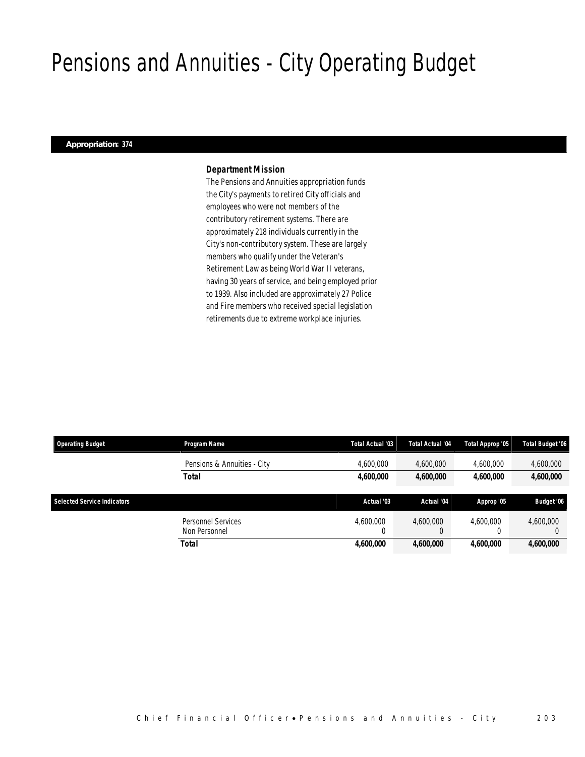# Pensions and Annuities - City Operating Budget

**Appropriation: 374**

### *Department Mission*

*The Pensions and Annuities appropriation funds the City's payments to retired City officials and employees who were not members of the contributory retirement systems. There are approximately 218 individuals currently in the City's non-contributory system. These are largely members who qualify under the Veteran's Retirement Law as being World War II veterans, having 30 years of service, and being employed prior to 1939. Also included are approximately 27 Police and Fire members who received special legislation retirements due to extreme workplace injuries.*

| Operating Budget | Program Name | Total Actual '03 | Total Actual '04 | Total Approp '05 | Total Budget '06 |
|---|---|---|---|---|---|
| | Pensions & Annuities - City | 4,600,000 | 4,600,000 | 4,600,000 | 4,600,000 |
| | **Total** | **4,600,000** | **4,600,000** | **4,600,000** | **4,600,000** |

| Selected Service Indicators | | Actual '03 | Actual '04 | Approp '05 | Budget '06 |
|---|---|---|---|---|---|
| | Personnel Services | 4,600,000 | 4,600,000 | 4,600,000 | 4,600,000 |
| | Non Personnel | 0 | 0 | 0 | 0 |
| | **Total** | **4,600,000** | **4,600,000** | **4,600,000** | **4,600,000** |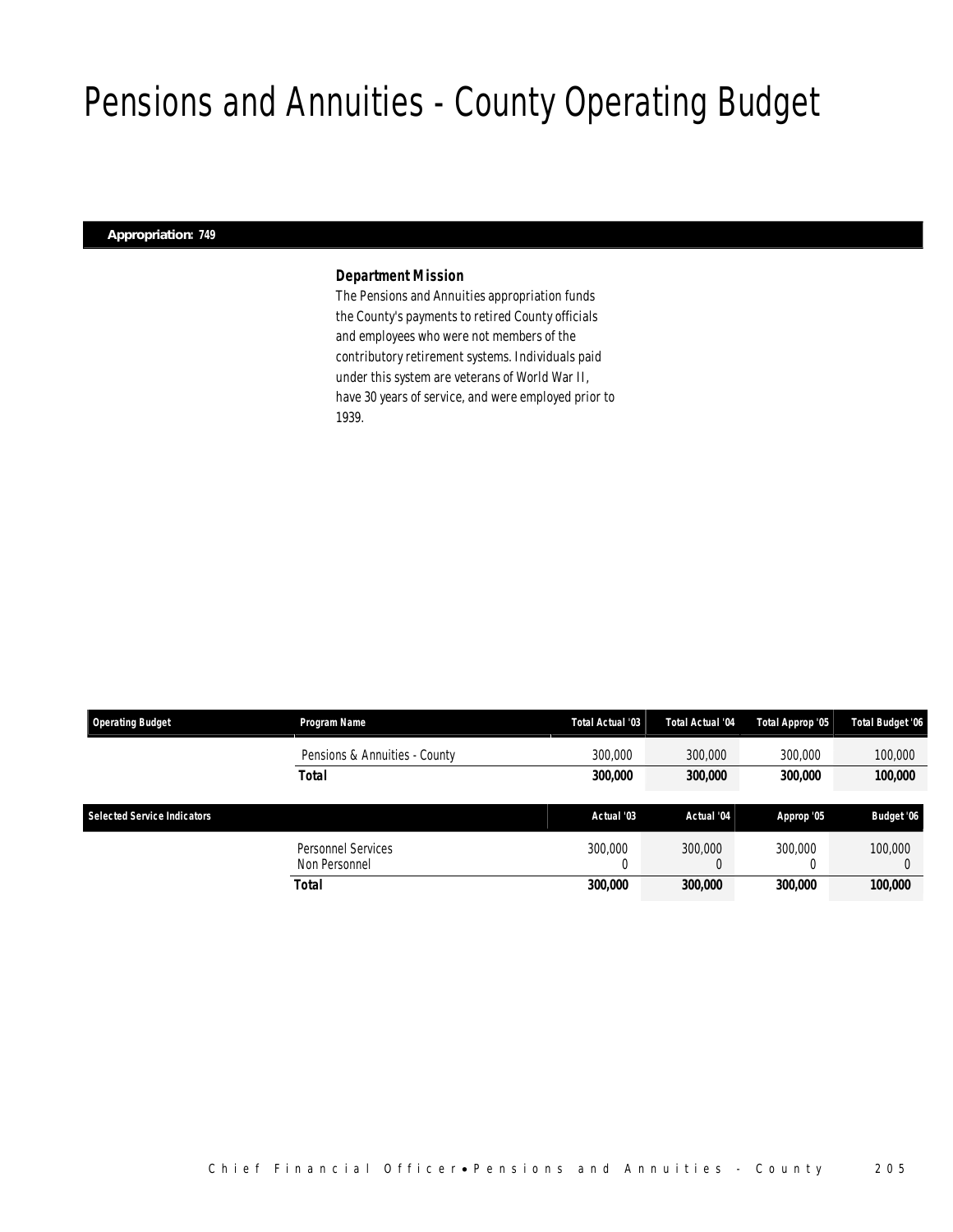# Pensions and Annuities - County Operating Budget

**Appropriation: 749**

### *Department Mission*

The Pensions and Annuities appropriation funds the County's payments to retired County officials and employees who were not members of the contributory retirement systems. Individuals paid under this system are veterans of World War II, have 30 years of service, and were employed prior to 1939.

| Operating Budget | Program Name | Total Actual '03 | Total Actual '04 | Total Approp '05 | Total Budget '06 |
|---|---|---|---|---|---|
| | Pensions & Annuities - County | 300,000 | 300,000 | 300,000 | 100,000 |
| | **Total** | **300,000** | **300,000** | **300,000** | **100,000** |

| Selected Service Indicators | | Actual '03 | Actual '04 | Approp '05 | Budget '06 |
|---|---|---|---|---|---|
| | Personnel Services | 300,000 | 300,000 | 300,000 | 100,000 |
| | Non Personnel | 0 | 0 | 0 | 0 |
| | **Total** | **300,000** | **300,000** | **300,000** | **100,000** |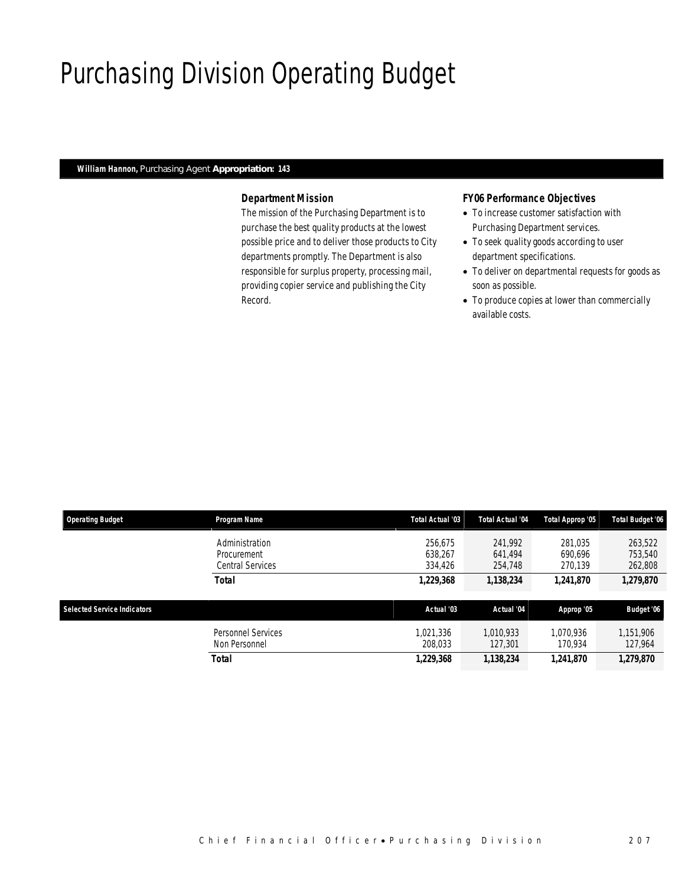# Purchasing Division Operating Budget

**William Hannon,** Purchasing Agent **Appropriation: 143**

### Department Mission

The mission of the Purchasing Department is to purchase the best quality products at the lowest possible price and to deliver those products to City departments promptly. The Department is also responsible for surplus property, processing mail, providing copier service and publishing the City Record.

### FY06 Performance Objectives

- To increase customer satisfaction with Purchasing Department services.
- To seek quality goods according to user department specifications.
- To deliver on departmental requests for goods as soon as possible.
- To produce copies at lower than commercially available costs.

| Operating Budget | Program Name | Total Actual '03 | Total Actual '04 | Total Approp '05 | Total Budget '06 |
|---|---|---|---|---|---|
| | Administration | 256,675 | 241,992 | 281,035 | 263,522 |
| | Procurement | 638,267 | 641,494 | 690,696 | 753,540 |
| | Central Services | 334,426 | 254,748 | 270,139 | 262,808 |
| | **Total** | **1,229,368** | **1,138,234** | **1,241,870** | **1,279,870** |

| Selected Service Indicators | | Actual '03 | Actual '04 | Approp '05 | Budget '06 |
|---|---|---|---|---|---|
| | Personnel Services | 1,021,336 | 1,010,933 | 1,070,936 | 1,151,906 |
| | Non Personnel | 208,033 | 127,301 | 170,934 | 127,964 |
| | **Total** | **1,229,368** | **1,138,234** | **1,241,870** | **1,279,870** |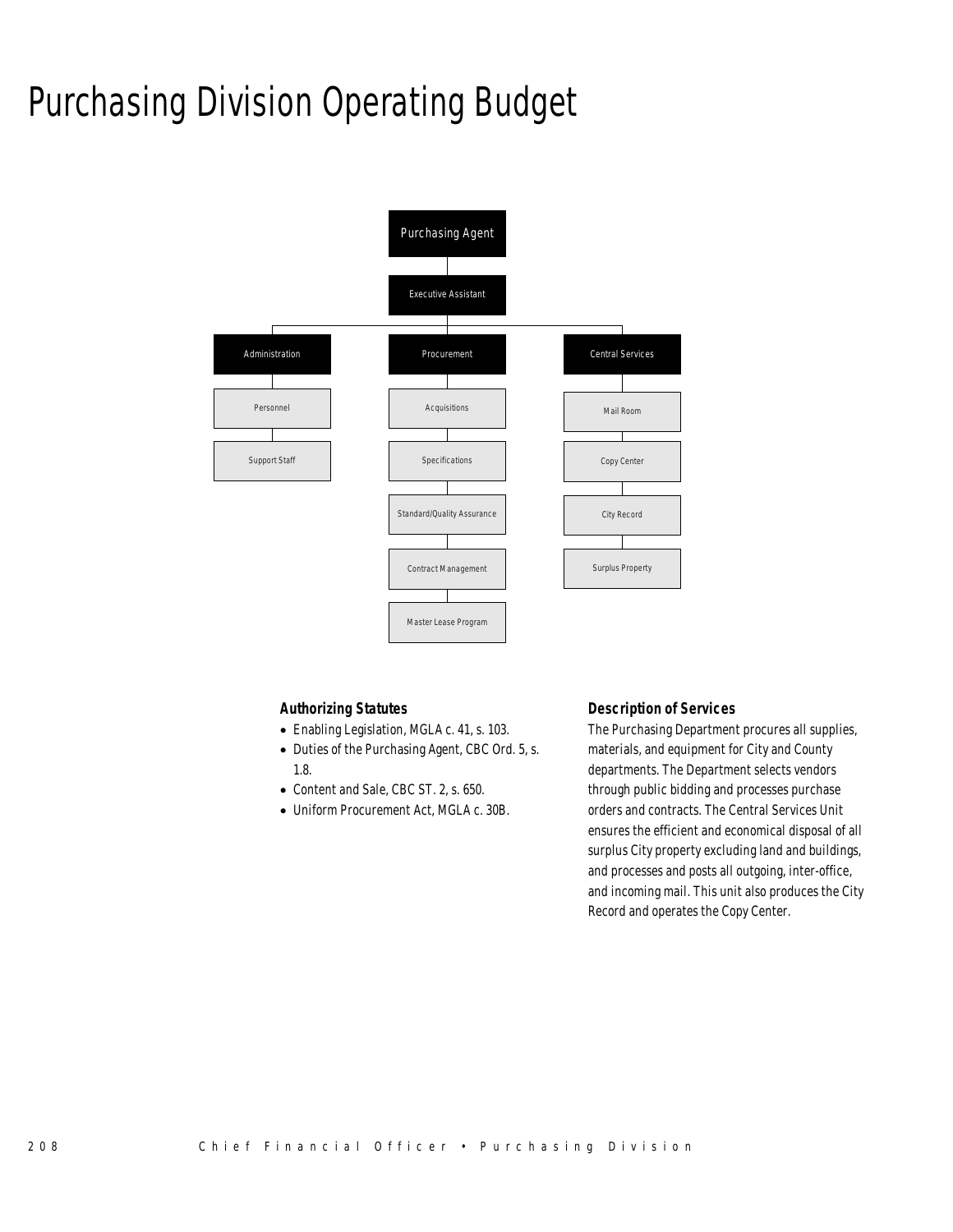# Purchasing Division Operating Budget

- Purchasing Agent
  - Executive Assistant
    - Administration
      - Personnel
      - Support Staff
    - Procurement
      - Acquisitions
      - Specifications
      - Standard/Quality Assurance
      - Contract Management
      - Master Lease Program
    - Central Services
      - Mail Room
      - Copy Center
      - City Record
      - Surplus Property

### Authorizing Statutes

- Enabling Legislation, MGLA c. 41, s. 103.
- Duties of the Purchasing Agent, CBC Ord. 5, s. 1.8.
- Content and Sale, CBC ST. 2, s. 650.
- Uniform Procurement Act, MGLA c. 30B.

### Description of Services

The Purchasing Department procures all supplies, materials, and equipment for City and County departments. The Department selects vendors through public bidding and processes purchase orders and contracts. The Central Services Unit ensures the efficient and economical disposal of all surplus City property excluding land and buildings, and processes and posts all outgoing, inter-office, and incoming mail. This unit also produces the City Record and operates the Copy Center.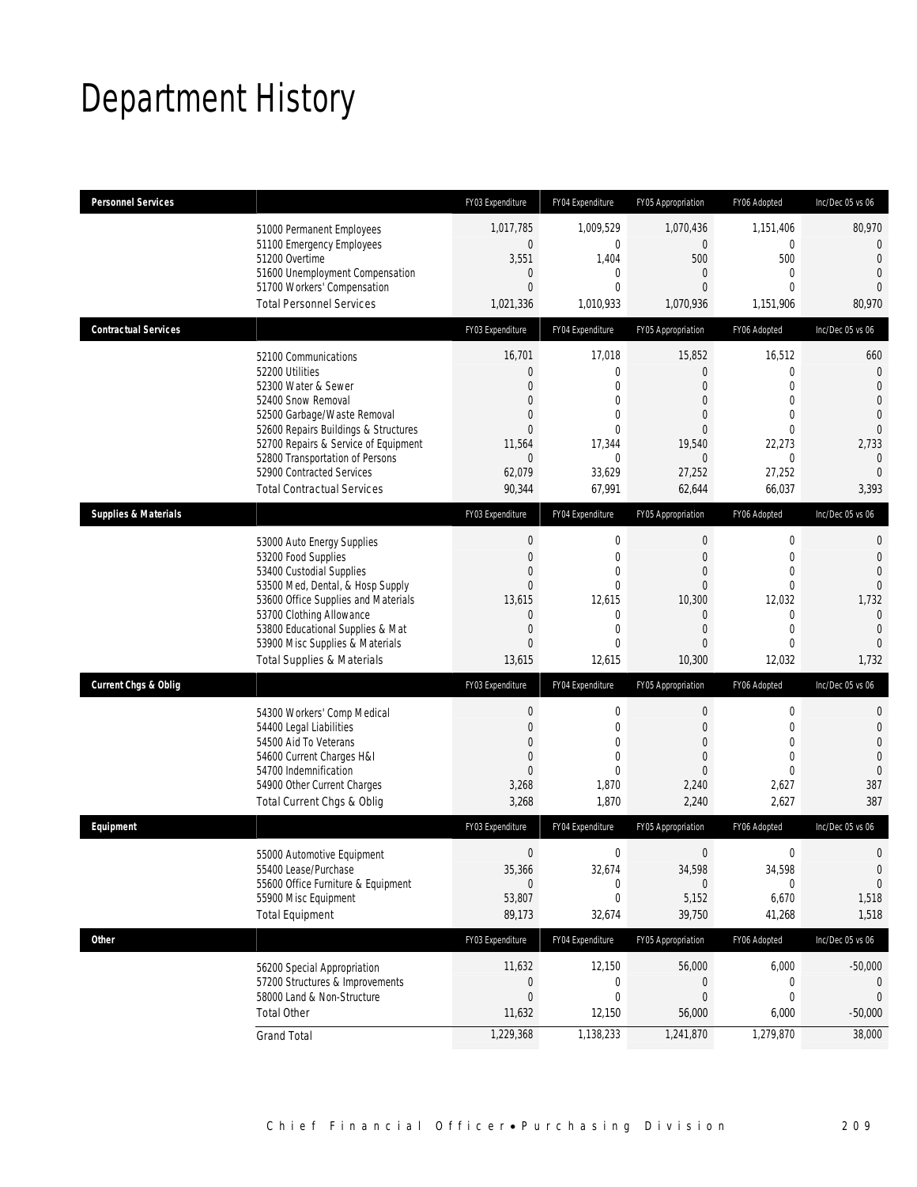# Department History

| Personnel Services | | FY03 Expenditure | FY04 Expenditure | FY05 Appropriation | FY06 Adopted | Inc/Dec 05 vs 06 |
|---|---|---|---|---|---|---|
| | 51000 Permanent Employees | 1,017,785 | 1,009,529 | 1,070,436 | 1,151,406 | 80,970 |
| | 51100 Emergency Employees | 0 | 0 | 0 | 0 | 0 |
| | 51200 Overtime | 3,551 | 1,404 | 500 | 500 | 0 |
| | 51600 Unemployment Compensation | 0 | 0 | 0 | 0 | 0 |
| | 51700 Workers' Compensation | 0 | 0 | 0 | 0 | 0 |
| | Total Personnel Services | 1,021,336 | 1,010,933 | 1,070,936 | 1,151,906 | 80,970 |
| **Contractual Services** | | FY03 Expenditure | FY04 Expenditure | FY05 Appropriation | FY06 Adopted | Inc/Dec 05 vs 06 |
| | 52100 Communications | 16,701 | 17,018 | 15,852 | 16,512 | 660 |
| | 52200 Utilities | 0 | 0 | 0 | 0 | 0 |
| | 52300 Water & Sewer | 0 | 0 | 0 | 0 | 0 |
| | 52400 Snow Removal | 0 | 0 | 0 | 0 | 0 |
| | 52500 Garbage/Waste Removal | 0 | 0 | 0 | 0 | 0 |
| | 52600 Repairs Buildings & Structures | 0 | 0 | 0 | 0 | 0 |
| | 52700 Repairs & Service of Equipment | 11,564 | 17,344 | 19,540 | 22,273 | 2,733 |
| | 52800 Transportation of Persons | 0 | 0 | 0 | 0 | 0 |
| | 52900 Contracted Services | 62,079 | 33,629 | 27,252 | 27,252 | 0 |
| | Total Contractual Services | 90,344 | 67,991 | 62,644 | 66,037 | 3,393 |
| **Supplies & Materials** | | FY03 Expenditure | FY04 Expenditure | FY05 Appropriation | FY06 Adopted | Inc/Dec 05 vs 06 |
| | 53000 Auto Energy Supplies | 0 | 0 | 0 | 0 | 0 |
| | 53200 Food Supplies | 0 | 0 | 0 | 0 | 0 |
| | 53400 Custodial Supplies | 0 | 0 | 0 | 0 | 0 |
| | 53500 Med, Dental, & Hosp Supply | 0 | 0 | 0 | 0 | 0 |
| | 53600 Office Supplies and Materials | 13,615 | 12,615 | 10,300 | 12,032 | 1,732 |
| | 53700 Clothing Allowance | 0 | 0 | 0 | 0 | 0 |
| | 53800 Educational Supplies & Mat | 0 | 0 | 0 | 0 | 0 |
| | 53900 Misc Supplies & Materials | 0 | 0 | 0 | 0 | 0 |
| | Total Supplies & Materials | 13,615 | 12,615 | 10,300 | 12,032 | 1,732 |
| **Current Chgs & Oblig** | | FY03 Expenditure | FY04 Expenditure | FY05 Appropriation | FY06 Adopted | Inc/Dec 05 vs 06 |
| | 54300 Workers' Comp Medical | 0 | 0 | 0 | 0 | 0 |
| | 54400 Legal Liabilities | 0 | 0 | 0 | 0 | 0 |
| | 54500 Aid To Veterans | 0 | 0 | 0 | 0 | 0 |
| | 54600 Current Charges H&I | 0 | 0 | 0 | 0 | 0 |
| | 54700 Indemnification | 0 | 0 | 0 | 0 | 0 |
| | 54900 Other Current Charges | 3,268 | 1,870 | 2,240 | 2,627 | 387 |
| | Total Current Chgs & Oblig | 3,268 | 1,870 | 2,240 | 2,627 | 387 |
| **Equipment** | | FY03 Expenditure | FY04 Expenditure | FY05 Appropriation | FY06 Adopted | Inc/Dec 05 vs 06 |
| | 55000 Automotive Equipment | 0 | 0 | 0 | 0 | 0 |
| | 55400 Lease/Purchase | 35,366 | 32,674 | 34,598 | 34,598 | 0 |
| | 55600 Office Furniture & Equipment | 0 | 0 | 0 | 0 | 0 |
| | 55900 Misc Equipment | 53,807 | 0 | 5,152 | 6,670 | 1,518 |
| | Total Equipment | 89,173 | 32,674 | 39,750 | 41,268 | 1,518 |
| **Other** | | FY03 Expenditure | FY04 Expenditure | FY05 Appropriation | FY06 Adopted | Inc/Dec 05 vs 06 |
| | 56200 Special Appropriation | 11,632 | 12,150 | 56,000 | 6,000 | -50,000 |
| | 57200 Structures & Improvements | 0 | 0 | 0 | 0 | 0 |
| | 58000 Land & Non-Structure | 0 | 0 | 0 | 0 | 0 |
| | Total Other | 11,632 | 12,150 | 56,000 | 6,000 | -50,000 |
| | Grand Total | 1,229,368 | 1,138,233 | 1,241,870 | 1,279,870 | 38,000 |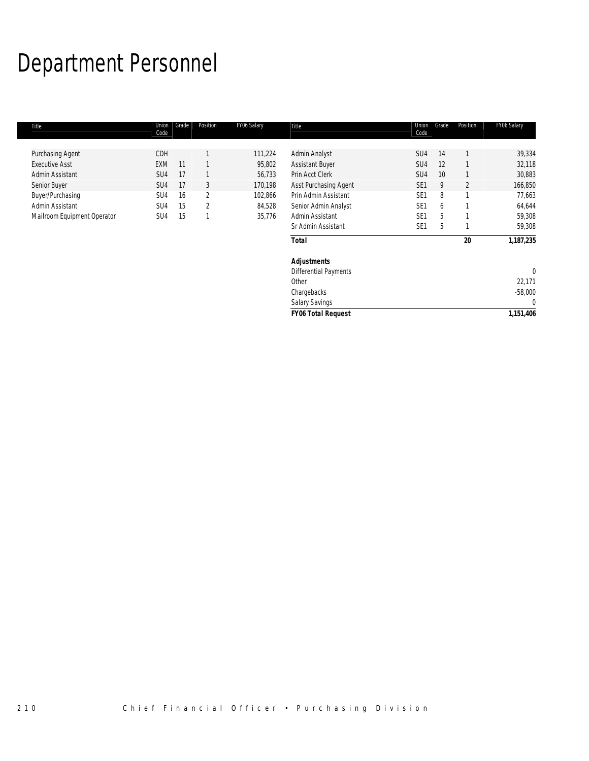# Department Personnel

| Title | Union Code | Grade | Position | FY06 Salary | Title | Union Code | Grade | Position | FY06 Salary |
|---|---|---|---|---|---|---|---|---|---|
| Purchasing Agent | CDH | | 1 | 111,224 | Admin Analyst | SU4 | 14 | 1 | 39,334 |
| Executive Asst | EXM | 11 | 1 | 95,802 | Assistant Buyer | SU4 | 12 | 1 | 32,118 |
| Admin Assistant | SU4 | 17 | 1 | 56,733 | Prin Acct Clerk | SU4 | 10 | 1 | 30,883 |
| Senior Buyer | SU4 | 17 | 3 | 170,198 | Asst Purchasing Agent | SE1 | 9 | 2 | 166,850 |
| Buyer/Purchasing | SU4 | 16 | 2 | 102,866 | Prin Admin Assistant | SE1 | 8 | 1 | 77,663 |
| Admin Assistant | SU4 | 15 | 2 | 84,528 | Senior Admin Analyst | SE1 | 6 | 1 | 64,644 |
| Mailroom Equipment Operator | SU4 | 15 | 1 | 35,776 | Admin Assistant | SE1 | 5 | 1 | 59,308 |
| | | | | | Sr Admin Assistant | SE1 | 5 | 1 | 59,308 |
| | | | | | **Total** | | | **20** | **1,187,235** |
| | | | | | | | | | |
| | | | | | **Adjustments** | | | | |
| | | | | | Differential Payments | | | | 0 |
| | | | | | Other | | | | 22,171 |
| | | | | | Chargebacks | | | | -58,000 |
| | | | | | Salary Savings | | | | 0 |
| | | | | | **FY06 Total Request** | | | | **1,151,406** |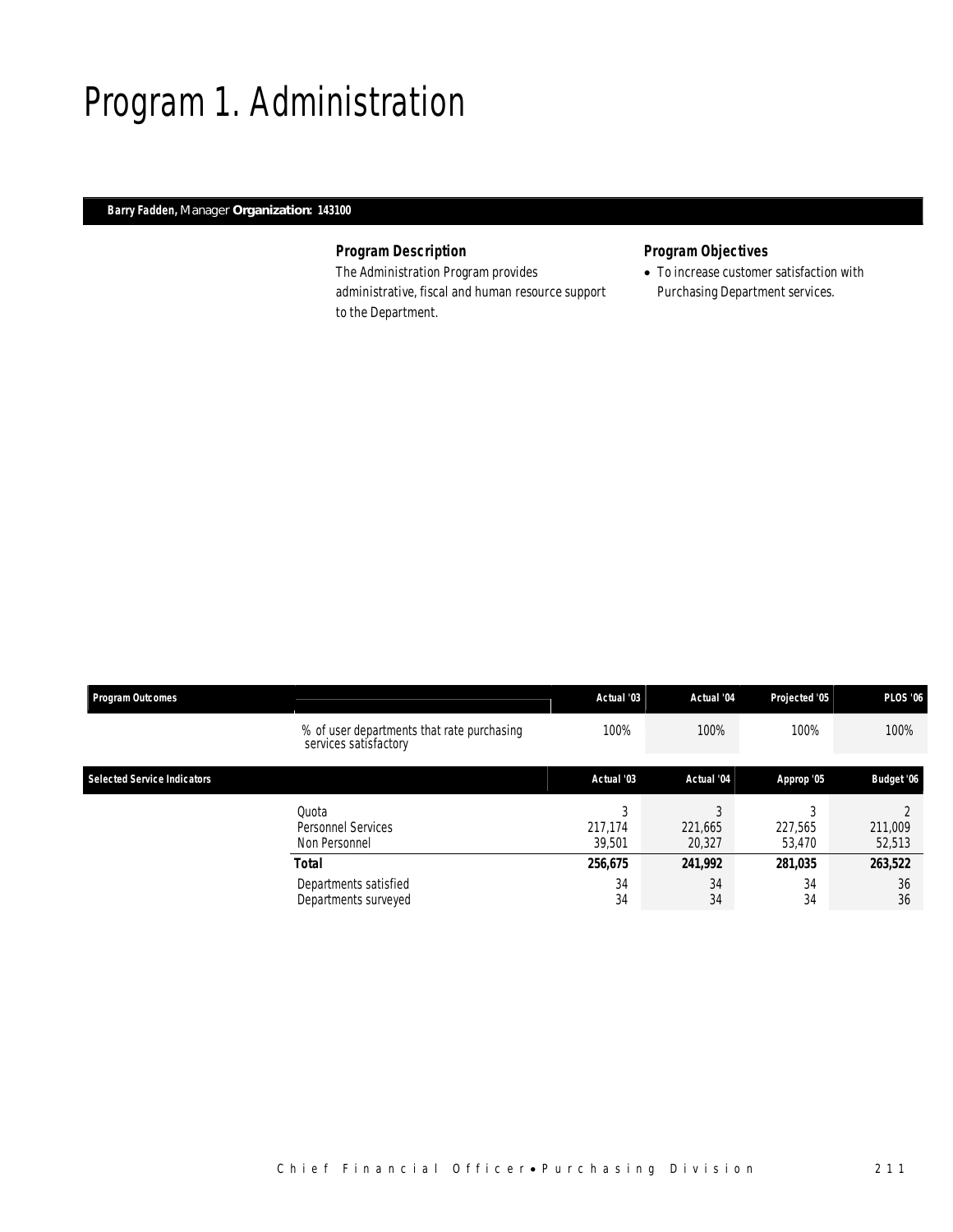// Program 1. Administration

**Barry Fadden,** Manager **Organization: 143100**

### Program Description

The Administration Program provides administrative, fiscal and human resource support to the Department.

### Program Objectives

- To increase customer satisfaction with Purchasing Department services.

| Program Outcomes | | Actual '03 | Actual '04 | Projected '05 | PLOS '06 |
|---|---|---|---|---|---|
| | % of user departments that rate purchasing services satisfactory | 100% | 100% | 100% | 100% |

| Selected Service Indicators | | Actual '03 | Actual '04 | Approp '05 | Budget '06 |
|---|---|---|---|---|---|
| | Quota | 3 | 3 | 3 | 2 |
| | Personnel Services | 217,174 | 221,665 | 227,565 | 211,009 |
| | Non Personnel | 39,501 | 20,327 | 53,470 | 52,513 |
| | **Total** | **256,675** | **241,992** | **281,035** | **263,522** |
| | Departments satisfied | 34 | 34 | 34 | 36 |
| | Departments surveyed | 34 | 34 | 34 | 36 |

# Program 1. Administration

**Barry Fadden,** Manager **Organization: 143100**

### Program Description

The Administration Program provides administrative, fiscal and human resource support to the Department.

### Program Objectives

- To increase customer satisfaction with Purchasing Department services.

| Program Outcomes | | Actual '03 | Actual '04 | Projected '05 | PLOS '06 |
|---|---|---|---|---|---|
| | % of user departments that rate purchasing services satisfactory | 100% | 100% | 100% | 100% |

| Selected Service Indicators | | Actual '03 | Actual '04 | Approp '05 | Budget '06 |
|---|---|---|---|---|---|
| | Quota | 3 | 3 | 3 | 2 |
| | Personnel Services | 217,174 | 221,665 | 227,565 | 211,009 |
| | Non Personnel | 39,501 | 20,327 | 53,470 | 52,513 |
| | **Total** | **256,675** | **241,992** | **281,035** | **263,522** |
| | Departments satisfied | 34 | 34 | 34 | 36 |
| | Departments surveyed | 34 | 34 | 34 | 36 |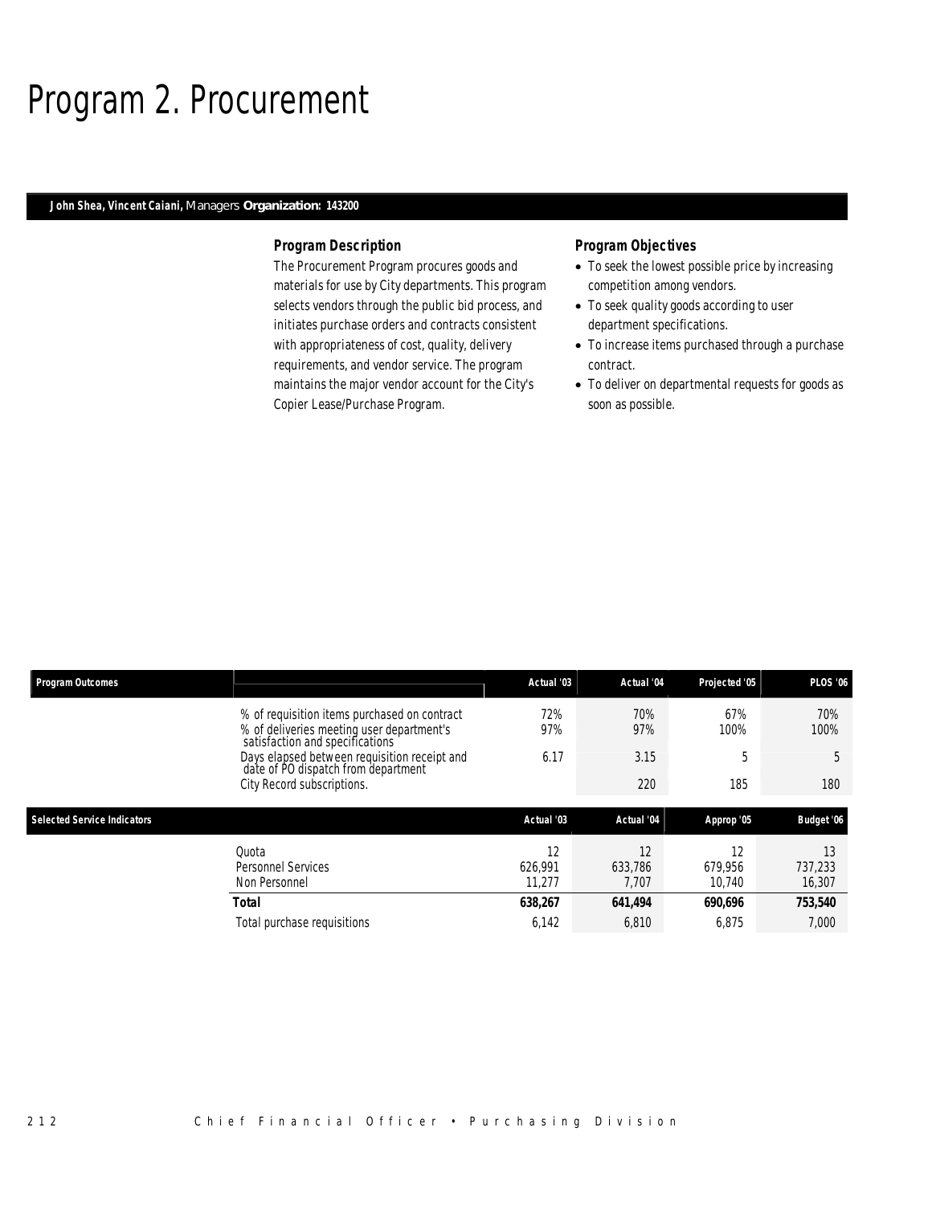# Program 2. Procurement

**John Shea, Vincent Caiani,** Managers **Organization: 143200**

### Program Description

The Procurement Program procures goods and materials for use by City departments. This program selects vendors through the public bid process, and initiates purchase orders and contracts consistent with appropriateness of cost, quality, delivery requirements, and vendor service. The program maintains the major vendor account for the City's Copier Lease/Purchase Program.

### Program Objectives

- To seek the lowest possible price by increasing competition among vendors.
- To seek quality goods according to user department specifications.
- To increase items purchased through a purchase contract.
- To deliver on departmental requests for goods as soon as possible.

| Program Outcomes | | Actual '03 | Actual '04 | Projected '05 | PLOS '06 |
|---|---|---|---|---|---|
| | % of requisition items purchased on contract | 72% | 70% | 67% | 70% |
| | % of deliveries meeting user department's satisfaction and specifications | 97% | 97% | 100% | 100% |
| | Days elapsed between requisition receipt and date of PO dispatch from department | 6.17 | 3.15 | 5 | 5 |
| | City Record subscriptions. | | 220 | 185 | 180 |

| Selected Service Indicators | | Actual '03 | Actual '04 | Approp '05 | Budget '06 |
|---|---|---|---|---|---|
| | Quota | 12 | 12 | 12 | 13 |
| | Personnel Services | 626,991 | 633,786 | 679,956 | 737,233 |
| | Non Personnel | 11,277 | 7,707 | 10,740 | 16,307 |
| | **Total** | **638,267** | **641,494** | **690,696** | **753,540** |
| | Total purchase requisitions | 6,142 | 6,810 | 6,875 | 7,000 |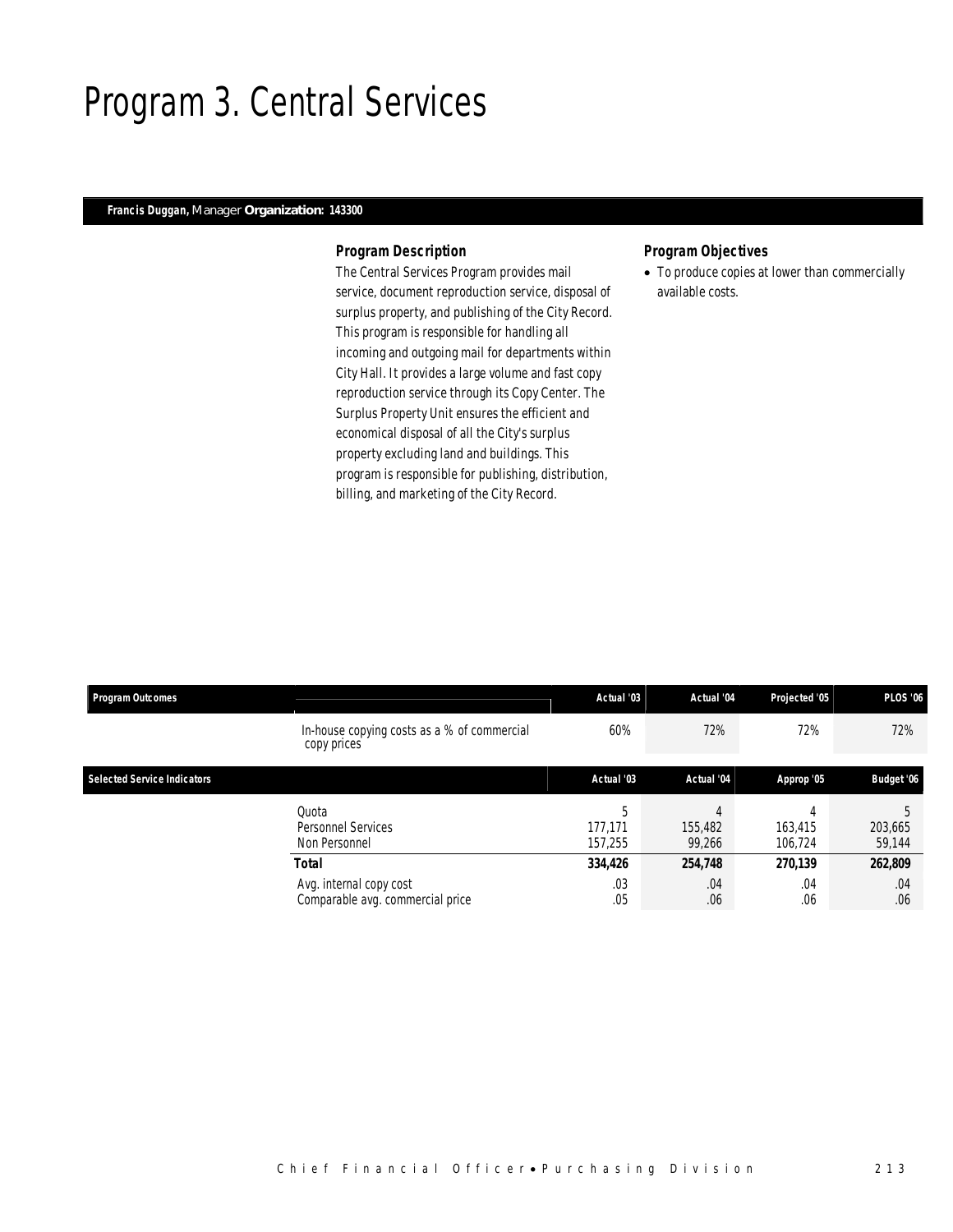# Program 3. Central Services

**Francis Duggan,** Manager **Organization: 143300**

### *Program Description*

The Central Services Program provides mail service, document reproduction service, disposal of surplus property, and publishing of the City Record. This program is responsible for handling all incoming and outgoing mail for departments within City Hall. It provides a large volume and fast copy reproduction service through its Copy Center. The Surplus Property Unit ensures the efficient and economical disposal of all the City's surplus property excluding land and buildings. This program is responsible for publishing, distribution, billing, and marketing of the City Record.

### *Program Objectives*

- To produce copies at lower than commercially available costs.

| Program Outcomes | | Actual '03 | Actual '04 | Projected '05 | PLOS '06 |
|---|---|---|---|---|---|
| | In-house copying costs as a % of commercial copy prices | 60% | 72% | 72% | 72% |

| Selected Service Indicators | | Actual '03 | Actual '04 | Approp '05 | Budget '06 |
|---|---|---|---|---|---|
| | Quota | 5 | 4 | 4 | 5 |
| | Personnel Services | 177,171 | 155,482 | 163,415 | 203,665 |
| | Non Personnel | 157,255 | 99,266 | 106,724 | 59,144 |
| | **Total** | **334,426** | **254,748** | **270,139** | **262,809** |
| | Avg. internal copy cost | .03 | .04 | .04 | .04 |
| | Comparable avg. commercial price | .05 | .06 | .06 | .06 |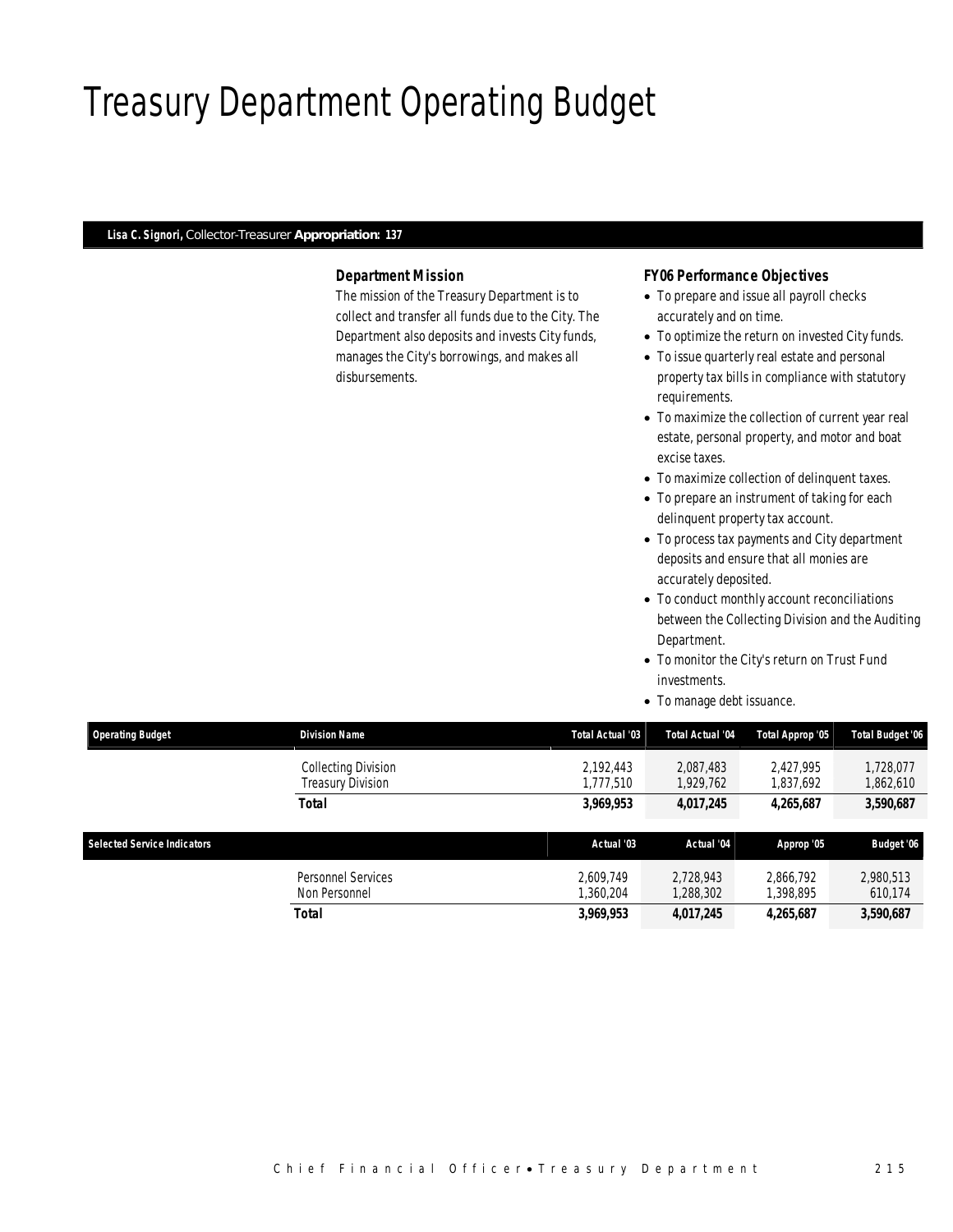# Treasury Department Operating Budget

**Lisa C. Signori,** Collector-Treasurer **Appropriation: 137**

### Department Mission

The mission of the Treasury Department is to collect and transfer all funds due to the City. The Department also deposits and invests City funds, manages the City's borrowings, and makes all disbursements.

### FY06 Performance Objectives

- To prepare and issue all payroll checks accurately and on time.
- To optimize the return on invested City funds.
- To issue quarterly real estate and personal property tax bills in compliance with statutory requirements.
- To maximize the collection of current year real estate, personal property, and motor and boat excise taxes.
- To maximize collection of delinquent taxes.
- To prepare an instrument of taking for each delinquent property tax account.
- To process tax payments and City department deposits and ensure that all monies are accurately deposited.
- To conduct monthly account reconciliations between the Collecting Division and the Auditing Department.
- To monitor the City's return on Trust Fund investments.
- To manage debt issuance.

| Operating Budget | Division Name | Total Actual '03 | Total Actual '04 | Total Approp '05 | Total Budget '06 |
|---|---|---|---|---|---|
| | Collecting Division | 2,192,443 | 2,087,483 | 2,427,995 | 1,728,077 |
| | Treasury Division | 1,777,510 | 1,929,762 | 1,837,692 | 1,862,610 |
| | **Total** | **3,969,953** | **4,017,245** | **4,265,687** | **3,590,687** |

| Selected Service Indicators | | Actual '03 | Actual '04 | Approp '05 | Budget '06 |
|---|---|---|---|---|---|
| | Personnel Services | 2,609,749 | 2,728,943 | 2,866,792 | 2,980,513 |
| | Non Personnel | 1,360,204 | 1,288,302 | 1,398,895 | 610,174 |
| | **Total** | **3,969,953** | **4,017,245** | **4,265,687** | **3,590,687** |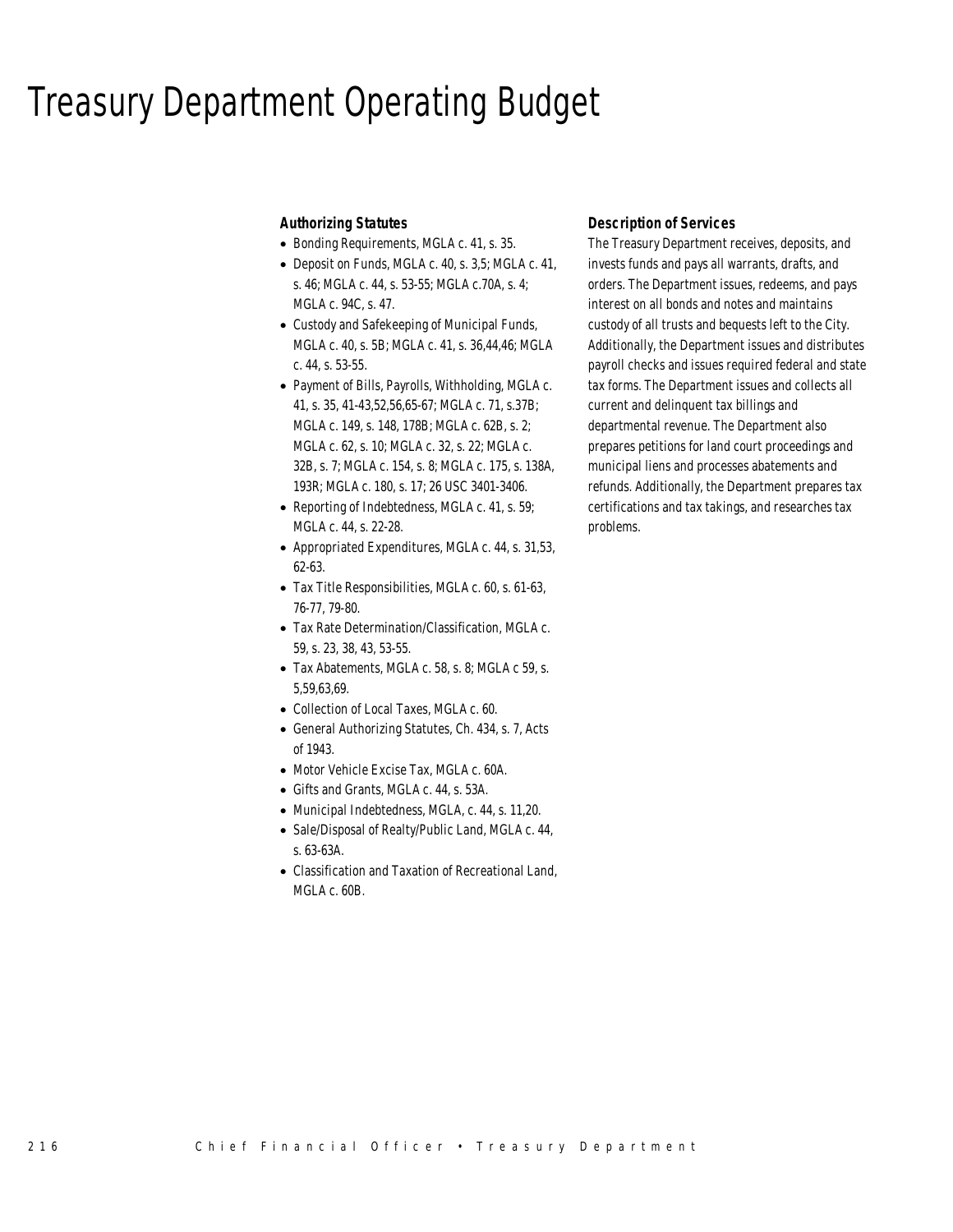# Treasury Department Operating Budget

### Authorizing Statutes

- Bonding Requirements, MGLA c. 41, s. 35.
- Deposit on Funds, MGLA c. 40, s. 3,5; MGLA c. 41, s. 46; MGLA c. 44, s. 53-55; MGLA c.70A, s. 4; MGLA c. 94C, s. 47.
- Custody and Safekeeping of Municipal Funds, MGLA c. 40, s. 5B; MGLA c. 41, s. 36,44,46; MGLA c. 44, s. 53-55.
- Payment of Bills, Payrolls, Withholding, MGLA c. 41, s. 35, 41-43,52,56,65-67; MGLA c. 71, s.37B; MGLA c. 149, s. 148, 178B; MGLA c. 62B, s. 2; MGLA c. 62, s. 10; MGLA c. 32, s. 22; MGLA c. 32B, s. 7; MGLA c. 154, s. 8; MGLA c. 175, s. 138A, 193R; MGLA c. 180, s. 17; 26 USC 3401-3406.
- Reporting of Indebtedness, MGLA c. 41, s. 59; MGLA c. 44, s. 22-28.
- Appropriated Expenditures, MGLA c. 44, s. 31,53, 62-63.
- Tax Title Responsibilities, MGLA c. 60, s. 61-63, 76-77, 79-80.
- Tax Rate Determination/Classification, MGLA c. 59, s. 23, 38, 43, 53-55.
- Tax Abatements, MGLA c. 58, s. 8; MGLA c 59, s. 5,59,63,69.
- Collection of Local Taxes, MGLA c. 60.
- General Authorizing Statutes, Ch. 434, s. 7, Acts of 1943.
- Motor Vehicle Excise Tax, MGLA c. 60A.
- Gifts and Grants, MGLA c. 44, s. 53A.
- Municipal Indebtedness, MGLA, c. 44, s. 11,20.
- Sale/Disposal of Realty/Public Land, MGLA c. 44, s. 63-63A.
- Classification and Taxation of Recreational Land, MGLA c. 60B.

### Description of Services

The Treasury Department receives, deposits, and invests funds and pays all warrants, drafts, and orders. The Department issues, redeems, and pays interest on all bonds and notes and maintains custody of all trusts and bequests left to the City. Additionally, the Department issues and distributes payroll checks and issues required federal and state tax forms. The Department issues and collects all current and delinquent tax billings and departmental revenue. The Department also prepares petitions for land court proceedings and municipal liens and processes abatements and refunds. Additionally, the Department prepares tax certifications and tax takings, and researches tax problems.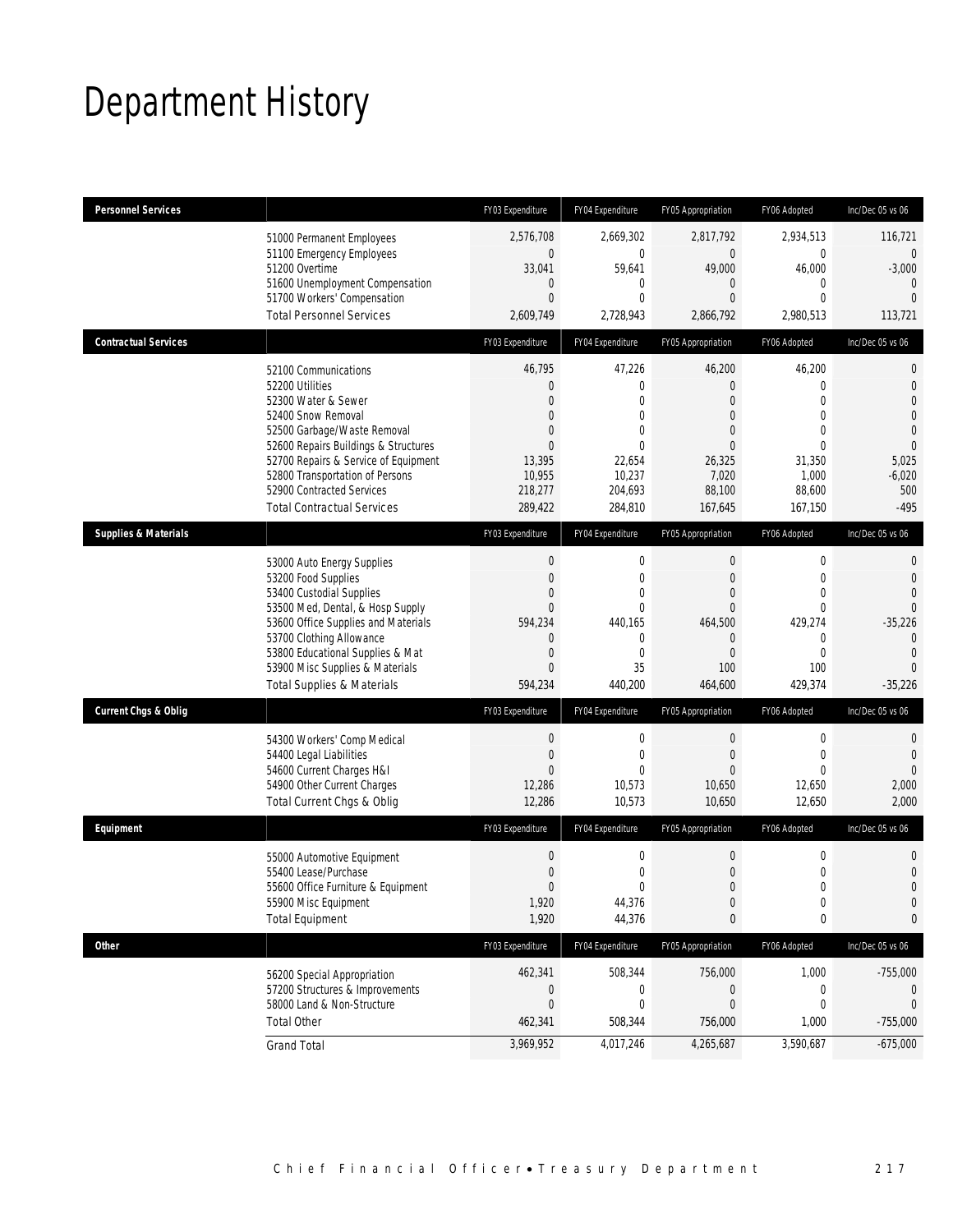# Department History

| Personnel Services | | FY03 Expenditure | FY04 Expenditure | FY05 Appropriation | FY06 Adopted | Inc/Dec 05 vs 06 |
|---|---|---|---|---|---|---|
| | 51000 Permanent Employees | 2,576,708 | 2,669,302 | 2,817,792 | 2,934,513 | 116,721 |
| | 51100 Emergency Employees | 0 | 0 | 0 | 0 | 0 |
| | 51200 Overtime | 33,041 | 59,641 | 49,000 | 46,000 | -3,000 |
| | 51600 Unemployment Compensation | 0 | 0 | 0 | 0 | 0 |
| | 51700 Workers' Compensation | 0 | 0 | 0 | 0 | 0 |
| | Total Personnel Services | 2,609,749 | 2,728,943 | 2,866,792 | 2,980,513 | 113,721 |
| **Contractual Services** | | FY03 Expenditure | FY04 Expenditure | FY05 Appropriation | FY06 Adopted | Inc/Dec 05 vs 06 |
| | 52100 Communications | 46,795 | 47,226 | 46,200 | 46,200 | 0 |
| | 52200 Utilities | 0 | 0 | 0 | 0 | 0 |
| | 52300 Water & Sewer | 0 | 0 | 0 | 0 | 0 |
| | 52400 Snow Removal | 0 | 0 | 0 | 0 | 0 |
| | 52500 Garbage/Waste Removal | 0 | 0 | 0 | 0 | 0 |
| | 52600 Repairs Buildings & Structures | 0 | 0 | 0 | 0 | 0 |
| | 52700 Repairs & Service of Equipment | 13,395 | 22,654 | 26,325 | 31,350 | 5,025 |
| | 52800 Transportation of Persons | 10,955 | 10,237 | 7,020 | 1,000 | -6,020 |
| | 52900 Contracted Services | 218,277 | 204,693 | 88,100 | 88,600 | 500 |
| | Total Contractual Services | 289,422 | 284,810 | 167,645 | 167,150 | -495 |
| **Supplies & Materials** | | FY03 Expenditure | FY04 Expenditure | FY05 Appropriation | FY06 Adopted | Inc/Dec 05 vs 06 |
| | 53000 Auto Energy Supplies | 0 | 0 | 0 | 0 | 0 |
| | 53200 Food Supplies | 0 | 0 | 0 | 0 | 0 |
| | 53400 Custodial Supplies | 0 | 0 | 0 | 0 | 0 |
| | 53500 Med, Dental, & Hosp Supply | 0 | 0 | 0 | 0 | 0 |
| | 53600 Office Supplies and Materials | 594,234 | 440,165 | 464,500 | 429,274 | -35,226 |
| | 53700 Clothing Allowance | 0 | 0 | 0 | 0 | 0 |
| | 53800 Educational Supplies & Mat | 0 | 0 | 0 | 0 | 0 |
| | 53900 Misc Supplies & Materials | 0 | 35 | 100 | 100 | 0 |
| | Total Supplies & Materials | 594,234 | 440,200 | 464,600 | 429,374 | -35,226 |
| **Current Chgs & Oblig** | | FY03 Expenditure | FY04 Expenditure | FY05 Appropriation | FY06 Adopted | Inc/Dec 05 vs 06 |
| | 54300 Workers' Comp Medical | 0 | 0 | 0 | 0 | 0 |
| | 54400 Legal Liabilities | 0 | 0 | 0 | 0 | 0 |
| | 54600 Current Charges H&I | 0 | 0 | 0 | 0 | 0 |
| | 54900 Other Current Charges | 12,286 | 10,573 | 10,650 | 12,650 | 2,000 |
| | Total Current Chgs & Oblig | 12,286 | 10,573 | 10,650 | 12,650 | 2,000 |
| **Equipment** | | FY03 Expenditure | FY04 Expenditure | FY05 Appropriation | FY06 Adopted | Inc/Dec 05 vs 06 |
| | 55000 Automotive Equipment | 0 | 0 | 0 | 0 | 0 |
| | 55400 Lease/Purchase | 0 | 0 | 0 | 0 | 0 |
| | 55600 Office Furniture & Equipment | 0 | 0 | 0 | 0 | 0 |
| | 55900 Misc Equipment | 1,920 | 44,376 | 0 | 0 | 0 |
| | Total Equipment | 1,920 | 44,376 | 0 | 0 | 0 |
| **Other** | | FY03 Expenditure | FY04 Expenditure | FY05 Appropriation | FY06 Adopted | Inc/Dec 05 vs 06 |
| | 56200 Special Appropriation | 462,341 | 508,344 | 756,000 | 1,000 | -755,000 |
| | 57200 Structures & Improvements | 0 | 0 | 0 | 0 | 0 |
| | 58000 Land & Non-Structure | 0 | 0 | 0 | 0 | 0 |
| | Total Other | 462,341 | 508,344 | 756,000 | 1,000 | -755,000 |
| | Grand Total | 3,969,952 | 4,017,246 | 4,265,687 | 3,590,687 | -675,000 |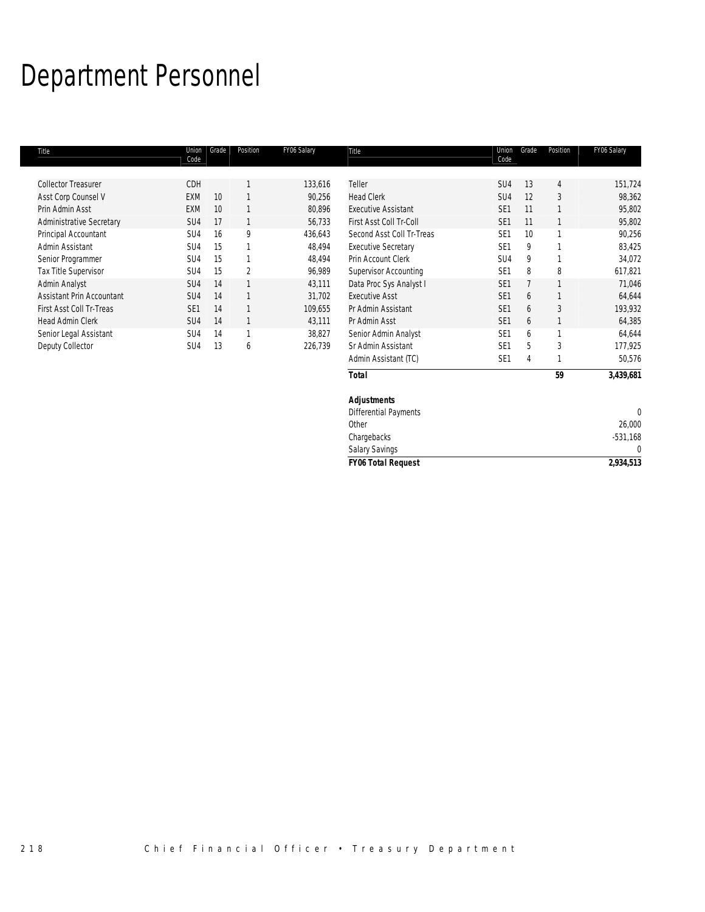# Department Personnel

| Title | Union Code | Grade | Position | FY06 Salary |
|---|---|---|---|---|
| Collector Treasurer | CDH | | 1 | 133,616 |
| Asst Corp Counsel V | EXM | 10 | 1 | 90,256 |
| Prin Admin Asst | EXM | 10 | 1 | 80,896 |
| Administrative Secretary | SU4 | 17 | 1 | 56,733 |
| Principal Accountant | SU4 | 16 | 9 | 436,643 |
| Admin Assistant | SU4 | 15 | 1 | 48,494 |
| Senior Programmer | SU4 | 15 | 1 | 48,494 |
| Tax Title Supervisor | SU4 | 15 | 2 | 96,989 |
| Admin Analyst | SU4 | 14 | 1 | 43,111 |
| Assistant Prin Accountant | SU4 | 14 | 1 | 31,702 |
| First Asst Coll Tr-Treas | SE1 | 14 | 1 | 109,655 |
| Head Admin Clerk | SU4 | 14 | 1 | 43,111 |
| Senior Legal Assistant | SU4 | 14 | 1 | 38,827 |
| Deputy Collector | SU4 | 13 | 6 | 226,739 |
| Teller | SU4 | 13 | 4 | 151,724 |
| Head Clerk | SU4 | 12 | 3 | 98,362 |
| Executive Assistant | SE1 | 11 | 1 | 95,802 |
| First Asst Coll Tr-Coll | SE1 | 11 | 1 | 95,802 |
| Second Asst Coll Tr-Treas | SE1 | 10 | 1 | 90,256 |
| Executive Secretary | SE1 | 9 | 1 | 83,425 |
| Prin Account Clerk | SU4 | 9 | 1 | 34,072 |
| Supervisor Accounting | SE1 | 8 | 8 | 617,821 |
| Data Proc Sys Analyst I | SE1 | 7 | 1 | 71,046 |
| Executive Asst | SE1 | 6 | 1 | 64,644 |
| Pr Admin Assistant | SE1 | 6 | 3 | 193,932 |
| Pr Admin Asst | SE1 | 6 | 1 | 64,385 |
| Senior Admin Analyst | SE1 | 6 | 1 | 64,644 |
| Sr Admin Assistant | SE1 | 5 | 3 | 177,925 |
| Admin Assistant (TC) | SE1 | 4 | 1 | 50,576 |
| ***Total*** | | | **59** | ***3,439,681*** |

| ***Adjustments*** | |
|---|---|
| Differential Payments | 0 |
| Other | 26,000 |
| Chargebacks | -531,168 |
| Salary Savings | 0 |
| ***FY06 Total Request*** | ***2,934,513*** |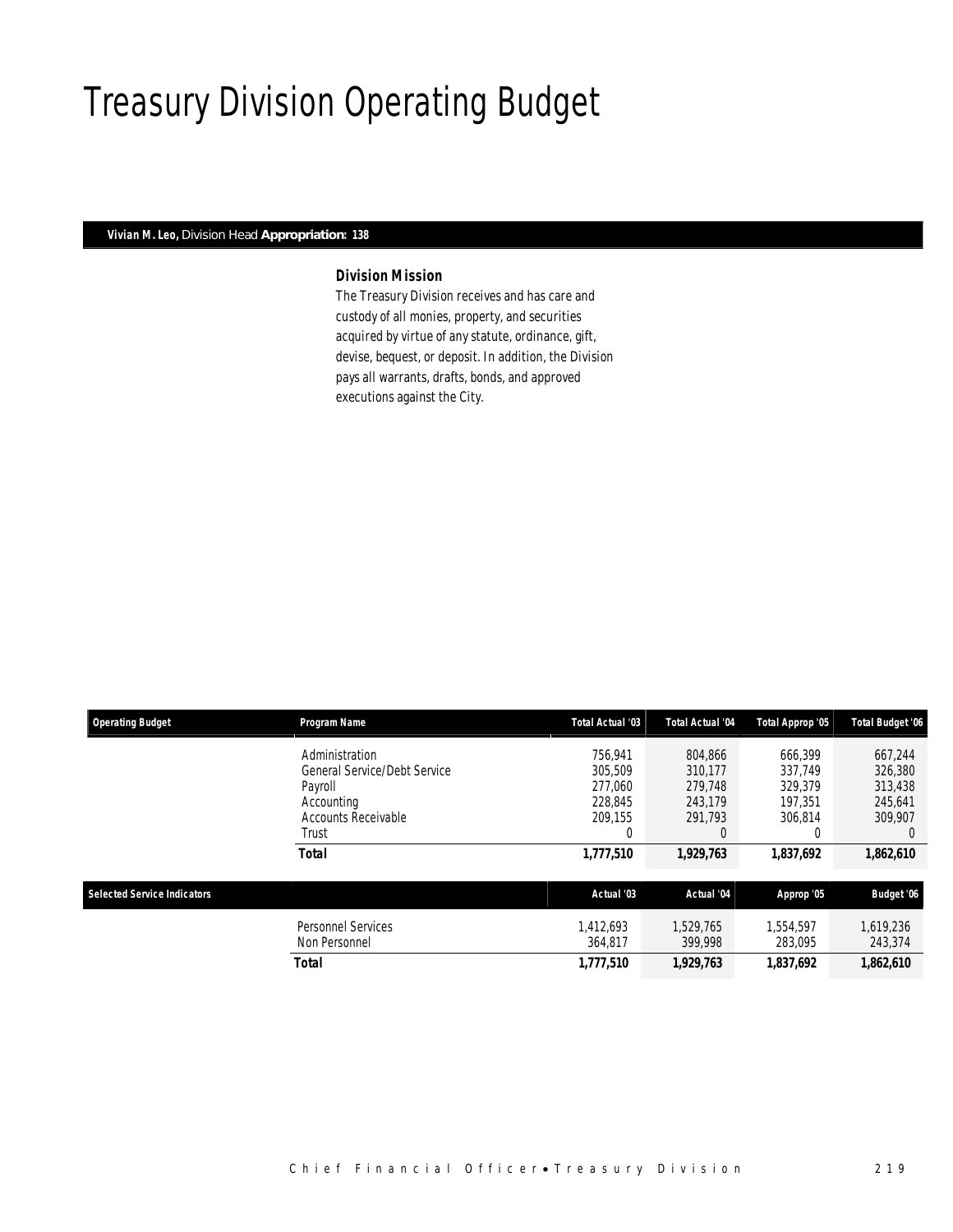# Treasury Division Operating Budget

**Vivian M. Leo,** Division Head **Appropriation: 138**

### Division Mission

The Treasury Division receives and has care and custody of all monies, property, and securities acquired by virtue of any statute, ordinance, gift, devise, bequest, or deposit. In addition, the Division pays all warrants, drafts, bonds, and approved executions against the City.

| Operating Budget | Program Name | Total Actual '03 | Total Actual '04 | Total Approp '05 | Total Budget '06 |
|---|---|---|---|---|---|
| | Administration | 756,941 | 804,866 | 666,399 | 667,244 |
| | General Service/Debt Service | 305,509 | 310,177 | 337,749 | 326,380 |
| | Payroll | 277,060 | 279,748 | 329,379 | 313,438 |
| | Accounting | 228,845 | 243,179 | 197,351 | 245,641 |
| | Accounts Receivable | 209,155 | 291,793 | 306,814 | 309,907 |
| | Trust | 0 | 0 | 0 | 0 |
| | ***Total*** | **1,777,510** | **1,929,763** | **1,837,692** | **1,862,610** |

| Selected Service Indicators | | Actual '03 | Actual '04 | Approp '05 | Budget '06 |
|---|---|---|---|---|---|
| | Personnel Services | 1,412,693 | 1,529,765 | 1,554,597 | 1,619,236 |
| | Non Personnel | 364,817 | 399,998 | 283,095 | 243,374 |
| | ***Total*** | **1,777,510** | **1,929,763** | **1,837,692** | **1,862,610** |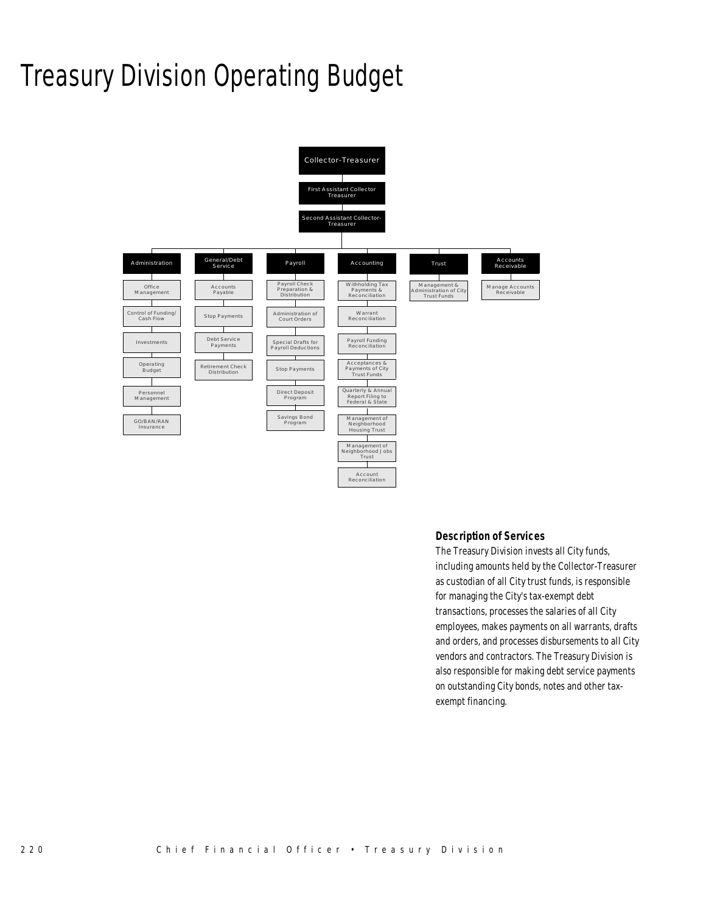# Treasury Division Operating Budget

Collector-Treasurer

First Assistant Collector Treasurer

Second Assistant Collector-Treasurer

- **Administration**
  - Office Management
  - Control of Funding/ Cash Flow
  - Investments
  - Operating Budget
  - Personnel Management
  - GO/BAN/RAN Insurance
- **General/Debt Service**
  - Accounts Payable
  - Stop Payments
  - Debt Service Payments
  - Retirement Check Distribution
- **Payroll**
  - Payroll Check Preparation & Distribution
  - Administration of Court Orders
  - Special Drafts for Payroll Deductions
  - Stop Payments
  - Direct Deposit Program
  - Savings Bond Program
- **Accounting**
  - Withholding Tax Payments & Reconciliation
  - Warrant Reconciliation
  - Payroll Funding Reconciliation
  - Acceptances & Payments of City Trust Funds
  - Quarterly & Annual Report Filing to Federal & State
  - Management of Neighborhood Housing Trust
  - Management of Neighborhood Jobs Trust
  - Account Reconciliation
- **Trust**
  - Management & Administration of City Trust Funds
- **Accounts Receivable**
  - Manage Accounts Receivable

### Description of Services

The Treasury Division invests all City funds, including amounts held by the Collector-Treasurer as custodian of all City trust funds, is responsible for managing the City's tax-exempt debt transactions, processes the salaries of all City employees, makes payments on all warrants, drafts and orders, and processes disbursements to all City vendors and contractors. The Treasury Division is also responsible for making debt service payments on outstanding City bonds, notes and other tax-exempt financing.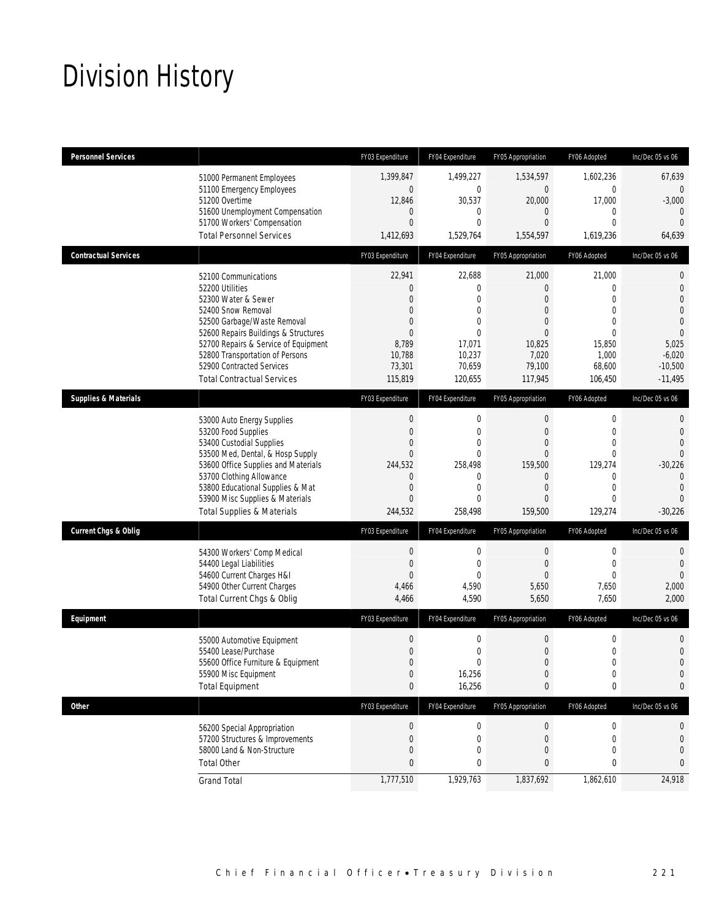# Division History

| Personnel Services | | FY03 Expenditure | FY04 Expenditure | FY05 Appropriation | FY06 Adopted | Inc/Dec 05 vs 06 |
|---|---|---|---|---|---|---|
| | 51000 Permanent Employees | 1,399,847 | 1,499,227 | 1,534,597 | 1,602,236 | 67,639 |
| | 51100 Emergency Employees | 0 | 0 | 0 | 0 | 0 |
| | 51200 Overtime | 12,846 | 30,537 | 20,000 | 17,000 | -3,000 |
| | 51600 Unemployment Compensation | 0 | 0 | 0 | 0 | 0 |
| | 51700 Workers' Compensation | 0 | 0 | 0 | 0 | 0 |
| | Total Personnel Services | 1,412,693 | 1,529,764 | 1,554,597 | 1,619,236 | 64,639 |
| **Contractual Services** | | FY03 Expenditure | FY04 Expenditure | FY05 Appropriation | FY06 Adopted | Inc/Dec 05 vs 06 |
| | 52100 Communications | 22,941 | 22,688 | 21,000 | 21,000 | 0 |
| | 52200 Utilities | 0 | 0 | 0 | 0 | 0 |
| | 52300 Water & Sewer | 0 | 0 | 0 | 0 | 0 |
| | 52400 Snow Removal | 0 | 0 | 0 | 0 | 0 |
| | 52500 Garbage/Waste Removal | 0 | 0 | 0 | 0 | 0 |
| | 52600 Repairs Buildings & Structures | 0 | 0 | 0 | 0 | 0 |
| | 52700 Repairs & Service of Equipment | 8,789 | 17,071 | 10,825 | 15,850 | 5,025 |
| | 52800 Transportation of Persons | 10,788 | 10,237 | 7,020 | 1,000 | -6,020 |
| | 52900 Contracted Services | 73,301 | 70,659 | 79,100 | 68,600 | -10,500 |
| | Total Contractual Services | 115,819 | 120,655 | 117,945 | 106,450 | -11,495 |
| **Supplies & Materials** | | FY03 Expenditure | FY04 Expenditure | FY05 Appropriation | FY06 Adopted | Inc/Dec 05 vs 06 |
| | 53000 Auto Energy Supplies | 0 | 0 | 0 | 0 | 0 |
| | 53200 Food Supplies | 0 | 0 | 0 | 0 | 0 |
| | 53400 Custodial Supplies | 0 | 0 | 0 | 0 | 0 |
| | 53500 Med, Dental, & Hosp Supply | 0 | 0 | 0 | 0 | 0 |
| | 53600 Office Supplies and Materials | 244,532 | 258,498 | 159,500 | 129,274 | -30,226 |
| | 53700 Clothing Allowance | 0 | 0 | 0 | 0 | 0 |
| | 53800 Educational Supplies & Mat | 0 | 0 | 0 | 0 | 0 |
| | 53900 Misc Supplies & Materials | 0 | 0 | 0 | 0 | 0 |
| | Total Supplies & Materials | 244,532 | 258,498 | 159,500 | 129,274 | -30,226 |
| **Current Chgs & Oblig** | | FY03 Expenditure | FY04 Expenditure | FY05 Appropriation | FY06 Adopted | Inc/Dec 05 vs 06 |
| | 54300 Workers' Comp Medical | 0 | 0 | 0 | 0 | 0 |
| | 54400 Legal Liabilities | 0 | 0 | 0 | 0 | 0 |
| | 54600 Current Charges H&I | 0 | 0 | 0 | 0 | 0 |
| | 54900 Other Current Charges | 4,466 | 4,590 | 5,650 | 7,650 | 2,000 |
| | Total Current Chgs & Oblig | 4,466 | 4,590 | 5,650 | 7,650 | 2,000 |
| **Equipment** | | FY03 Expenditure | FY04 Expenditure | FY05 Appropriation | FY06 Adopted | Inc/Dec 05 vs 06 |
| | 55000 Automotive Equipment | 0 | 0 | 0 | 0 | 0 |
| | 55400 Lease/Purchase | 0 | 0 | 0 | 0 | 0 |
| | 55600 Office Furniture & Equipment | 0 | 0 | 0 | 0 | 0 |
| | 55900 Misc Equipment | 0 | 16,256 | 0 | 0 | 0 |
| | Total Equipment | 0 | 16,256 | 0 | 0 | 0 |
| **Other** | | FY03 Expenditure | FY04 Expenditure | FY05 Appropriation | FY06 Adopted | Inc/Dec 05 vs 06 |
| | 56200 Special Appropriation | 0 | 0 | 0 | 0 | 0 |
| | 57200 Structures & Improvements | 0 | 0 | 0 | 0 | 0 |
| | 58000 Land & Non-Structure | 0 | 0 | 0 | 0 | 0 |
| | Total Other | 0 | 0 | 0 | 0 | 0 |
| | Grand Total | 1,777,510 | 1,929,763 | 1,837,692 | 1,862,610 | 24,918 |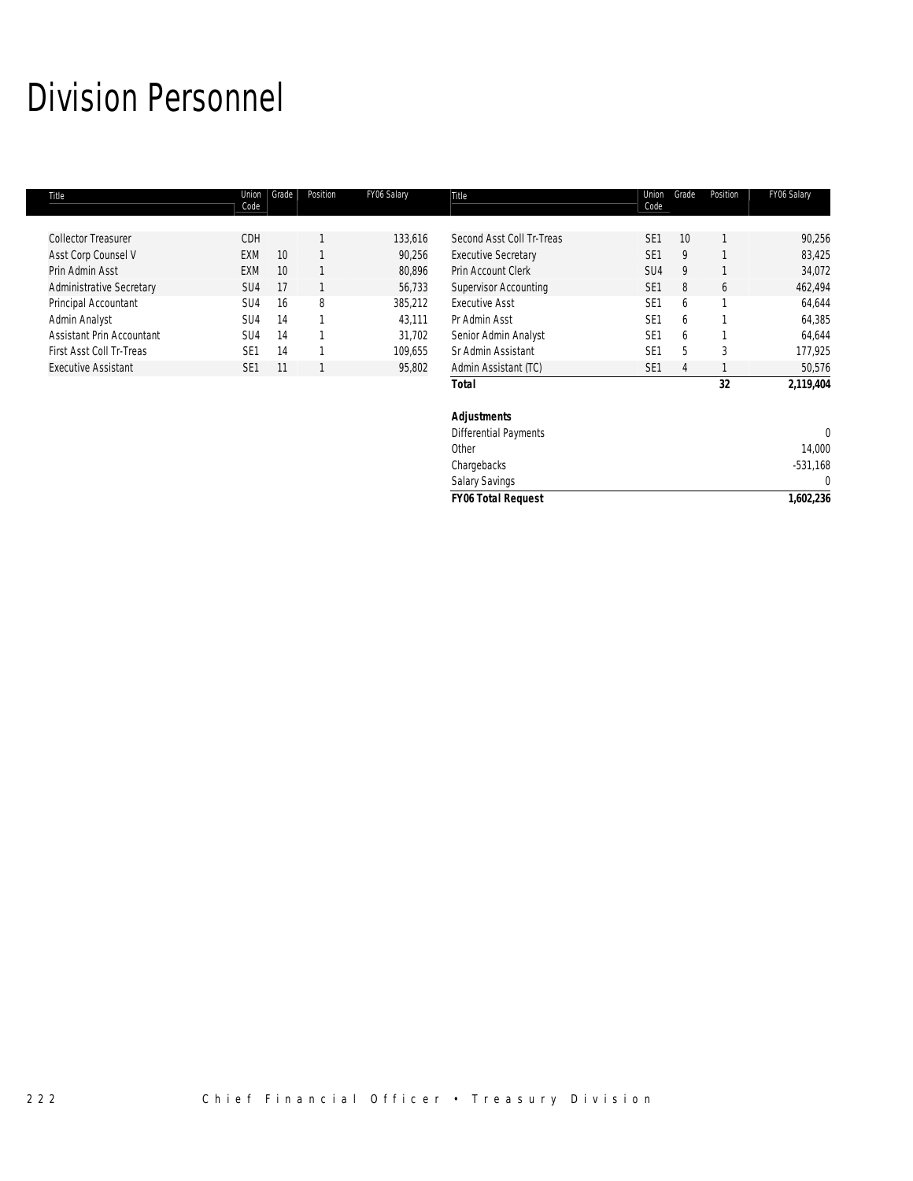# Division Personnel

| Title | Union Code | Grade | Position | FY06 Salary |
|---|---|---|---|---|
| Collector Treasurer | CDH | | 1 | 133,616 |
| Asst Corp Counsel V | EXM | 10 | 1 | 90,256 |
| Prin Admin Asst | EXM | 10 | 1 | 80,896 |
| Administrative Secretary | SU4 | 17 | 1 | 56,733 |
| Principal Accountant | SU4 | 16 | 8 | 385,212 |
| Admin Analyst | SU4 | 14 | 1 | 43,111 |
| Assistant Prin Accountant | SU4 | 14 | 1 | 31,702 |
| First Asst Coll Tr-Treas | SE1 | 14 | 1 | 109,655 |
| Executive Assistant | SE1 | 11 | 1 | 95,802 |
| Second Asst Coll Tr-Treas | SE1 | 10 | 1 | 90,256 |
| Executive Secretary | SE1 | 9 | 1 | 83,425 |
| Prin Account Clerk | SU4 | 9 | 1 | 34,072 |
| Supervisor Accounting | SE1 | 8 | 6 | 462,494 |
| Executive Asst | SE1 | 6 | 1 | 64,644 |
| Pr Admin Asst | SE1 | 6 | 1 | 64,385 |
| Senior Admin Analyst | SE1 | 6 | 1 | 64,644 |
| Sr Admin Assistant | SE1 | 5 | 3 | 177,925 |
| Admin Assistant (TC) | SE1 | 4 | 1 | 50,576 |
| **Total** | | | **32** | **2,119,404** |

| ***Adjustments*** | |
|---|---|
| Differential Payments | 0 |
| Other | 14,000 |
| Chargebacks | -531,168 |
| Salary Savings | 0 |
| ***FY06 Total Request*** | **1,602,236** |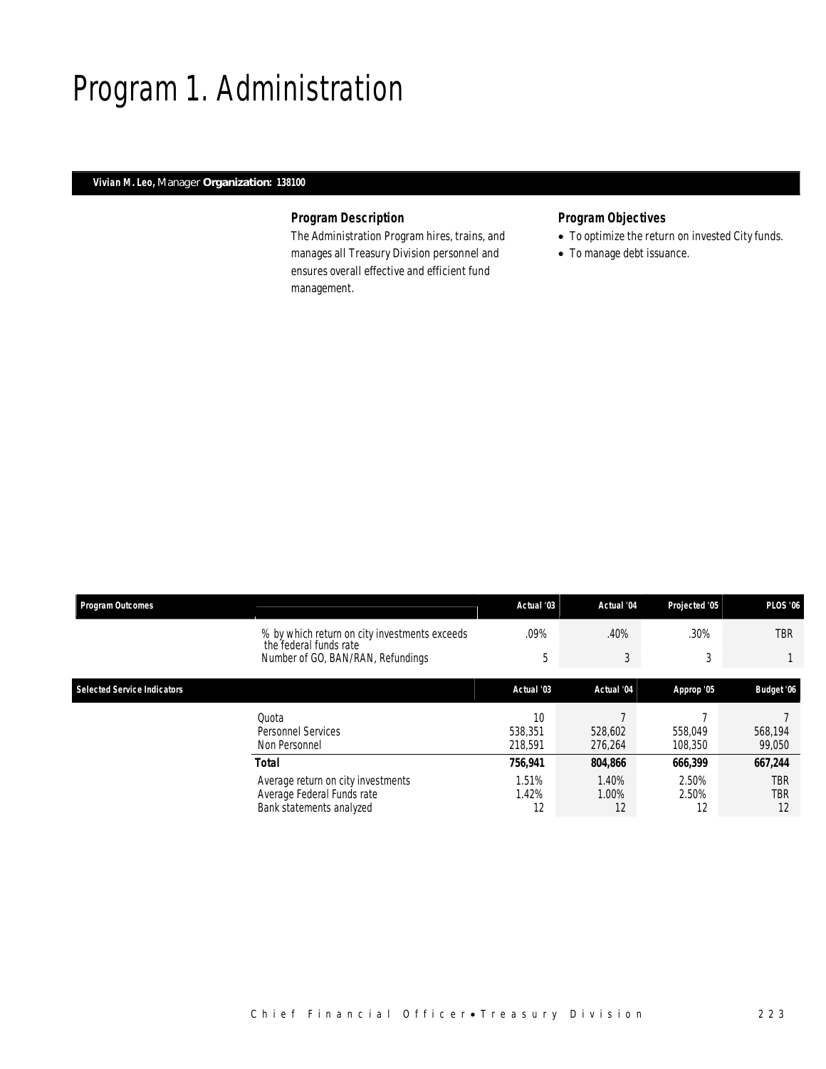# Program 1. Administration

**Vivian M. Leo,** Manager **Organization: 138100**

### Program Description

The Administration Program hires, trains, and manages all Treasury Division personnel and ensures overall effective and efficient fund management.

### Program Objectives

- To optimize the return on invested City funds.
- To manage debt issuance.

| Program Outcomes | | Actual '03 | Actual '04 | Projected '05 | PLOS '06 |
|---|---|---|---|---|---|
| | % by which return on city investments exceeds the federal funds rate | .09% | .40% | .30% | TBR |
| | Number of GO, BAN/RAN, Refundings | 5 | 3 | 3 | 1 |

| Selected Service Indicators | | Actual '03 | Actual '04 | Approp '05 | Budget '06 |
|---|---|---|---|---|---|
| | Quota | 10 | 7 | 7 | 7 |
| | Personnel Services | 538,351 | 528,602 | 558,049 | 568,194 |
| | Non Personnel | 218,591 | 276,264 | 108,350 | 99,050 |
| | **Total** | **756,941** | **804,866** | **666,399** | **667,244** |
| | Average return on city investments | 1.51% | 1.40% | 2.50% | TBR |
| | Average Federal Funds rate | 1.42% | 1.00% | 2.50% | TBR |
| | Bank statements analyzed | 12 | 12 | 12 | 12 |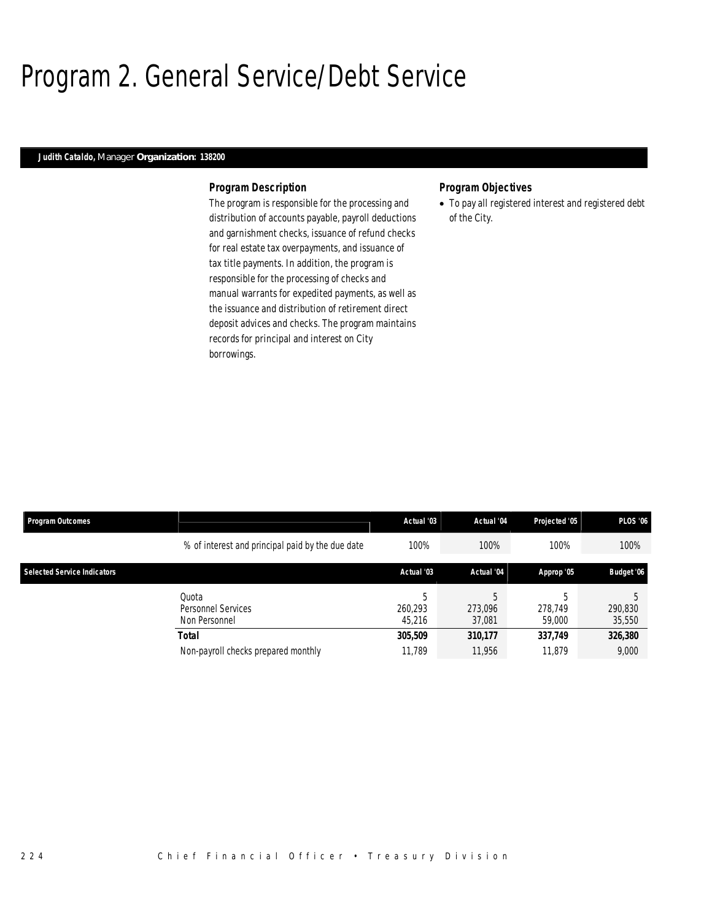# Program 2. General Service/Debt Service

**Judith Cataldo,** Manager **Organization: 138200**

### Program Description

The program is responsible for the processing and distribution of accounts payable, payroll deductions and garnishment checks, issuance of refund checks for real estate tax overpayments, and issuance of tax title payments. In addition, the program is responsible for the processing of checks and manual warrants for expedited payments, as well as the issuance and distribution of retirement direct deposit advices and checks. The program maintains records for principal and interest on City borrowings.

### Program Objectives

- To pay all registered interest and registered debt of the City.

| Program Outcomes | | Actual '03 | Actual '04 | Projected '05 | PLOS '06 |
|---|---|---|---|---|---|
| | % of interest and principal paid by the due date | 100% | 100% | 100% | 100% |

| Selected Service Indicators | | Actual '03 | Actual '04 | Approp '05 | Budget '06 |
|---|---|---|---|---|---|
| | Quota | 5 | 5 | 5 | 5 |
| | Personnel Services | 260,293 | 273,096 | 278,749 | 290,830 |
| | Non Personnel | 45,216 | 37,081 | 59,000 | 35,550 |
| | **Total** | **305,509** | **310,177** | **337,749** | **326,380** |
| | Non-payroll checks prepared monthly | 11,789 | 11,956 | 11,879 | 9,000 |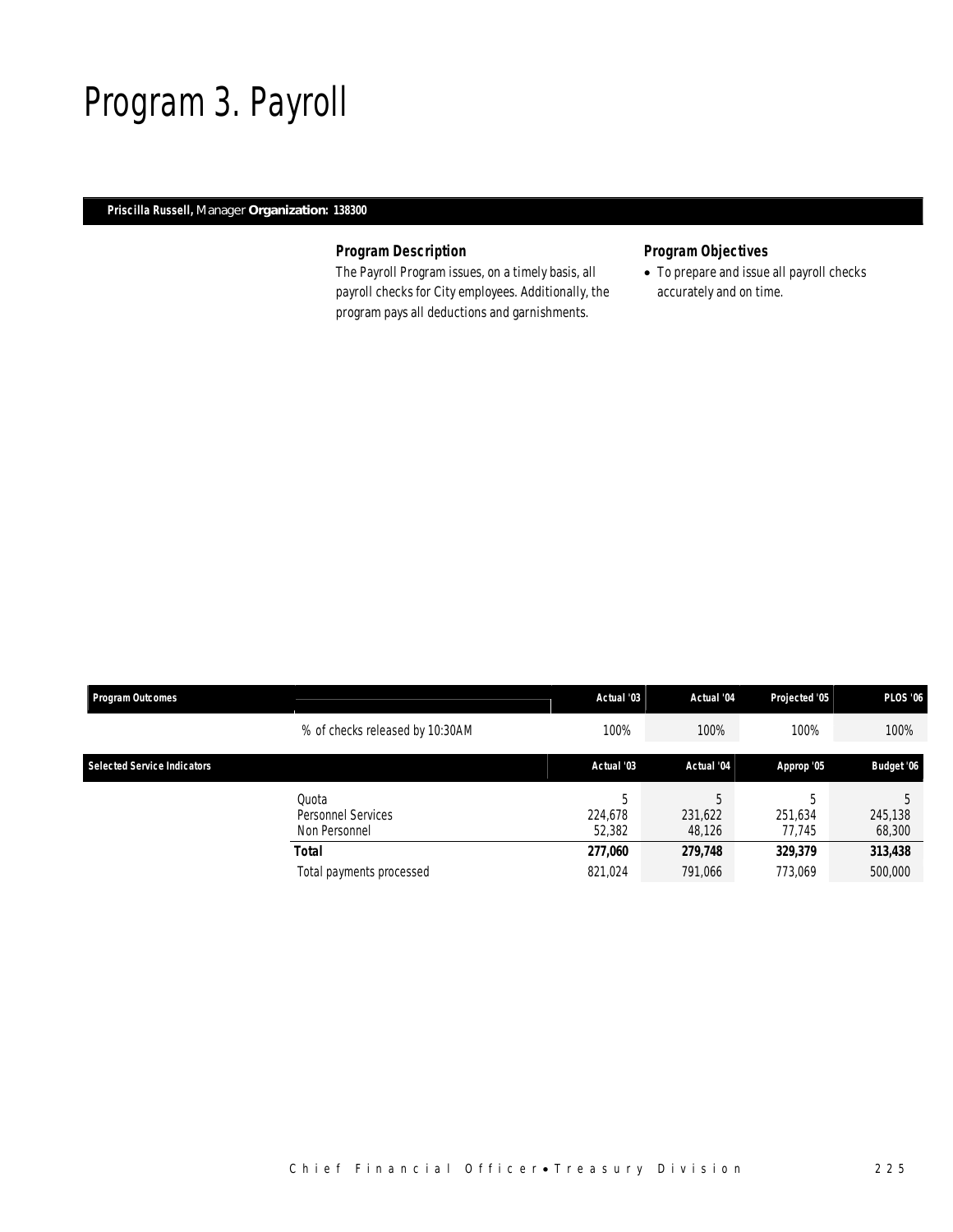# Program 3. Payroll

**Priscilla Russell,** Manager **Organization: 138300**

### Program Description

The Payroll Program issues, on a timely basis, all payroll checks for City employees. Additionally, the program pays all deductions and garnishments.

### Program Objectives

- To prepare and issue all payroll checks accurately and on time.

| Program Outcomes | | Actual '03 | Actual '04 | Projected '05 | PLOS '06 |
|---|---|---|---|---|---|
| | % of checks released by 10:30AM | 100% | 100% | 100% | 100% |

| Selected Service Indicators | | Actual '03 | Actual '04 | Approp '05 | Budget '06 |
|---|---|---|---|---|---|
| | Quota | 5 | 5 | 5 | 5 |
| | Personnel Services | 224,678 | 231,622 | 251,634 | 245,138 |
| | Non Personnel | 52,382 | 48,126 | 77,745 | 68,300 |
| | **Total** | **277,060** | **279,748** | **329,379** | **313,438** |
| | Total payments processed | 821,024 | 791,066 | 773,069 | 500,000 |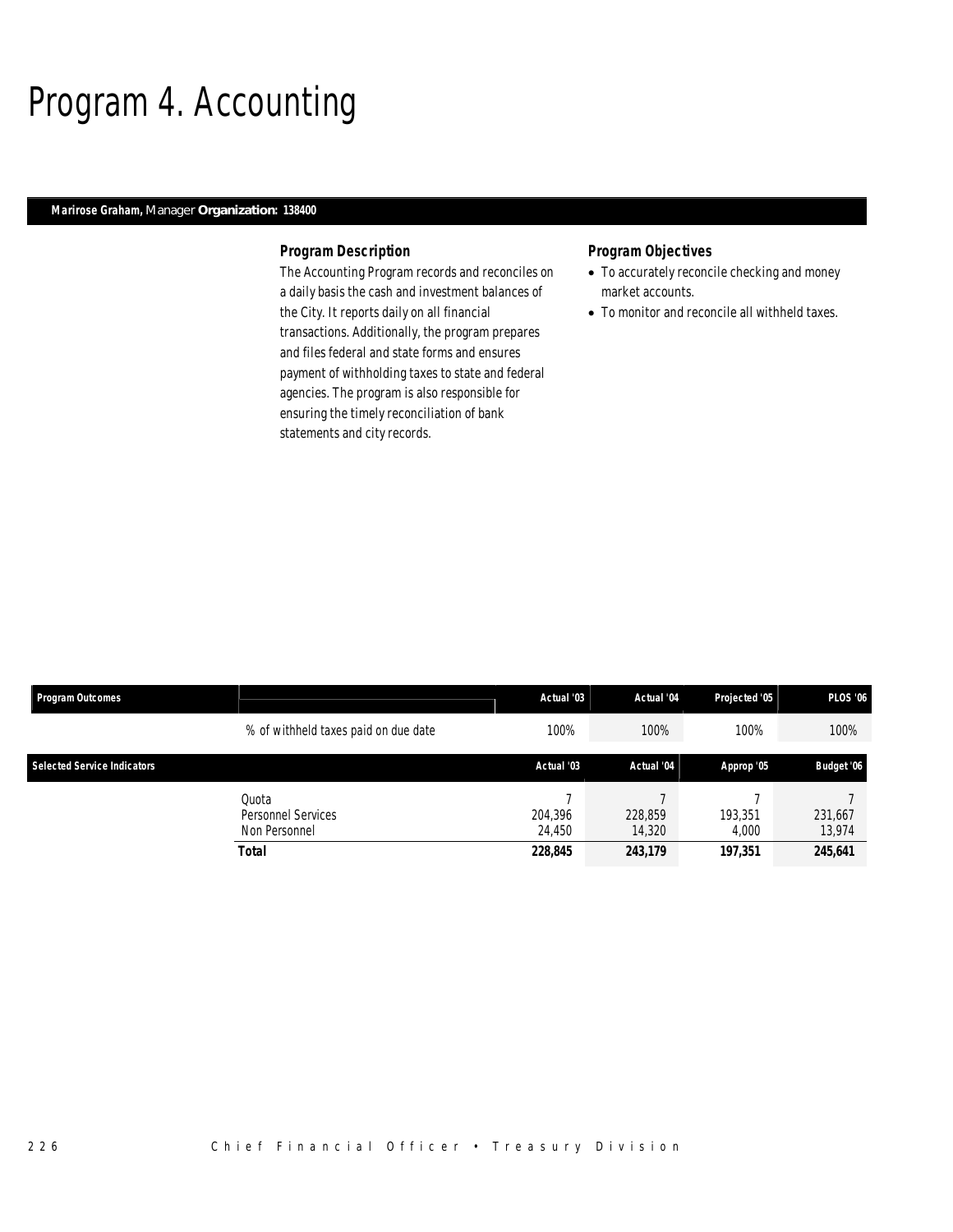# Program 4. Accounting

**Marirose Graham,** Manager **Organization: 138400**

### Program Description

The Accounting Program records and reconciles on a daily basis the cash and investment balances of the City. It reports daily on all financial transactions. Additionally, the program prepares and files federal and state forms and ensures payment of withholding taxes to state and federal agencies. The program is also responsible for ensuring the timely reconciliation of bank statements and city records.

### Program Objectives

- To accurately reconcile checking and money market accounts.
- To monitor and reconcile all withheld taxes.

| Program Outcomes | | Actual '03 | Actual '04 | Projected '05 | PLOS '06 |
|---|---|---|---|---|---|
| | % of withheld taxes paid on due date | 100% | 100% | 100% | 100% |

| Selected Service Indicators | | Actual '03 | Actual '04 | Approp '05 | Budget '06 |
|---|---|---|---|---|---|
| | Quota | 7 | 7 | 7 | 7 |
| | Personnel Services | 204,396 | 228,859 | 193,351 | 231,667 |
| | Non Personnel | 24,450 | 14,320 | 4,000 | 13,974 |
| | **Total** | **228,845** | **243,179** | **197,351** | **245,641** |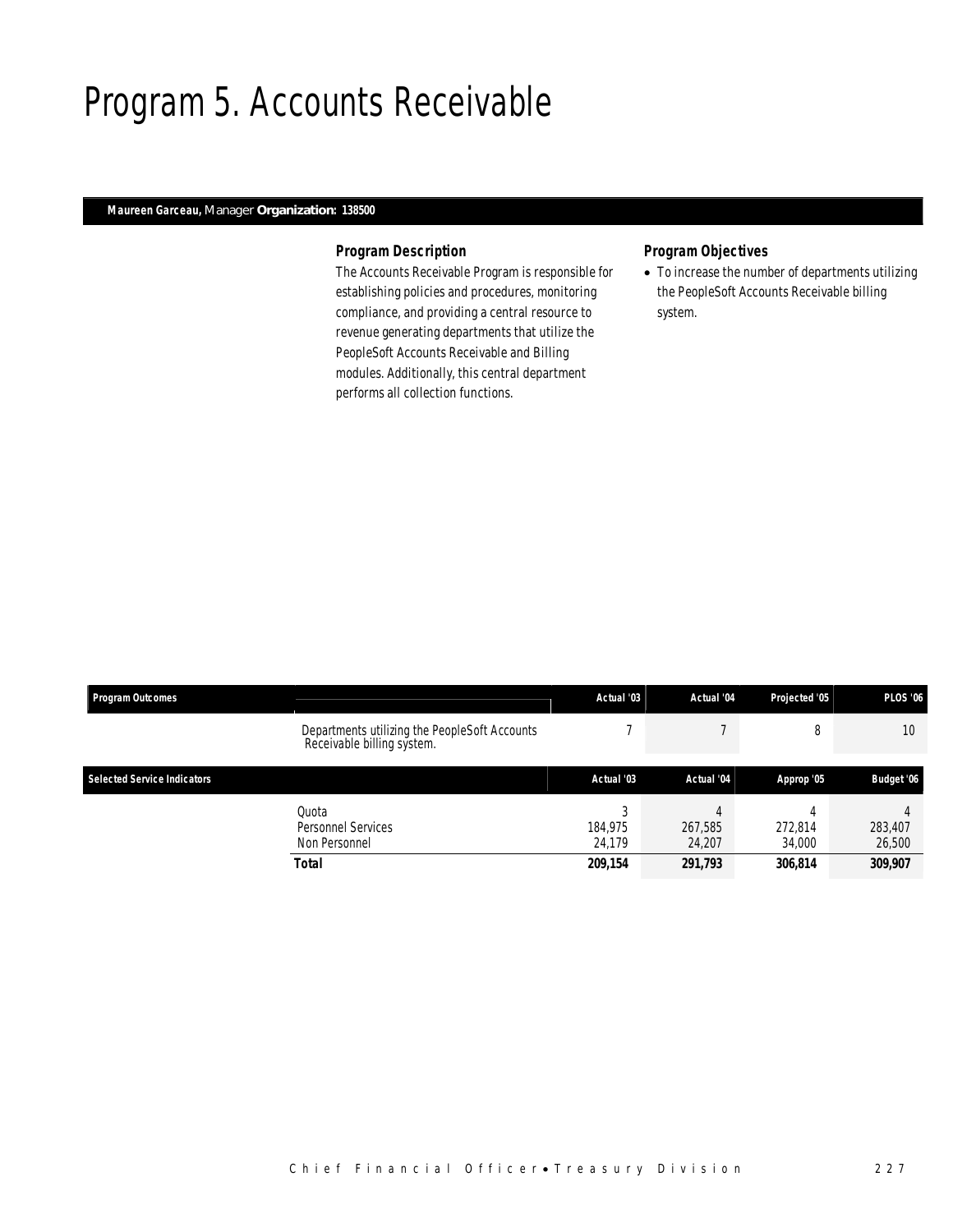# Program 5. Accounts Receivable

**Maureen Garceau,** Manager **Organization: 138500**

### Program Description

The Accounts Receivable Program is responsible for establishing policies and procedures, monitoring compliance, and providing a central resource to revenue generating departments that utilize the PeopleSoft Accounts Receivable and Billing modules. Additionally, this central department performs all collection functions.

### Program Objectives

- To increase the number of departments utilizing the PeopleSoft Accounts Receivable billing system.

| Program Outcomes | | Actual '03 | Actual '04 | Projected '05 | PLOS '06 |
|---|---|---|---|---|---|
| | Departments utilizing the PeopleSoft Accounts Receivable billing system. | 7 | 7 | 8 | 10 |

| Selected Service Indicators | | Actual '03 | Actual '04 | Approp '05 | Budget '06 |
|---|---|---|---|---|---|
| | Quota | 3 | 4 | 4 | 4 |
| | Personnel Services | 184,975 | 267,585 | 272,814 | 283,407 |
| | Non Personnel | 24,179 | 24,207 | 34,000 | 26,500 |
| | **Total** | **209,154** | **291,793** | **306,814** | **309,907** |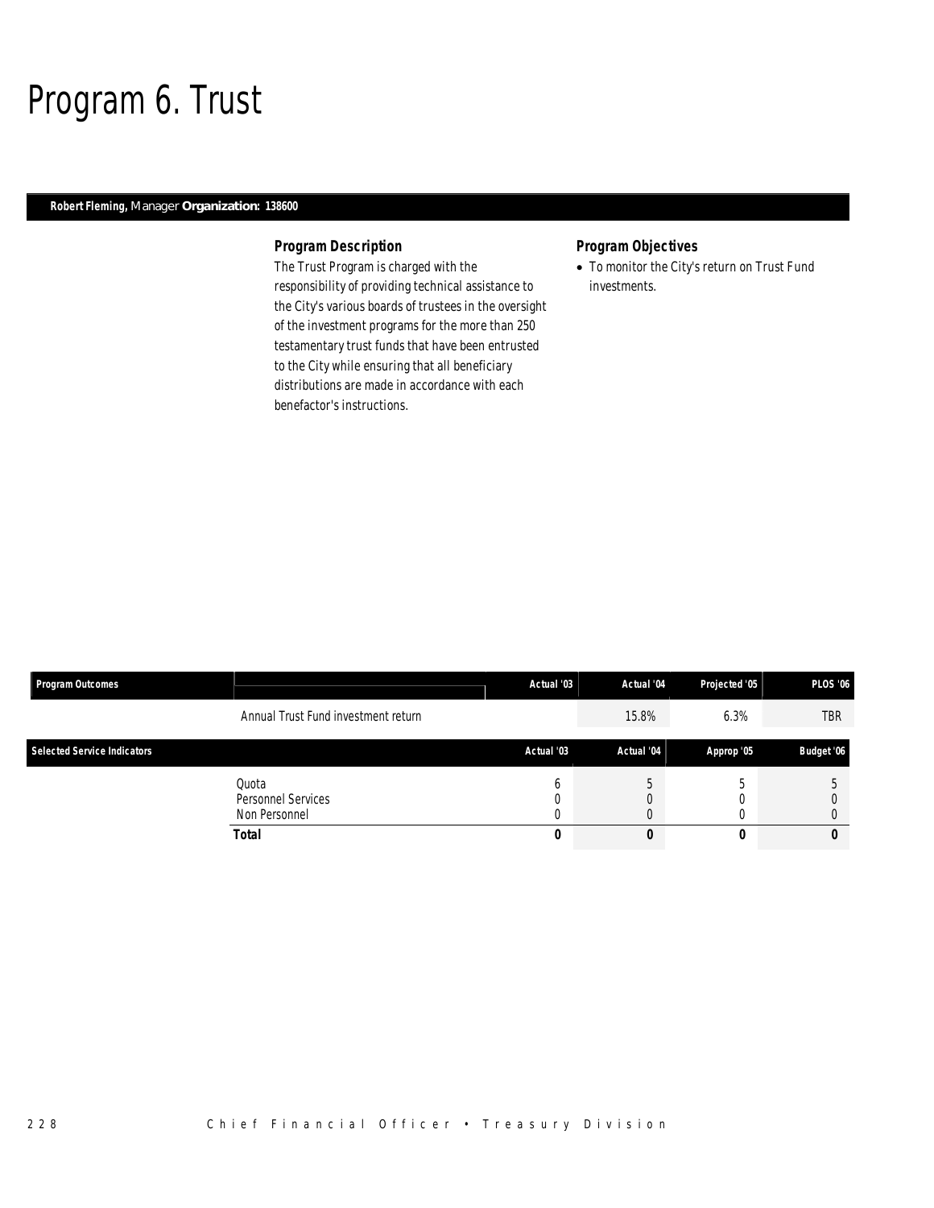# Program 6. Trust

**Robert Fleming,** Manager **Organization: 138600**

### Program Description

The Trust Program is charged with the responsibility of providing technical assistance to the City's various boards of trustees in the oversight of the investment programs for the more than 250 testamentary trust funds that have been entrusted to the City while ensuring that all beneficiary distributions are made in accordance with each benefactor's instructions.

### Program Objectives

- To monitor the City's return on Trust Fund investments.

| Program Outcomes | | Actual '03 | Actual '04 | Projected '05 | PLOS '06 |
|---|---|---|---|---|---|
| | Annual Trust Fund investment return | | 15.8% | 6.3% | TBR |

| Selected Service Indicators | | Actual '03 | Actual '04 | Approp '05 | Budget '06 |
|---|---|---|---|---|---|
| | Quota | 6 | 5 | 5 | 5 |
| | Personnel Services | 0 | 0 | 0 | 0 |
| | Non Personnel | 0 | 0 | 0 | 0 |
| | **Total** | **0** | **0** | **0** | **0** |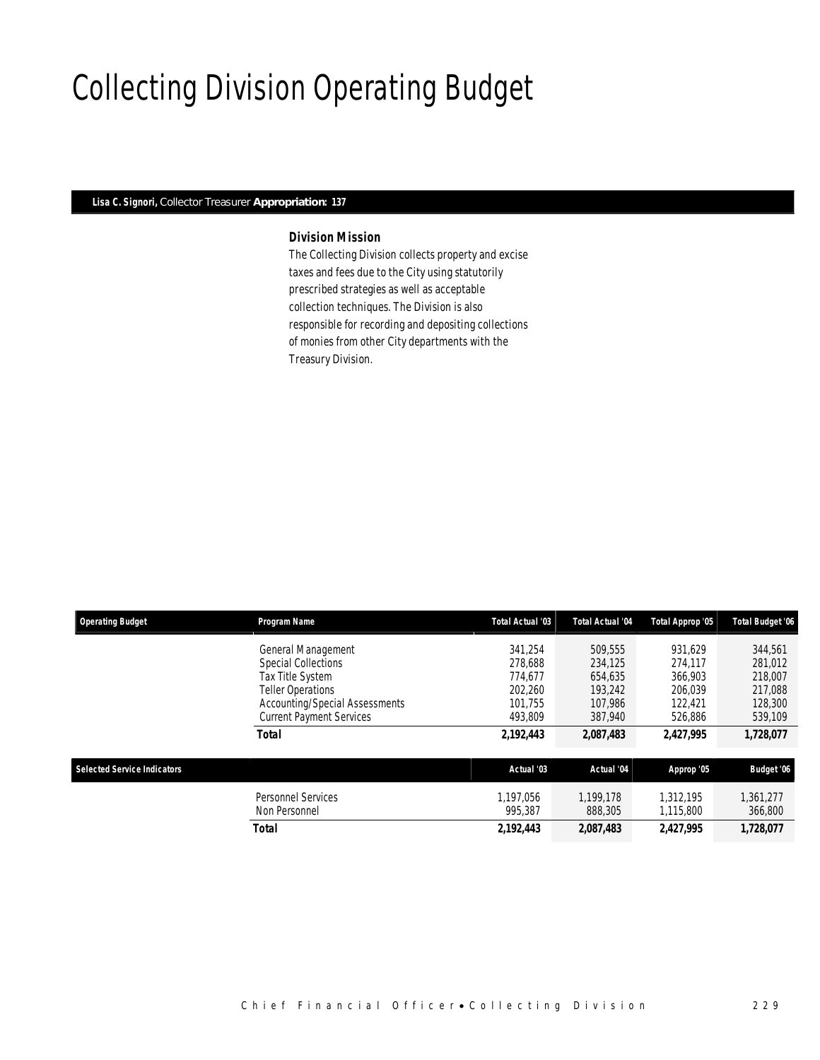# Collecting Division Operating Budget

**Lisa C. Signori,** Collector Treasurer **Appropriation: 137**

### Division Mission

The Collecting Division collects property and excise taxes and fees due to the City using statutorily prescribed strategies as well as acceptable collection techniques. The Division is also responsible for recording and depositing collections of monies from other City departments with the Treasury Division.

| Operating Budget | Program Name | Total Actual '03 | Total Actual '04 | Total Approp '05 | Total Budget '06 |
|---|---|---|---|---|---|
| | General Management | 341,254 | 509,555 | 931,629 | 344,561 |
| | Special Collections | 278,688 | 234,125 | 274,117 | 281,012 |
| | Tax Title System | 774,677 | 654,635 | 366,903 | 218,007 |
| | Teller Operations | 202,260 | 193,242 | 206,039 | 217,088 |
| | Accounting/Special Assessments | 101,755 | 107,986 | 122,421 | 128,300 |
| | Current Payment Services | 493,809 | 387,940 | 526,886 | 539,109 |
| | ***Total*** | **2,192,443** | **2,087,483** | **2,427,995** | **1,728,077** |

| Selected Service Indicators | | Actual '03 | Actual '04 | Approp '05 | Budget '06 |
|---|---|---|---|---|---|
| | Personnel Services | 1,197,056 | 1,199,178 | 1,312,195 | 1,361,277 |
| | Non Personnel | 995,387 | 888,305 | 1,115,800 | 366,800 |
| | ***Total*** | **2,192,443** | **2,087,483** | **2,427,995** | **1,728,077** |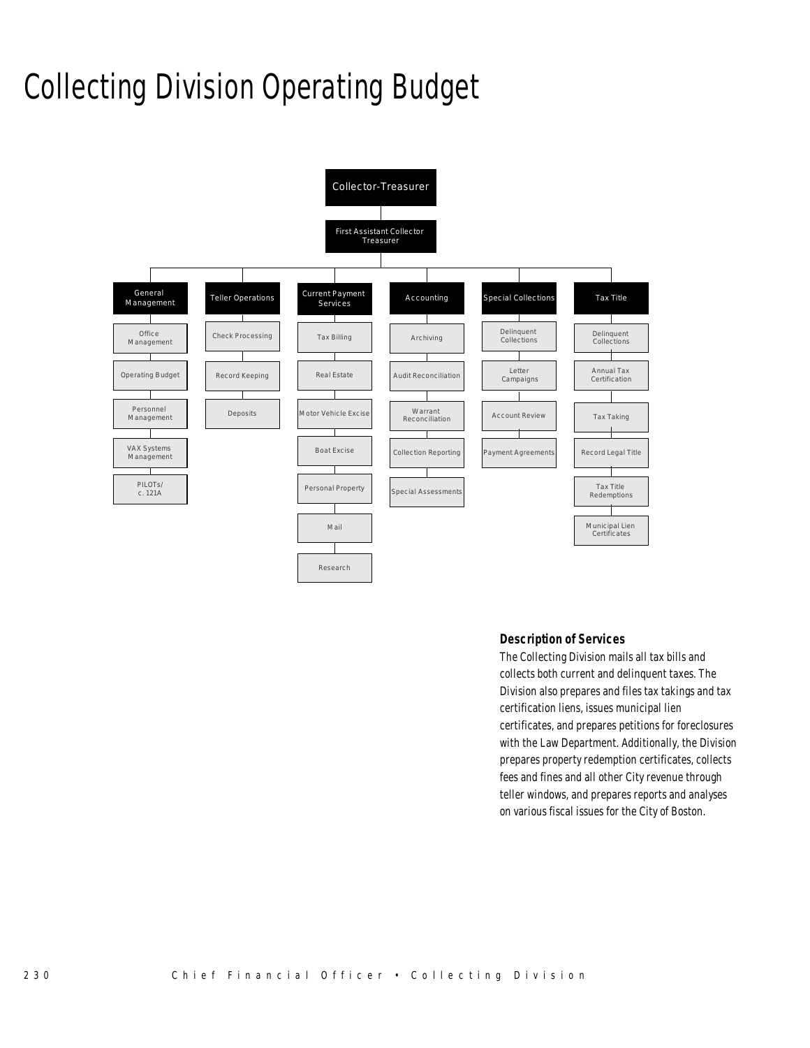# Collecting Division Operating Budget

- Collector-Treasurer
  - First Assistant Collector Treasurer
    - General Management
      - Office Management
      - Operating Budget
      - Personnel Management
      - VAX Systems Management
      - PILOTs/ c. 121A
    - Teller Operations
      - Check Processing
      - Record Keeping
      - Deposits
    - Current Payment Services
      - Tax Billing
      - Real Estate
      - Motor Vehicle Excise
      - Boat Excise
      - Personal Property
      - Mail
      - Research
    - Accounting
      - Archiving
      - Audit Reconciliation
      - Warrant Reconciliation
      - Collection Reporting
      - Special Assessments
    - Special Collections
      - Delinquent Collections
      - Letter Campaigns
      - Account Review
      - Payment Agreements
    - Tax Title
      - Delinquent Collections
      - Annual Tax Certification
      - Tax Taking
      - Record Legal Title
      - Tax Title Redemptions
      - Municipal Lien Certificates

### Description of Services

The Collecting Division mails all tax bills and collects both current and delinquent taxes. The Division also prepares and files tax takings and tax certification liens, issues municipal lien certificates, and prepares petitions for foreclosures with the Law Department. Additionally, the Division prepares property redemption certificates, collects fees and fines and all other City revenue through teller windows, and prepares reports and analyses on various fiscal issues for the City of Boston.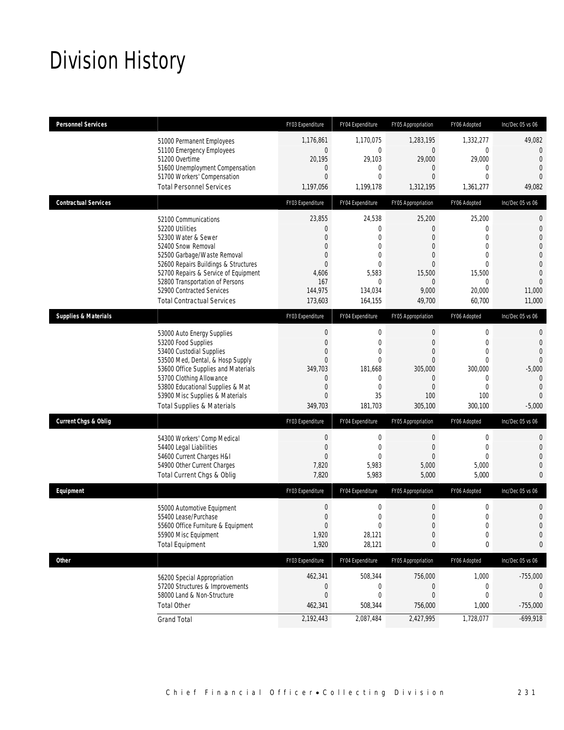# Division History

| Personnel Services | | FY03 Expenditure | FY04 Expenditure | FY05 Appropriation | FY06 Adopted | Inc/Dec 05 vs 06 |
|---|---|---|---|---|---|---|
| | 51000 Permanent Employees | 1,176,861 | 1,170,075 | 1,283,195 | 1,332,277 | 49,082 |
| | 51100 Emergency Employees | 0 | 0 | 0 | 0 | 0 |
| | 51200 Overtime | 20,195 | 29,103 | 29,000 | 29,000 | 0 |
| | 51600 Unemployment Compensation | 0 | 0 | 0 | 0 | 0 |
| | 51700 Workers' Compensation | 0 | 0 | 0 | 0 | 0 |
| | Total Personnel Services | 1,197,056 | 1,199,178 | 1,312,195 | 1,361,277 | 49,082 |

| Contractual Services | | FY03 Expenditure | FY04 Expenditure | FY05 Appropriation | FY06 Adopted | Inc/Dec 05 vs 06 |
|---|---|---|---|---|---|---|
| | 52100 Communications | 23,855 | 24,538 | 25,200 | 25,200 | 0 |
| | 52200 Utilities | 0 | 0 | 0 | 0 | 0 |
| | 52300 Water & Sewer | 0 | 0 | 0 | 0 | 0 |
| | 52400 Snow Removal | 0 | 0 | 0 | 0 | 0 |
| | 52500 Garbage/Waste Removal | 0 | 0 | 0 | 0 | 0 |
| | 52600 Repairs Buildings & Structures | 0 | 0 | 0 | 0 | 0 |
| | 52700 Repairs & Service of Equipment | 4,606 | 5,583 | 15,500 | 15,500 | 0 |
| | 52800 Transportation of Persons | 167 | 0 | 0 | 0 | 0 |
| | 52900 Contracted Services | 144,975 | 134,034 | 9,000 | 20,000 | 11,000 |
| | Total Contractual Services | 173,603 | 164,155 | 49,700 | 60,700 | 11,000 |

| Supplies & Materials | | FY03 Expenditure | FY04 Expenditure | FY05 Appropriation | FY06 Adopted | Inc/Dec 05 vs 06 |
|---|---|---|---|---|---|---|
| | 53000 Auto Energy Supplies | 0 | 0 | 0 | 0 | 0 |
| | 53200 Food Supplies | 0 | 0 | 0 | 0 | 0 |
| | 53400 Custodial Supplies | 0 | 0 | 0 | 0 | 0 |
| | 53500 Med, Dental, & Hosp Supply | 0 | 0 | 0 | 0 | 0 |
| | 53600 Office Supplies and Materials | 349,703 | 181,668 | 305,000 | 300,000 | -5,000 |
| | 53700 Clothing Allowance | 0 | 0 | 0 | 0 | 0 |
| | 53800 Educational Supplies & Mat | 0 | 0 | 0 | 0 | 0 |
| | 53900 Misc Supplies & Materials | 0 | 35 | 100 | 100 | 0 |
| | Total Supplies & Materials | 349,703 | 181,703 | 305,100 | 300,100 | -5,000 |

| Current Chgs & Oblig | | FY03 Expenditure | FY04 Expenditure | FY05 Appropriation | FY06 Adopted | Inc/Dec 05 vs 06 |
|---|---|---|---|---|---|---|
| | 54300 Workers' Comp Medical | 0 | 0 | 0 | 0 | 0 |
| | 54400 Legal Liabilities | 0 | 0 | 0 | 0 | 0 |
| | 54600 Current Charges H&I | 0 | 0 | 0 | 0 | 0 |
| | 54900 Other Current Charges | 7,820 | 5,983 | 5,000 | 5,000 | 0 |
| | Total Current Chgs & Oblig | 7,820 | 5,983 | 5,000 | 5,000 | 0 |

| Equipment | | FY03 Expenditure | FY04 Expenditure | FY05 Appropriation | FY06 Adopted | Inc/Dec 05 vs 06 |
|---|---|---|---|---|---|---|
| | 55000 Automotive Equipment | 0 | 0 | 0 | 0 | 0 |
| | 55400 Lease/Purchase | 0 | 0 | 0 | 0 | 0 |
| | 55600 Office Furniture & Equipment | 0 | 0 | 0 | 0 | 0 |
| | 55900 Misc Equipment | 1,920 | 28,121 | 0 | 0 | 0 |
| | Total Equipment | 1,920 | 28,121 | 0 | 0 | 0 |

| Other | | FY03 Expenditure | FY04 Expenditure | FY05 Appropriation | FY06 Adopted | Inc/Dec 05 vs 06 |
|---|---|---|---|---|---|---|
| | 56200 Special Appropriation | 462,341 | 508,344 | 756,000 | 1,000 | -755,000 |
| | 57200 Structures & Improvements | 0 | 0 | 0 | 0 | 0 |
| | 58000 Land & Non-Structure | 0 | 0 | 0 | 0 | 0 |
| | Total Other | 462,341 | 508,344 | 756,000 | 1,000 | -755,000 |
| | Grand Total | 2,192,443 | 2,087,484 | 2,427,995 | 1,728,077 | -699,918 |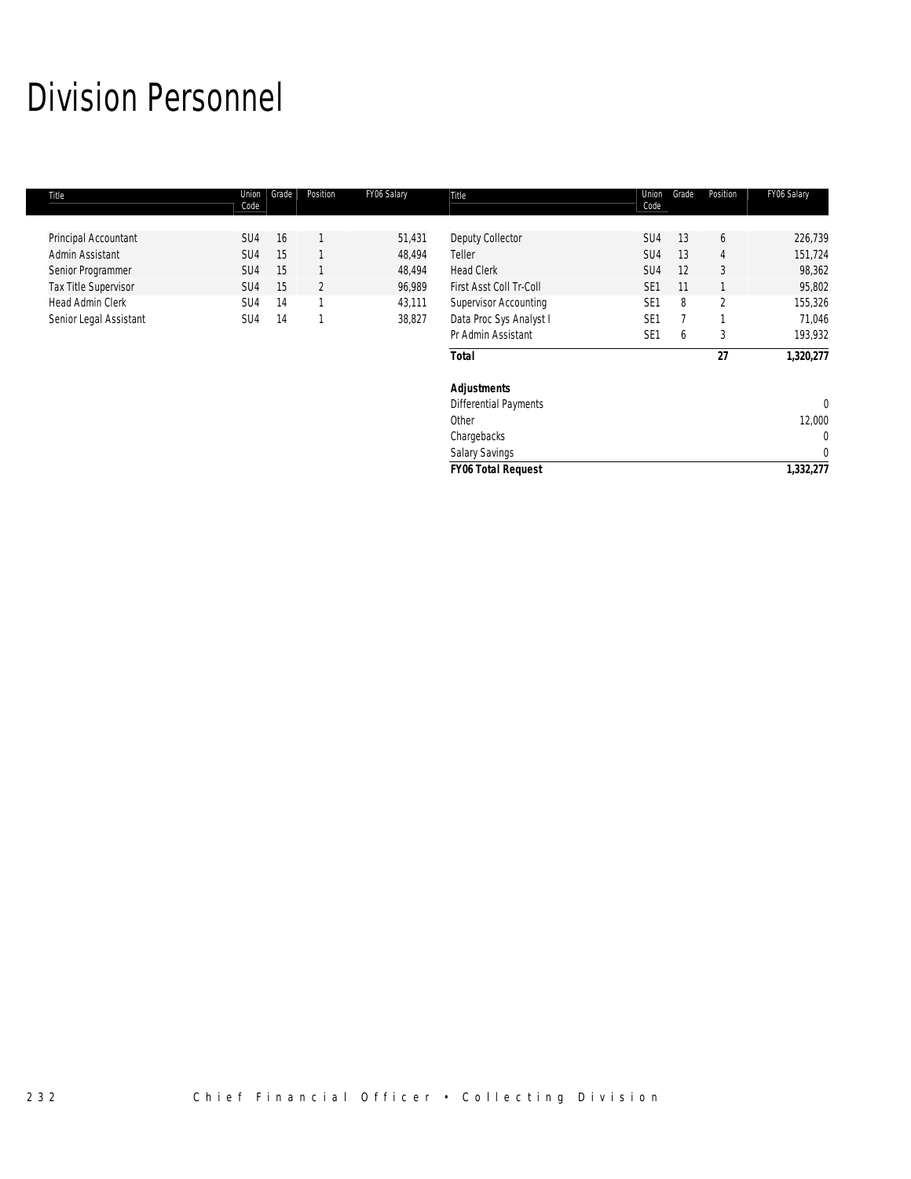# Division Personnel

| Title | Union Code | Grade | Position | FY06 Salary |
|---|---|---|---|---|
| Principal Accountant | SU4 | 16 | 1 | 51,431 |
| Admin Assistant | SU4 | 15 | 1 | 48,494 |
| Senior Programmer | SU4 | 15 | 1 | 48,494 |
| Tax Title Supervisor | SU4 | 15 | 2 | 96,989 |
| Head Admin Clerk | SU4 | 14 | 1 | 43,111 |
| Senior Legal Assistant | SU4 | 14 | 1 | 38,827 |
| Deputy Collector | SU4 | 13 | 6 | 226,739 |
| Teller | SU4 | 13 | 4 | 151,724 |
| Head Clerk | SU4 | 12 | 3 | 98,362 |
| First Asst Coll Tr-Coll | SE1 | 11 | 1 | 95,802 |
| Supervisor Accounting | SE1 | 8 | 2 | 155,326 |
| Data Proc Sys Analyst I | SE1 | 7 | 1 | 71,046 |
| Pr Admin Assistant | SE1 | 6 | 3 | 193,932 |
| **Total** | | | **27** | **1,320,277** |
| | | | | |
| **Adjustments** | | | | |
| Differential Payments | | | | 0 |
| Other | | | | 12,000 |
| Chargebacks | | | | 0 |
| Salary Savings | | | | 0 |
| **FY06 Total Request** | | | | **1,332,277** |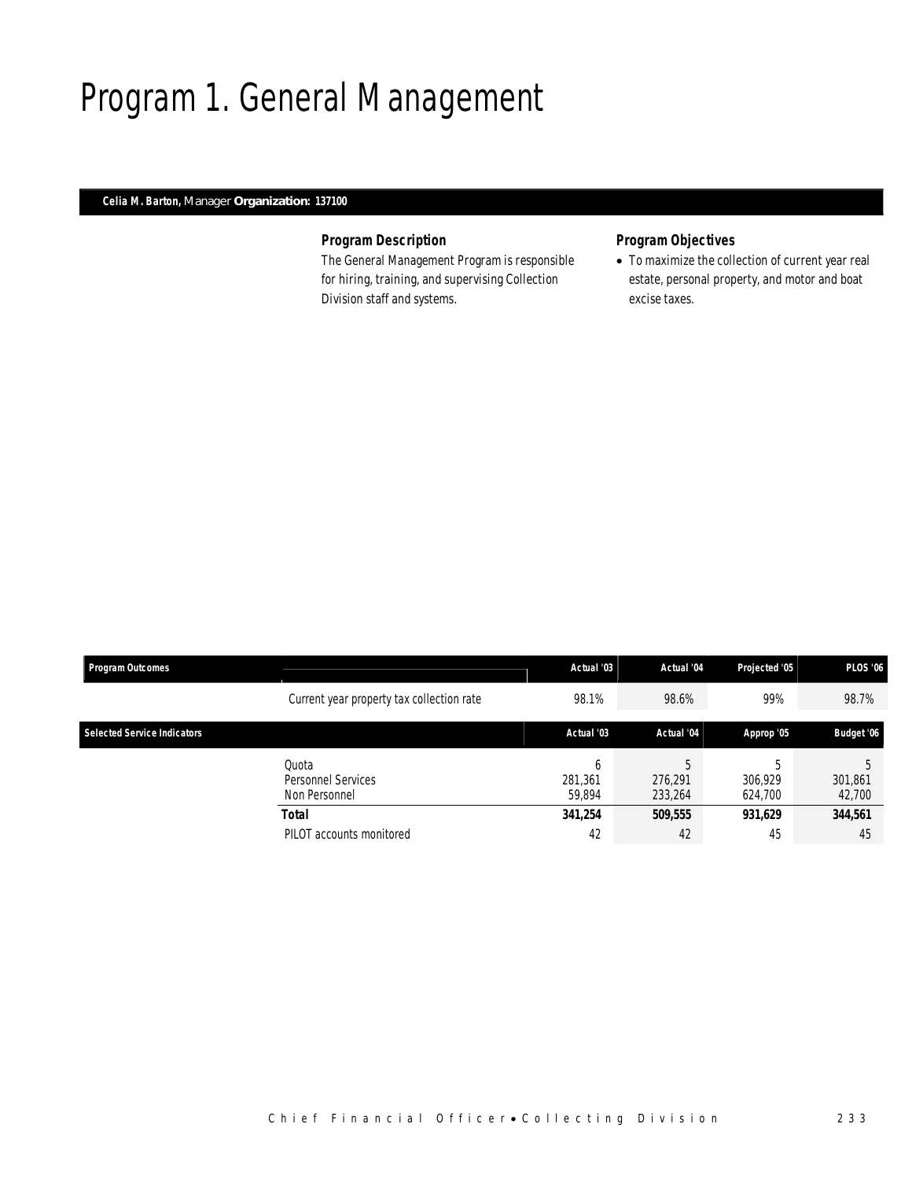# Program 1. General Management

**Celia M. Barton,** Manager **Organization: 137100**

### *Program Description*

The General Management Program is responsible for hiring, training, and supervising Collection Division staff and systems.

### *Program Objectives*

- To maximize the collection of current year real estate, personal property, and motor and boat excise taxes.

| Program Outcomes | | Actual '03 | Actual '04 | Projected '05 | PLOS '06 |
|---|---|---|---|---|---|
| | Current year property tax collection rate | 98.1% | 98.6% | 99% | 98.7% |

| Selected Service Indicators | | Actual '03 | Actual '04 | Approp '05 | Budget '06 |
|---|---|---|---|---|---|
| | Quota | 6 | 5 | 5 | 5 |
| | Personnel Services | 281,361 | 276,291 | 306,929 | 301,861 |
| | Non Personnel | 59,894 | 233,264 | 624,700 | 42,700 |
| | **Total** | **341,254** | **509,555** | **931,629** | **344,561** |
| | PILOT accounts monitored | 42 | 42 | 45 | 45 |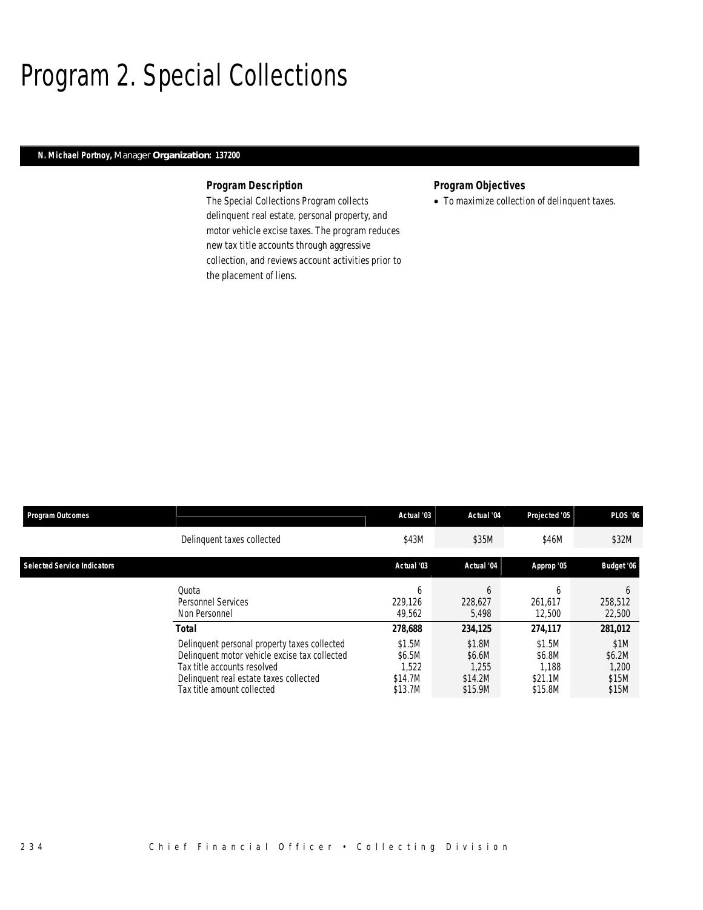# Program 2. Special Collections

**N. Michael Portnoy,** Manager **Organization: 137200**

### Program Description

The Special Collections Program collects delinquent real estate, personal property, and motor vehicle excise taxes. The program reduces new tax title accounts through aggressive collection, and reviews account activities prior to the placement of liens.

### Program Objectives

- To maximize collection of delinquent taxes.

| Program Outcomes | | Actual '03 | Actual '04 | Projected '05 | PLOS '06 |
|---|---|---|---|---|---|
| | Delinquent taxes collected | $43M | $35M | $46M | $32M |

| Selected Service Indicators | | Actual '03 | Actual '04 | Approp '05 | Budget '06 |
|---|---|---|---|---|---|
| | Quota | 6 | 6 | 6 | 6 |
| | Personnel Services | 229,126 | 228,627 | 261,617 | 258,512 |
| | Non Personnel | 49,562 | 5,498 | 12,500 | 22,500 |
| | **Total** | **278,688** | **234,125** | **274,117** | **281,012** |
| | Delinquent personal property taxes collected | $1.5M | $1.8M | $1.5M | $1M |
| | Delinquent motor vehicle excise tax collected | $6.5M | $6.6M | $6.8M | $6.2M |
| | Tax title accounts resolved | 1,522 | 1,255 | 1,188 | 1,200 |
| | Delinquent real estate taxes collected | $14.7M | $14.2M | $21.1M | $15M |
| | Tax title amount collected | $13.7M | $15.9M | $15.8M | $15M |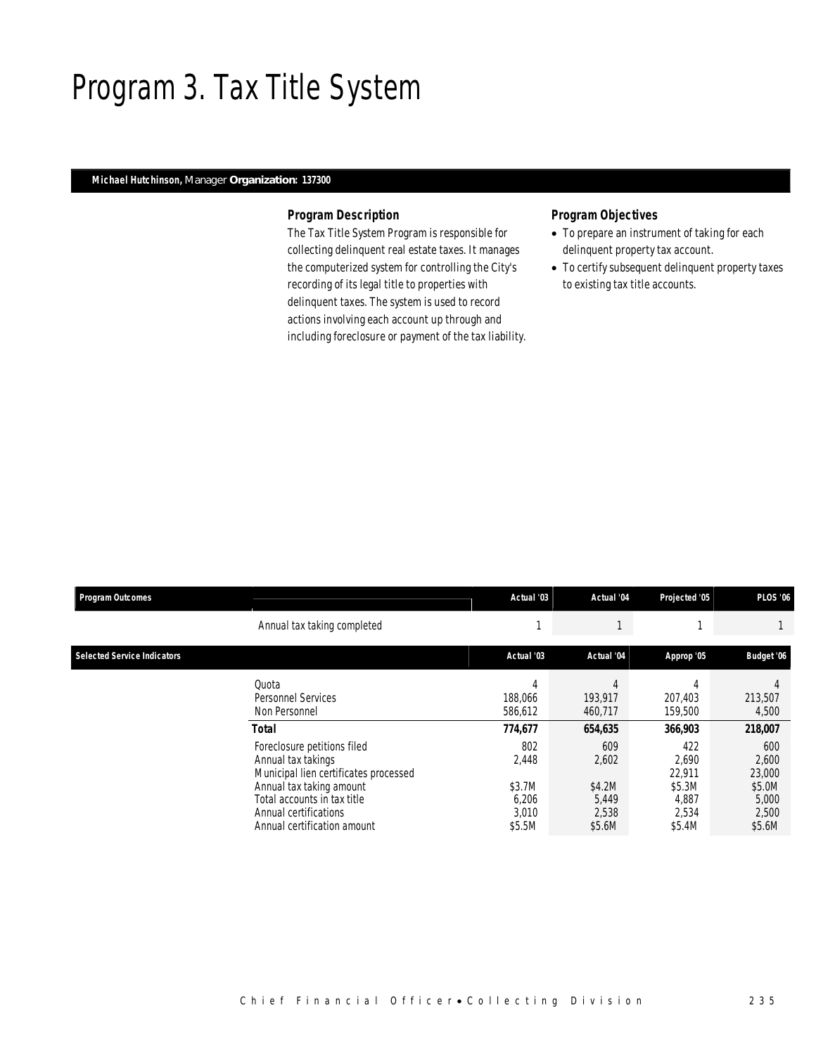# Program 3. Tax Title System

**Michael Hutchinson,** Manager **Organization: 137300**

### Program Description

The Tax Title System Program is responsible for collecting delinquent real estate taxes. It manages the computerized system for controlling the City's recording of its legal title to properties with delinquent taxes. The system is used to record actions involving each account up through and including foreclosure or payment of the tax liability.

### Program Objectives

- To prepare an instrument of taking for each delinquent property tax account.
- To certify subsequent delinquent property taxes to existing tax title accounts.

| Program Outcomes | | Actual '03 | Actual '04 | Projected '05 | PLOS '06 |
|---|---|---|---|---|---|
| | Annual tax taking completed | 1 | 1 | 1 | 1 |

| Selected Service Indicators | | Actual '03 | Actual '04 | Approp '05 | Budget '06 |
|---|---|---|---|---|---|
| | Quota | 4 | 4 | 4 | 4 |
| | Personnel Services | 188,066 | 193,917 | 207,403 | 213,507 |
| | Non Personnel | 586,612 | 460,717 | 159,500 | 4,500 |
| | **Total** | **774,677** | **654,635** | **366,903** | **218,007** |
| | Foreclosure petitions filed | 802 | 609 | 422 | 600 |
| | Annual tax takings | 2,448 | 2,602 | 2,690 | 2,600 |
| | Municipal lien certificates processed | | | 22,911 | 23,000 |
| | Annual tax taking amount | $3.7M | $4.2M | $5.3M | $5.0M |
| | Total accounts in tax title | 6,206 | 5,449 | 4,887 | 5,000 |
| | Annual certifications | 3,010 | 2,538 | 2,534 | 2,500 |
| | Annual certification amount | $5.5M | $5.6M | $5.4M | $5.6M |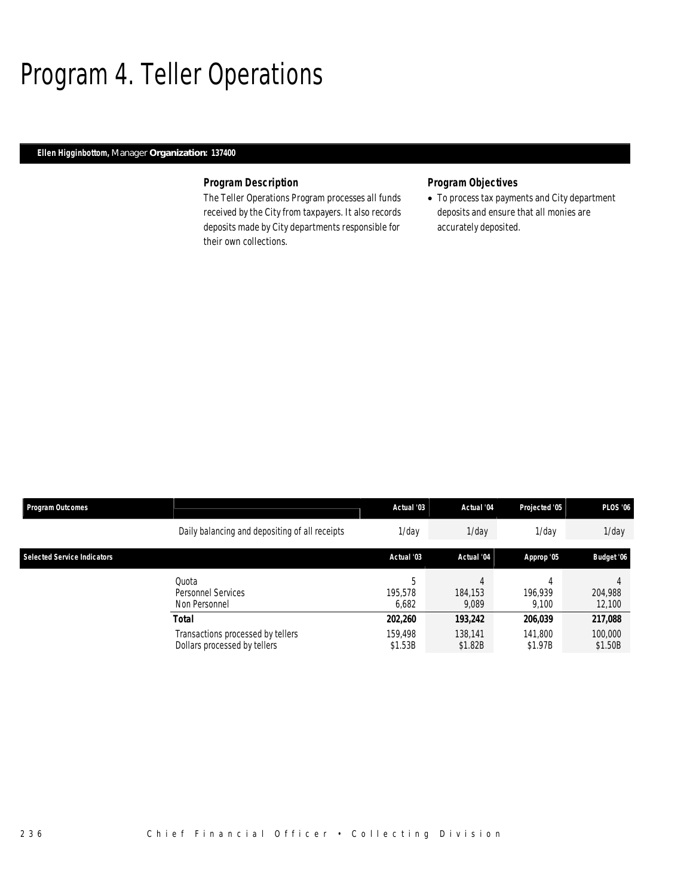# Program 4. Teller Operations

**Ellen Higginbottom,** Manager **Organization: 137400**

### Program Description

The Teller Operations Program processes all funds received by the City from taxpayers. It also records deposits made by City departments responsible for their own collections.

### Program Objectives

- To process tax payments and City department deposits and ensure that all monies are accurately deposited.

| Program Outcomes | | Actual '03 | Actual '04 | Projected '05 | PLOS '06 |
|---|---|---|---|---|---|
| | Daily balancing and depositing of all receipts | 1/day | 1/day | 1/day | 1/day |

| Selected Service Indicators | | Actual '03 | Actual '04 | Approp '05 | Budget '06 |
|---|---|---|---|---|---|
| | Quota | 5 | 4 | 4 | 4 |
| | Personnel Services | 195,578 | 184,153 | 196,939 | 204,988 |
| | Non Personnel | 6,682 | 9,089 | 9,100 | 12,100 |
| | **Total** | **202,260** | **193,242** | **206,039** | **217,088** |
| | Transactions processed by tellers | 159,498 | 138,141 | 141,800 | 100,000 |
| | Dollars processed by tellers | $1.53B | $1.82B | $1.97B | $1.50B |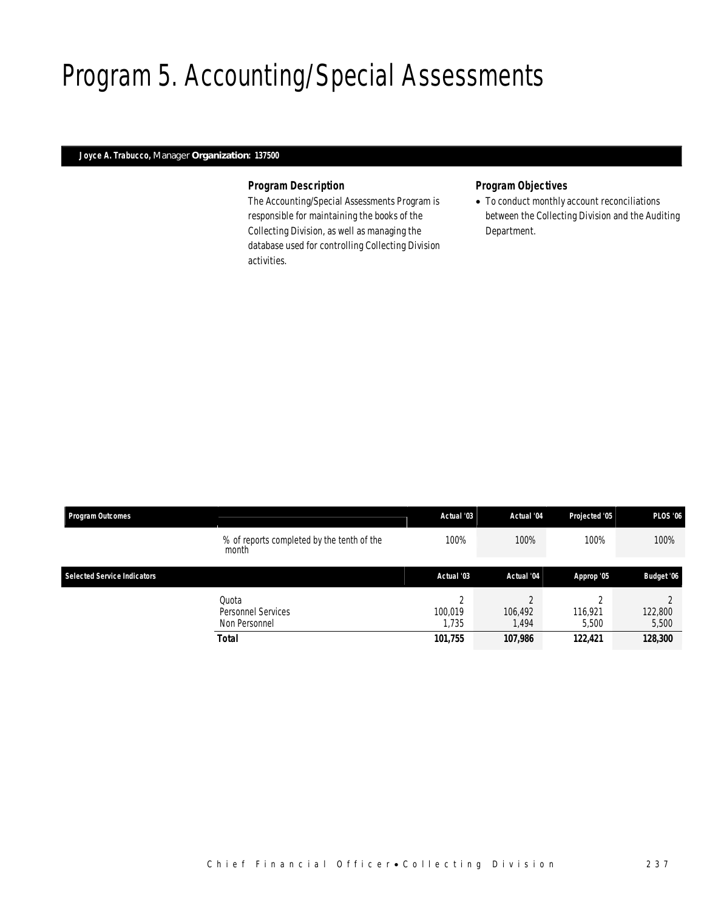# Program 5. Accounting/Special Assessments

**Joyce A. Trabucco,** Manager **Organization: 137500**

### Program Description

The Accounting/Special Assessments Program is responsible for maintaining the books of the Collecting Division, as well as managing the database used for controlling Collecting Division activities.

### Program Objectives

- To conduct monthly account reconciliations between the Collecting Division and the Auditing Department.

| Program Outcomes | | Actual '03 | Actual '04 | Projected '05 | PLOS '06 |
|---|---|---|---|---|---|
| | % of reports completed by the tenth of the month | 100% | 100% | 100% | 100% |

| Selected Service Indicators | | Actual '03 | Actual '04 | Approp '05 | Budget '06 |
|---|---|---|---|---|---|
| | Quota | 2 | 2 | 2 | 2 |
| | Personnel Services | 100,019 | 106,492 | 116,921 | 122,800 |
| | Non Personnel | 1,735 | 1,494 | 5,500 | 5,500 |
| | **Total** | **101,755** | **107,986** | **122,421** | **128,300** |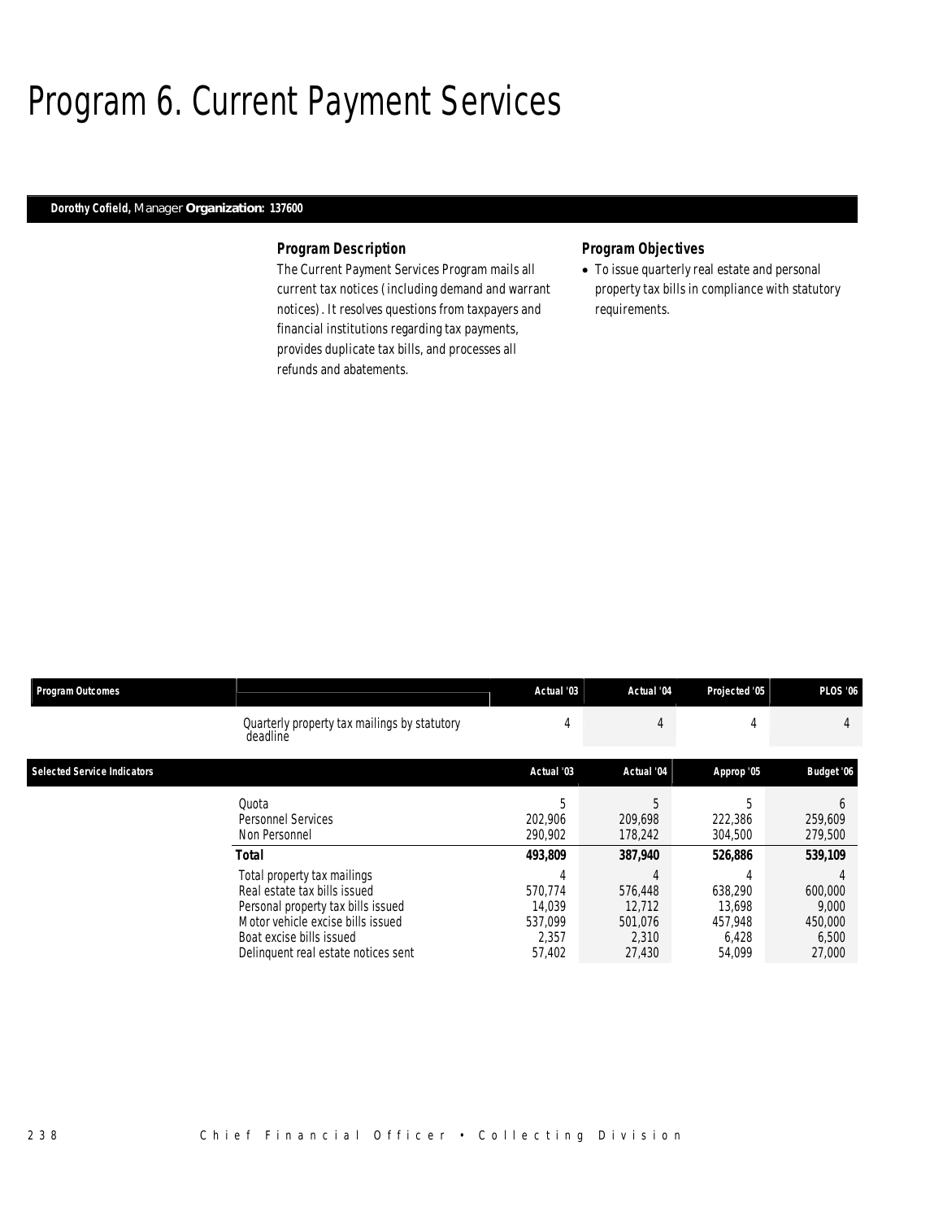# Program 6. Current Payment Services

**Dorothy Cofield,** Manager **Organization: 137600**

### Program Description

The Current Payment Services Program mails all current tax notices (including demand and warrant notices). It resolves questions from taxpayers and financial institutions regarding tax payments, provides duplicate tax bills, and processes all refunds and abatements.

### Program Objectives

- To issue quarterly real estate and personal property tax bills in compliance with statutory requirements.

| Program Outcomes | | Actual '03 | Actual '04 | Projected '05 | PLOS '06 |
|---|---|---|---|---|---|
| | Quarterly property tax mailings by statutory deadline | 4 | 4 | 4 | 4 |

| Selected Service Indicators | | Actual '03 | Actual '04 | Approp '05 | Budget '06 |
|---|---|---|---|---|---|
| | Quota | 5 | 5 | 5 | 6 |
| | Personnel Services | 202,906 | 209,698 | 222,386 | 259,609 |
| | Non Personnel | 290,902 | 178,242 | 304,500 | 279,500 |
| | **Total** | **493,809** | **387,940** | **526,886** | **539,109** |
| | Total property tax mailings | 4 | 4 | 4 | 4 |
| | Real estate tax bills issued | 570,774 | 576,448 | 638,290 | 600,000 |
| | Personal property tax bills issued | 14,039 | 12,712 | 13,698 | 9,000 |
| | Motor vehicle excise bills issued | 537,099 | 501,076 | 457,948 | 450,000 |
| | Boat excise bills issued | 2,357 | 2,310 | 6,428 | 6,500 |
| | Delinquent real estate notices sent | 57,402 | 27,430 | 54,099 | 27,000 |